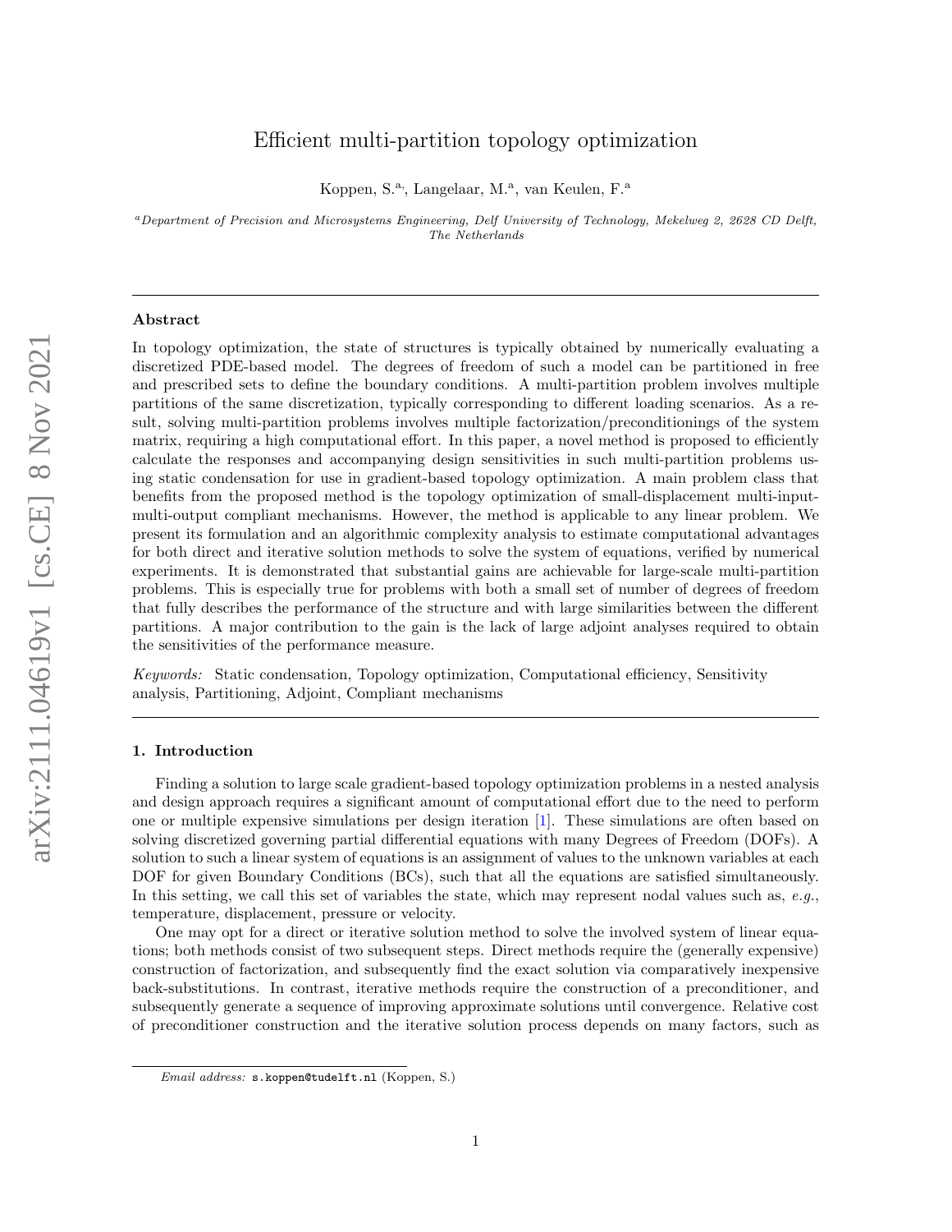# Efficient multi-partition topology optimization

Koppen, S.[a,], Langelaar, M.[a], van Keulen, F.[a]

[a] *Department of Precision and Microsystems Engineering, Delf University of Technology, Mekelweg 2, 2628 CD Delft, The Netherlands*

---

## Abstract

In topology optimization, the state of structures is typically obtained by numerically evaluating a discretized PDE-based model. The degrees of freedom of such a model can be partitioned in free and prescribed sets to define the boundary conditions. A multi-partition problem involves multiple partitions of the same discretization, typically corresponding to different loading scenarios. As a result, solving multi-partition problems involves multiple factorization/preconditionings of the system matrix, requiring a high computational effort. In this paper, a novel method is proposed to efficiently calculate the responses and accompanying design sensitivities in such multi-partition problems using static condensation for use in gradient-based topology optimization. A main problem class that benefits from the proposed method is the topology optimization of small-displacement multi-input-multi-output compliant mechanisms. However, the method is applicable to any linear problem. We present its formulation and an algorithmic complexity analysis to estimate computational advantages for both direct and iterative solution methods to solve the system of equations, verified by numerical experiments. It is demonstrated that substantial gains are achievable for large-scale multi-partition problems. This is especially true for problems with both a small set of number of degrees of freedom that fully describes the performance of the structure and with large similarities between the different partitions. A major contribution to the gain is the lack of large adjoint analyses required to obtain the sensitivities of the performance measure.

*Keywords:* Static condensation, Topology optimization, Computational efficiency, Sensitivity analysis, Partitioning, Adjoint, Compliant mechanisms

---

## 1. Introduction

Finding a solution to large scale gradient-based topology optimization problems in a nested analysis and design approach requires a significant amount of computational effort due to the need to perform one or multiple expensive simulations per design iteration [1]. These simulations are often based on solving discretized governing partial differential equations with many Degrees of Freedom (DOFs). A solution to such a linear system of equations is an assignment of values to the unknown variables at each DOF for given Boundary Conditions (BCs), such that all the equations are satisfied simultaneously. In this setting, we call this set of variables the state, which may represent nodal values such as, *e.g.*, temperature, displacement, pressure or velocity.

One may opt for a direct or iterative solution method to solve the involved system of linear equations; both methods consist of two subsequent steps. Direct methods require the (generally expensive) construction of factorization, and subsequently find the exact solution via comparatively inexpensive back-substitutions. In contrast, iterative methods require the construction of a preconditioner, and subsequently generate a sequence of improving approximate solutions until convergence. Relative cost of preconditioner construction and the iterative solution process depends on many factors, such as

*Email address:* s.koppen@tudelft.nl (Koppen, S.)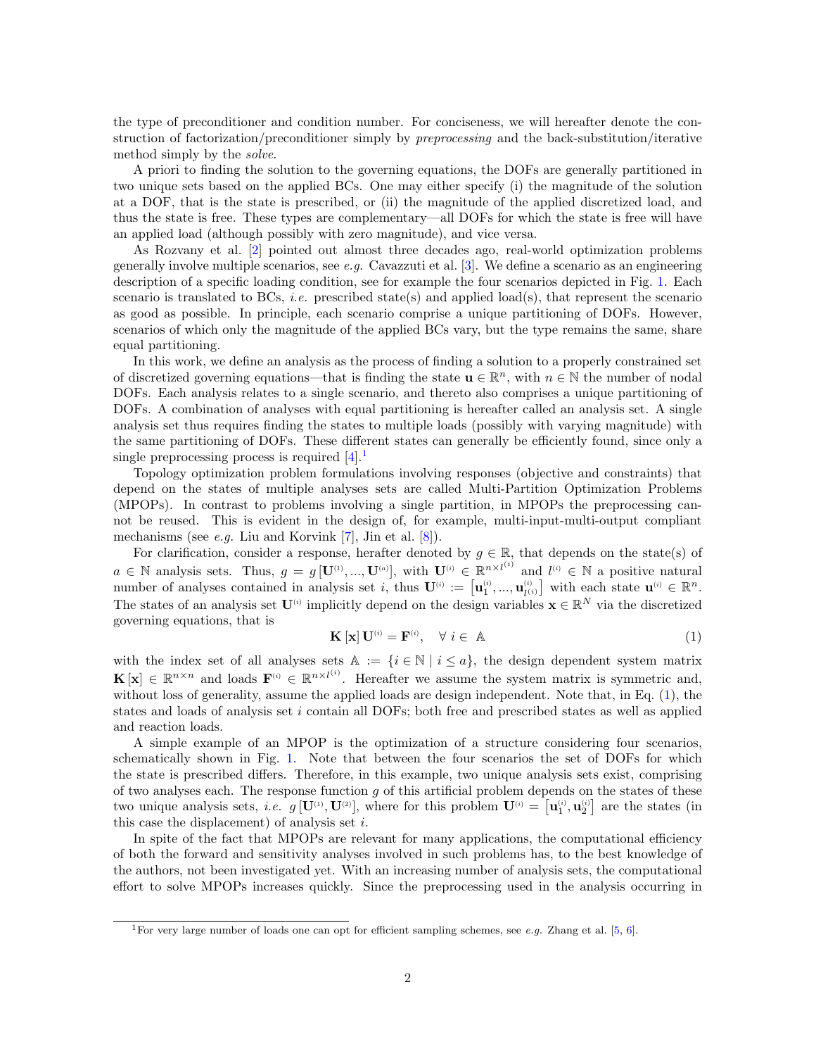the type of preconditioner and condition number. For conciseness, we will hereafter denote the construction of factorization/preconditioner simply by *preprocessing* and the back-substitution/iterative method simply by the *solve*.

A priori to finding the solution to the governing equations, the DOFs are generally partitioned in two unique sets based on the applied BCs. One may either specify (i) the magnitude of the solution at a DOF, that is the state is prescribed, or (ii) the magnitude of the applied discretized load, and thus the state is free. These types are complementary—all DOFs for which the state is free will have an applied load (although possibly with zero magnitude), and vice versa.

As Rozvany et al. [2] pointed out almost three decades ago, real-world optimization problems generally involve multiple scenarios, see *e.g.* Cavazzuti et al. [3]. We define a scenario as an engineering description of a specific loading condition, see for example the four scenarios depicted in Fig. 1. Each scenario is translated to BCs, *i.e.* prescribed state(s) and applied load(s), that represent the scenario as good as possible. In principle, each scenario comprise a unique partitioning of DOFs. However, scenarios of which only the magnitude of the applied BCs vary, but the type remains the same, share equal partitioning.

In this work, we define an analysis as the process of finding a solution to a properly constrained set of discretized governing equations—that is finding the state $\mathbf{u} \in \mathbb{R}^n$, with $n \in \mathbb{N}$ the number of nodal DOFs. Each analysis relates to a single scenario, and thereto also comprises a unique partitioning of DOFs. A combination of analyses with equal partitioning is hereafter called an analysis set. A single analysis set thus requires finding the states to multiple loads (possibly with varying magnitude) with the same partitioning of DOFs. These different states can generally be efficiently found, since only a single preprocessing process is required [4].[1]

Topology optimization problem formulations involving responses (objective and constraints) that depend on the states of multiple analyses sets are called Multi-Partition Optimization Problems (MPOPs). In contrast to problems involving a single partition, in MPOPs the preprocessing cannot be reused. This is evident in the design of, for example, multi-input-multi-output compliant mechanisms (see *e.g.* Liu and Korvink [7], Jin et al. [8]).

For clarification, consider a response, herafter denoted by $g \in \mathbb{R}$, that depends on the state(s) of $a \in \mathbb{N}$ analysis sets. Thus, $g = g\left[\mathbf{U}^{(1)}, ..., \mathbf{U}^{(a)}\right]$, with $\mathbf{U}^{(i)} \in \mathbb{R}^{n \times l^{(i)}}$ and $l^{(i)} \in \mathbb{N}$ a positive natural number of analyses contained in analysis set $i$, thus $\mathbf{U}^{(i)} := \left[\mathbf{u}_1^{(i)}, ..., \mathbf{u}_{l^{(i)}}^{(i)}\right]$ with each state $\mathbf{u}^{(i)} \in \mathbb{R}^n$. The states of an analysis set $\mathbf{U}^{(i)}$ implicitly depend on the design variables $\mathbf{x} \in \mathbb{R}^N$ via the discretized governing equations, that is

$$\mathbf{K}\left[\mathbf{x}\right]\mathbf{U}^{(i)} = \mathbf{F}^{(i)}, \quad \forall\, i \in \mathbb{A} \tag{1}$$

with the index set of all analyses sets $\mathbb{A} := \{i \in \mathbb{N} \mid i \leq a\}$, the design dependent system matrix $\mathbf{K}\left[\mathbf{x}\right] \in \mathbb{R}^{n \times n}$ and loads $\mathbf{F}^{(i)} \in \mathbb{R}^{n \times l^{(i)}}$. Hereafter we assume the system matrix is symmetric and, without loss of generality, assume the applied loads are design independent. Note that, in Eq. (1), the states and loads of analysis set $i$ contain all DOFs; both free and prescribed states as well as applied and reaction loads.

A simple example of an MPOP is the optimization of a structure considering four scenarios, schematically shown in Fig. 1. Note that between the four scenarios the set of DOFs for which the state is prescribed differs. Therefore, in this example, two unique analysis sets exist, comprising of two analyses each. The response function $g$ of this artificial problem depends on the states of these two unique analysis sets, *i.e.* $g\left[\mathbf{U}^{(1)}, \mathbf{U}^{(2)}\right]$, where for this problem $\mathbf{U}^{(i)} = \left[\mathbf{u}_1^{(i)}, \mathbf{u}_2^{(i)}\right]$ are the states (in this case the displacement) of analysis set $i$.

In spite of the fact that MPOPs are relevant for many applications, the computational efficiency of both the forward and sensitivity analyses involved in such problems has, to the best knowledge of the authors, not been investigated yet. With an increasing number of analysis sets, the computational effort to solve MPOPs increases quickly. Since the preprocessing used in the analysis occurring in

[1] For very large number of loads one can opt for efficient sampling schemes, see *e.g.* Zhang et al. [5, 6].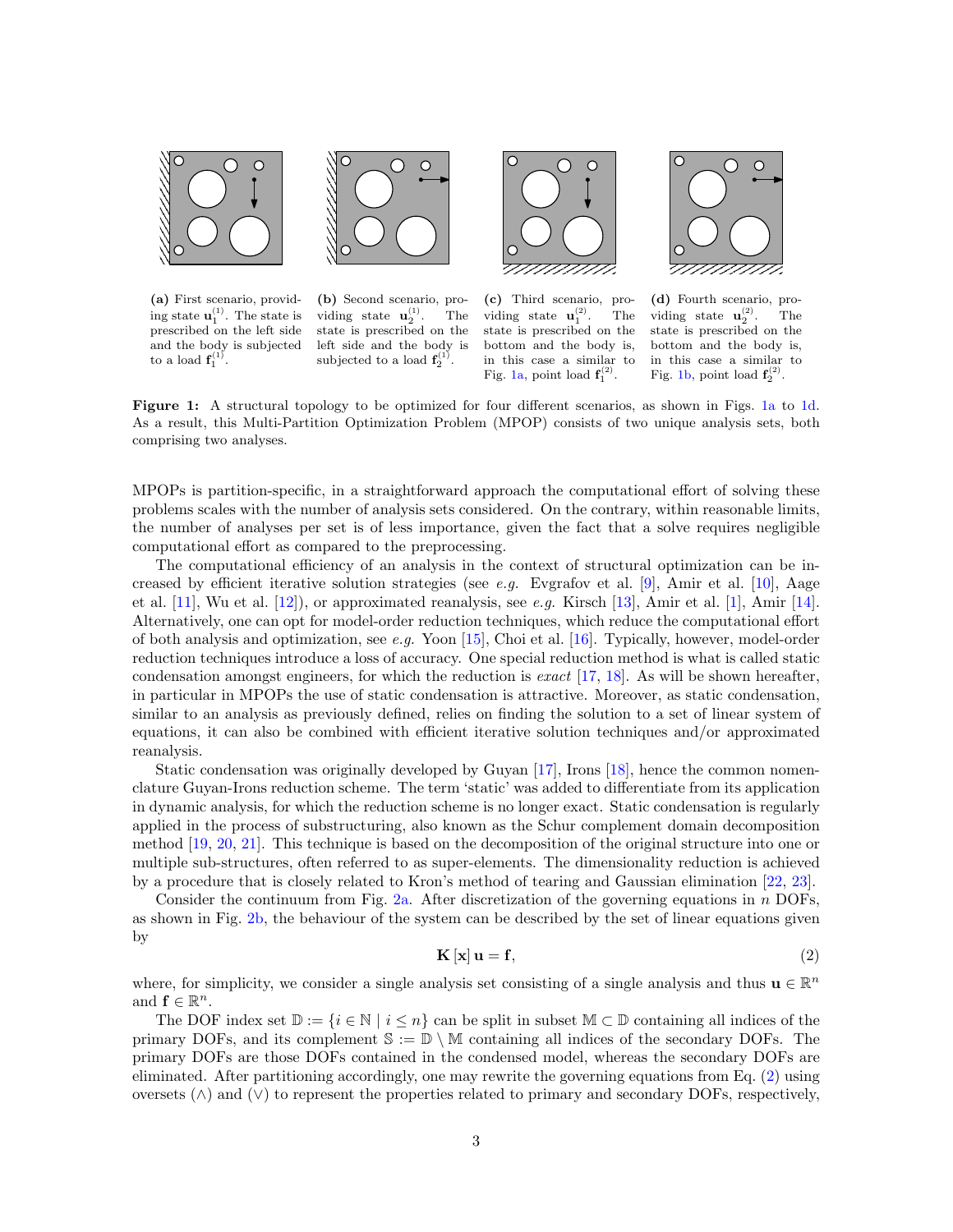(a) First scenario, providing state $\mathbf{u}_1^{(1)}$. The state is prescribed on the left side and the body is subjected to a load $\mathbf{f}_1^{(1)}$.

(b) Second scenario, providing state $\mathbf{u}_2^{(1)}$. The state is prescribed on the left side and the body is subjected to a load $\mathbf{f}_2^{(1)}$.

(c) Third scenario, providing state $\mathbf{u}_1^{(2)}$. The state is prescribed on the bottom and the body is, in this case a similar to Fig. 1a, point load $\mathbf{f}_1^{(2)}$.

(d) Fourth scenario, providing state $\mathbf{u}_2^{(2)}$. The state is prescribed on the bottom and the body is, in this case a similar to Fig. 1b, point load $\mathbf{f}_2^{(2)}$.

**Figure 1:** A structural topology to be optimized for four different scenarios, as shown in Figs. 1a to 1d. As a result, this Multi-Partition Optimization Problem (MPOP) consists of two unique analysis sets, both comprising two analyses.

MPOPs is partition-specific, in a straightforward approach the computational effort of solving these problems scales with the number of analysis sets considered. On the contrary, within reasonable limits, the number of analyses per set is of less importance, given the fact that a solve requires negligible computational effort as compared to the preprocessing.

The computational efficiency of an analysis in the context of structural optimization can be increased by efficient iterative solution strategies (see *e.g.* Evgrafov et al. [9], Amir et al. [10], Aage et al. [11], Wu et al. [12]), or approximated reanalysis, see *e.g.* Kirsch [13], Amir et al. [1], Amir [14]. Alternatively, one can opt for model-order reduction techniques, which reduce the computational effort of both analysis and optimization, see *e.g.* Yoon [15], Choi et al. [16]. Typically, however, model-order reduction techniques introduce a loss of accuracy. One special reduction method is what is called static condensation amongst engineers, for which the reduction is *exact* [17, 18]. As will be shown hereafter, in particular in MPOPs the use of static condensation is attractive. Moreover, as static condensation, similar to an analysis as previously defined, relies on finding the solution to a set of linear system of equations, it can also be combined with efficient iterative solution techniques and/or approximated reanalysis.

Static condensation was originally developed by Guyan [17], Irons [18], hence the common nomenclature Guyan-Irons reduction scheme. The term 'static' was added to differentiate from its application in dynamic analysis, for which the reduction scheme is no longer exact. Static condensation is regularly applied in the process of substructuring, also known as the Schur complement domain decomposition method [19, 20, 21]. This technique is based on the decomposition of the original structure into one or multiple sub-structures, often referred to as super-elements. The dimensionality reduction is achieved by a procedure that is closely related to Kron's method of tearing and Gaussian elimination [22, 23].

Consider the continuum from Fig. 2a. After discretization of the governing equations in $n$ DOFs, as shown in Fig. 2b, the behaviour of the system can be described by the set of linear equations given by

$$\mathbf{K}\left[\mathbf{x}\right]\mathbf{u} = \mathbf{f}, \tag{2}$$

where, for simplicity, we consider a single analysis set consisting of a single analysis and thus $\mathbf{u} \in \mathbb{R}^n$ and $\mathbf{f} \in \mathbb{R}^n$.

The DOF index set $\mathbb{D} := \{i \in \mathbb{N} \mid i \leq n\}$ can be split in subset $\mathbb{M} \subset \mathbb{D}$ containing all indices of the primary DOFs, and its complement $\mathbb{S} := \mathbb{D} \setminus \mathbb{M}$ containing all indices of the secondary DOFs. The primary DOFs are those DOFs contained in the condensed model, whereas the secondary DOFs are eliminated. After partitioning accordingly, one may rewrite the governing equations from Eq. (2) using oversets ($\wedge$) and ($\vee$) to represent the properties related to primary and secondary DOFs, respectively,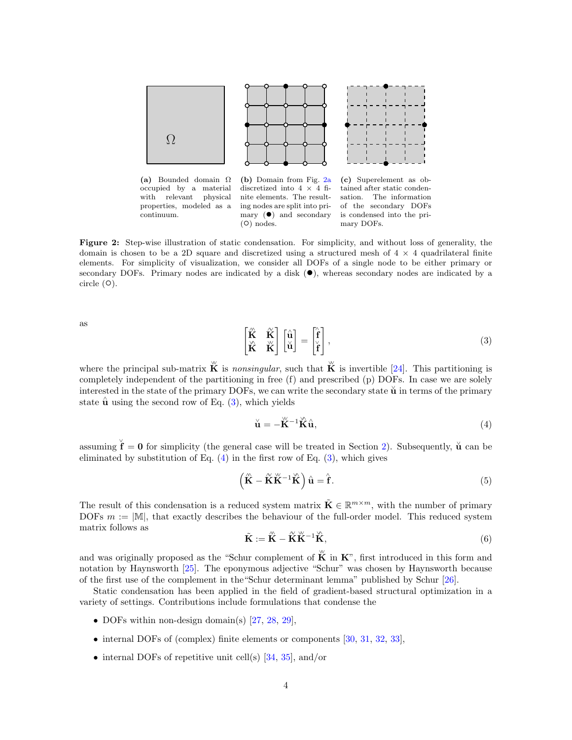(a) Bounded domain $\Omega$ occupied by a material with relevant physical properties, modeled as a continuum.

(b) Domain from Fig. 2a discretized into $4 \times 4$ finite elements. The resulting nodes are split into primary (●) and secondary (○) nodes.

(c) Superelement as obtained after static condensation. The information of the secondary DOFs is condensed into the primary DOFs.

**Figure 2:** Step-wise illustration of static condensation. For simplicity, and without loss of generality, the domain is chosen to be a 2D square and discretized using a structured mesh of $4 \times 4$ quadrilateral finite elements. For simplicity of visualization, we consider all DOFs of a single node to be either primary or secondary DOFs. Primary nodes are indicated by a disk (●), whereas secondary nodes are indicated by a circle (○).

as

$$\begin{bmatrix} \overset{\wedge\wedge}{\mathbf{K}} & \overset{\wedge\vee}{\mathbf{K}} \\ \overset{\vee\wedge}{\mathbf{K}} & \overset{\vee\vee}{\mathbf{K}} \end{bmatrix} \begin{bmatrix} \hat{\mathbf{u}} \\ \check{\mathbf{u}} \end{bmatrix} = \begin{bmatrix} \hat{\mathbf{f}} \\ \check{\mathbf{f}} \end{bmatrix}, \tag{3}$$

where the principal sub-matrix $\overset{\vee\vee}{\mathbf{K}}$ is *nonsingular*, such that $\overset{\vee\vee}{\mathbf{K}}$ is invertible [24]. This partitioning is completely independent of the partitioning in free (f) and prescribed (p) DOFs. In case we are solely interested in the state of the primary DOFs, we can write the secondary state $\check{\mathbf{u}}$ in terms of the primary state $\hat{\mathbf{u}}$ using the second row of Eq. (3), which yields

$$\check{\mathbf{u}} = -\overset{\vee\vee}{\mathbf{K}}{}^{-1}\overset{\vee\wedge}{\mathbf{K}}\hat{\mathbf{u}}, \tag{4}$$

assuming $\check{\mathbf{f}} = \mathbf{0}$ for simplicity (the general case will be treated in Section 2). Subsequently, $\check{\mathbf{u}}$ can be eliminated by substitution of Eq. (4) in the first row of Eq. (3), which gives

$$\left(\overset{\wedge\wedge}{\mathbf{K}} - \overset{\wedge\vee}{\mathbf{K}}\overset{\vee\vee}{\mathbf{K}}{}^{-1}\overset{\vee\wedge}{\mathbf{K}}\right)\hat{\mathbf{u}} = \hat{\mathbf{f}}. \tag{5}$$

The result of this condensation is a reduced system matrix $\tilde{\mathbf{K}} \in \mathbb{R}^{m \times m}$, with the number of primary DOFs $m := |\mathbb{M}|$, that exactly describes the behaviour of the full-order model. This reduced system matrix follows as

$$\tilde{\mathbf{K}} := \overset{\wedge\wedge}{\mathbf{K}} - \overset{\wedge\vee}{\mathbf{K}}\overset{\vee\vee}{\mathbf{K}}{}^{-1}\overset{\vee\wedge}{\mathbf{K}}, \tag{6}$$

and was originally proposed as the "Schur complement of $\overset{\vee\vee}{\mathbf{K}}$ in $\mathbf{K}$", first introduced in this form and notation by Haynsworth [25]. The eponymous adjective "Schur" was chosen by Haynsworth because of the first use of the complement in the"Schur determinant lemma" published by Schur [26].

Static condensation has been applied in the field of gradient-based structural optimization in a variety of settings. Contributions include formulations that condense the

- DOFs within non-design domain(s) [27, 28, 29],
- internal DOFs of (complex) finite elements or components [30, 31, 32, 33],
- internal DOFs of repetitive unit cell(s) [34, 35], and/or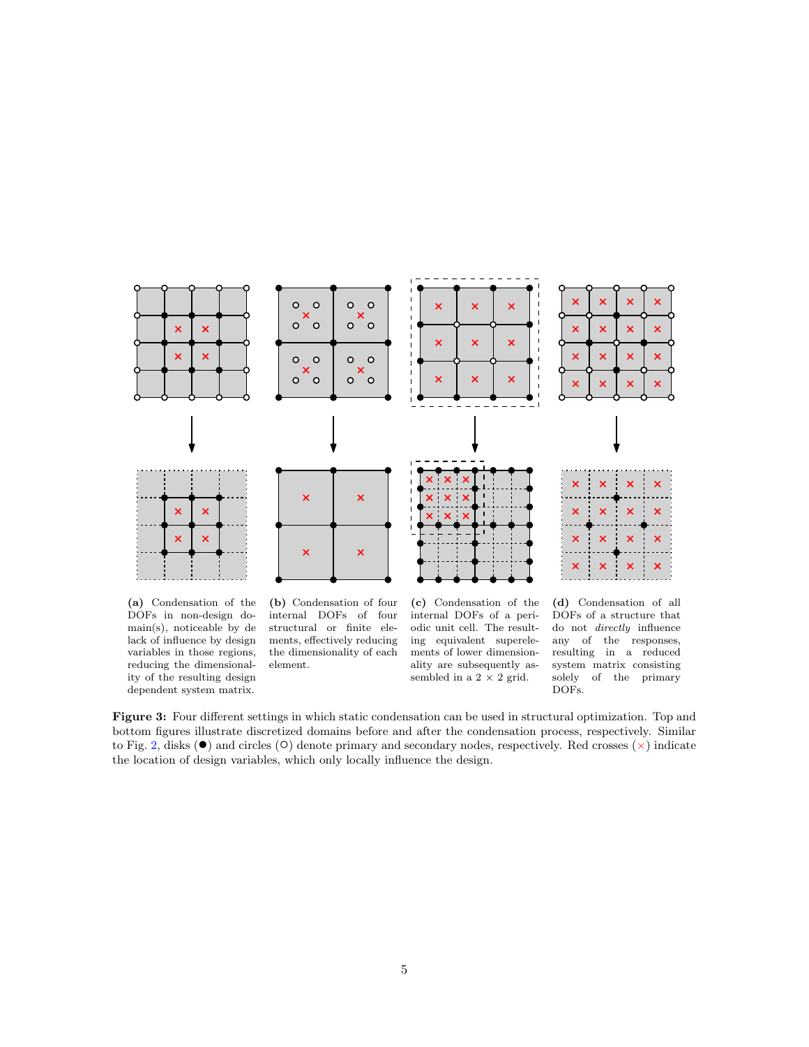**(a)** Condensation of the DOFs in non-design domain(s), noticeable by de lack of influence by design variables in those regions, reducing the dimensionality of the resulting design dependent system matrix.

**(b)** Condensation of four internal DOFs of four structural or finite elements, effectively reducing the dimensionality of each element.

**(c)** Condensation of the internal DOFs of a periodic unit cell. The resulting equivalent superelements of lower dimensionality are subsequently assembled in a 2 × 2 grid.

**(d)** Condensation of all DOFs of a structure that do not *directly* influence any of the responses, resulting in a reduced system matrix consisting solely of the primary DOFs.

**Figure 3:** Four different settings in which static condensation can be used in structural optimization. Top and bottom figures illustrate discretized domains before and after the condensation process, respectively. Similar to Fig. 2, disks (●) and circles (○) denote primary and secondary nodes, respectively. Red crosses (×) indicate the location of design variables, which only locally influence the design.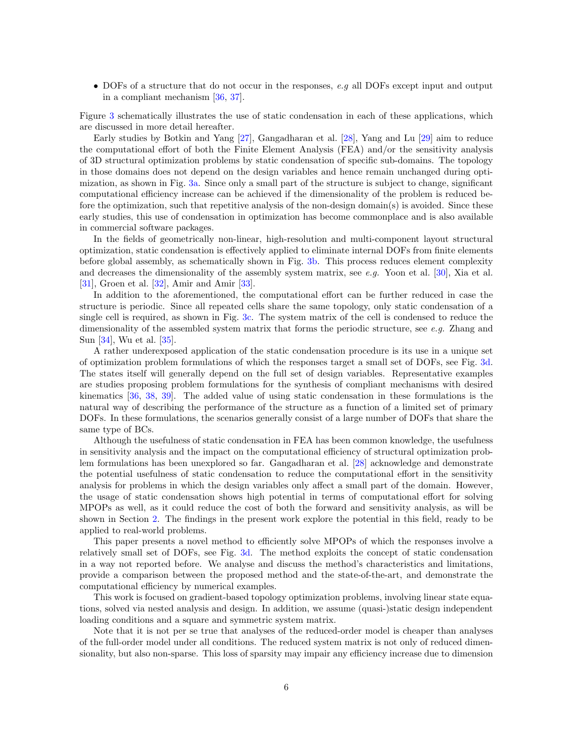- DOFs of a structure that do not occur in the responses, *e.g* all DOFs except input and output in a compliant mechanism [36, 37].

Figure 3 schematically illustrates the use of static condensation in each of these applications, which are discussed in more detail hereafter.

Early studies by Botkin and Yang [27], Gangadharan et al. [28], Yang and Lu [29] aim to reduce the computational effort of both the Finite Element Analysis (FEA) and/or the sensitivity analysis of 3D structural optimization problems by static condensation of specific sub-domains. The topology in those domains does not depend on the design variables and hence remain unchanged during optimization, as shown in Fig. 3a. Since only a small part of the structure is subject to change, significant computational efficiency increase can be achieved if the dimensionality of the problem is reduced before the optimization, such that repetitive analysis of the non-design domain(s) is avoided. Since these early studies, this use of condensation in optimization has become commonplace and is also available in commercial software packages.

In the fields of geometrically non-linear, high-resolution and multi-component layout structural optimization, static condensation is effectively applied to eliminate internal DOFs from finite elements before global assembly, as schematically shown in Fig. 3b. This process reduces element complexity and decreases the dimensionality of the assembly system matrix, see *e.g.* Yoon et al. [30], Xia et al. [31], Groen et al. [32], Amir and Amir [33].

In addition to the aforementioned, the computational effort can be further reduced in case the structure is periodic. Since all repeated cells share the same topology, only static condensation of a single cell is required, as shown in Fig. 3c. The system matrix of the cell is condensed to reduce the dimensionality of the assembled system matrix that forms the periodic structure, see *e.g.* Zhang and Sun [34], Wu et al. [35].

A rather underexposed application of the static condensation procedure is its use in a unique set of optimization problem formulations of which the responses target a small set of DOFs, see Fig. 3d. The states itself will generally depend on the full set of design variables. Representative examples are studies proposing problem formulations for the synthesis of compliant mechanisms with desired kinematics [36, 38, 39]. The added value of using static condensation in these formulations is the natural way of describing the performance of the structure as a function of a limited set of primary DOFs. In these formulations, the scenarios generally consist of a large number of DOFs that share the same type of BCs.

Although the usefulness of static condensation in FEA has been common knowledge, the usefulness in sensitivity analysis and the impact on the computational efficiency of structural optimization problem formulations has been unexplored so far. Gangadharan et al. [28] acknowledge and demonstrate the potential usefulness of static condensation to reduce the computational effort in the sensitivity analysis for problems in which the design variables only affect a small part of the domain. However, the usage of static condensation shows high potential in terms of computational effort for solving MPOPs as well, as it could reduce the cost of both the forward and sensitivity analysis, as will be shown in Section 2. The findings in the present work explore the potential in this field, ready to be applied to real-world problems.

This paper presents a novel method to efficiently solve MPOPs of which the responses involve a relatively small set of DOFs, see Fig. 3d. The method exploits the concept of static condensation in a way not reported before. We analyse and discuss the method's characteristics and limitations, provide a comparison between the proposed method and the state-of-the-art, and demonstrate the computational efficiency by numerical examples.

This work is focused on gradient-based topology optimization problems, involving linear state equations, solved via nested analysis and design. In addition, we assume (quasi-)static design independent loading conditions and a square and symmetric system matrix.

Note that it is not per se true that analyses of the reduced-order model is cheaper than analyses of the full-order model under all conditions. The reduced system matrix is not only of reduced dimensionality, but also non-sparse. This loss of sparsity may impair any efficiency increase due to dimension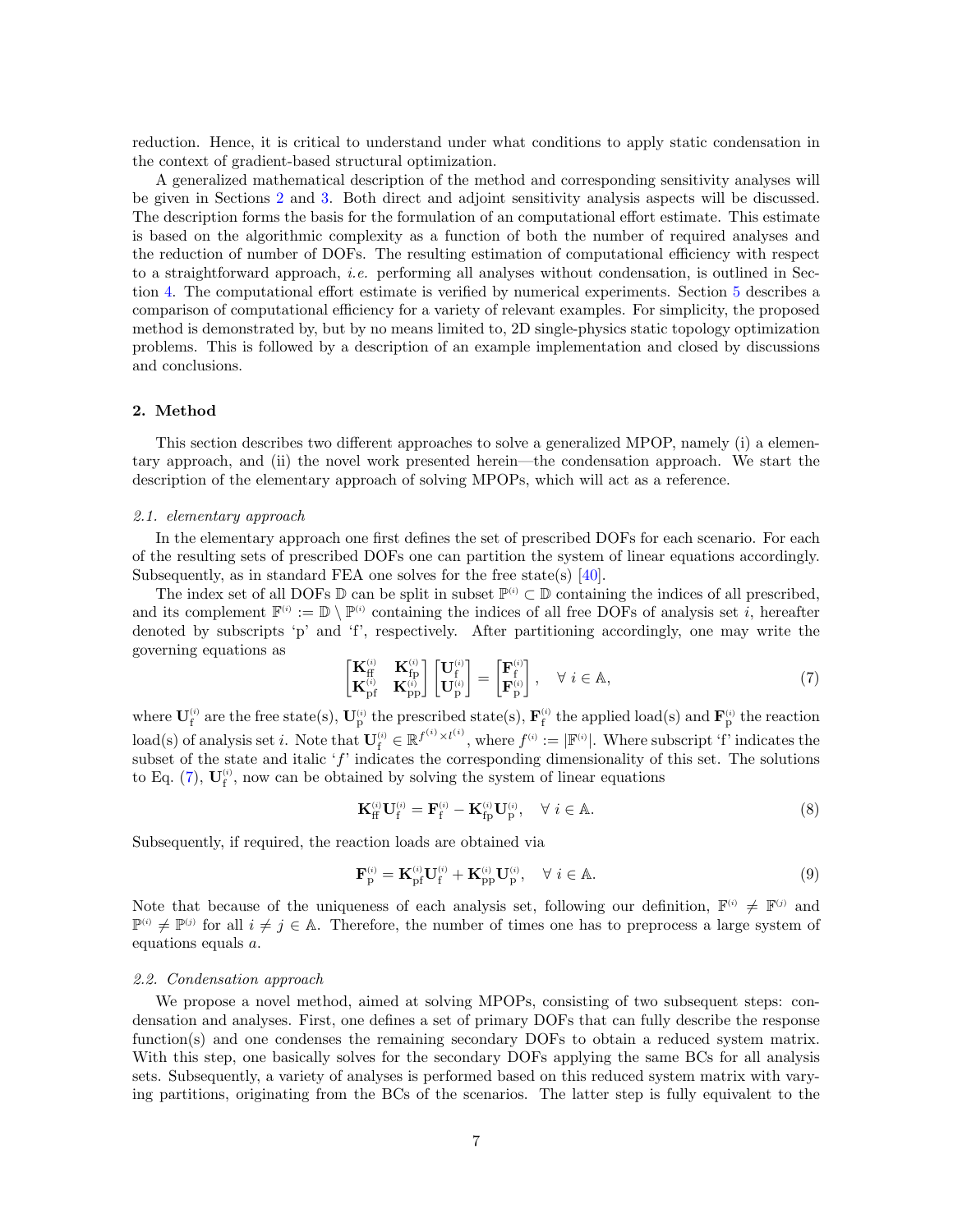reduction. Hence, it is critical to understand under what conditions to apply static condensation in the context of gradient-based structural optimization.

A generalized mathematical description of the method and corresponding sensitivity analyses will be given in Sections 2 and 3. Both direct and adjoint sensitivity analysis aspects will be discussed. The description forms the basis for the formulation of an computational effort estimate. This estimate is based on the algorithmic complexity as a function of both the number of required analyses and the reduction of number of DOFs. The resulting estimation of computational efficiency with respect to a straightforward approach, *i.e.* performing all analyses without condensation, is outlined in Section 4. The computational effort estimate is verified by numerical experiments. Section 5 describes a comparison of computational efficiency for a variety of relevant examples. For simplicity, the proposed method is demonstrated by, but by no means limited to, 2D single-physics static topology optimization problems. This is followed by a description of an example implementation and closed by discussions and conclusions.

## 2. Method

This section describes two different approaches to solve a generalized MPOP, namely (i) a elementary approach, and (ii) the novel work presented herein—the condensation approach. We start the description of the elementary approach of solving MPOPs, which will act as a reference.

### 2.1. elementary approach

In the elementary approach one first defines the set of prescribed DOFs for each scenario. For each of the resulting sets of prescribed DOFs one can partition the system of linear equations accordingly. Subsequently, as in standard FEA one solves for the free state(s) [40].

The index set of all DOFs $\mathbb{D}$ can be split in subset $\mathbb{P}^{(i)} \subset \mathbb{D}$ containing the indices of all prescribed, and its complement $\mathbb{F}^{(i)} := \mathbb{D} \setminus \mathbb{P}^{(i)}$ containing the indices of all free DOFs of analysis set $i$, hereafter denoted by subscripts 'p' and 'f', respectively. After partitioning accordingly, one may write the governing equations as

$$\begin{bmatrix} \mathbf{K}_{\mathrm{ff}}^{(i)} & \mathbf{K}_{\mathrm{fp}}^{(i)} \\ \mathbf{K}_{\mathrm{pf}}^{(i)} & \mathbf{K}_{\mathrm{pp}}^{(i)} \end{bmatrix} \begin{bmatrix} \mathbf{U}_{\mathrm{f}}^{(i)} \\ \mathbf{U}_{\mathrm{p}}^{(i)} \end{bmatrix} = \begin{bmatrix} \mathbf{F}_{\mathrm{f}}^{(i)} \\ \mathbf{F}_{\mathrm{p}}^{(i)} \end{bmatrix}, \quad \forall\, i \in \mathbb{A}, \tag{7}$$

where $\mathbf{U}_{\mathrm{f}}^{(i)}$ are the free state(s), $\mathbf{U}_{\mathrm{p}}^{(i)}$ the prescribed state(s), $\mathbf{F}_{\mathrm{f}}^{(i)}$ the applied load(s) and $\mathbf{F}_{\mathrm{p}}^{(i)}$ the reaction load(s) of analysis set $i$. Note that $\mathbf{U}_{\mathrm{f}}^{(i)} \in \mathbb{R}^{f^{(i)} \times l^{(i)}}$, where $f^{(i)} := |\mathbb{F}^{(i)}|$. Where subscript 'f' indicates the subset of the state and italic '$f$' indicates the corresponding dimensionality of this set. The solutions to Eq. (7), $\mathbf{U}_{\mathrm{f}}^{(i)}$, now can be obtained by solving the system of linear equations

$$\mathbf{K}_{\mathrm{ff}}^{(i)} \mathbf{U}_{\mathrm{f}}^{(i)} = \mathbf{F}_{\mathrm{f}}^{(i)} - \mathbf{K}_{\mathrm{fp}}^{(i)} \mathbf{U}_{\mathrm{p}}^{(i)}, \quad \forall\, i \in \mathbb{A}. \tag{8}$$

Subsequently, if required, the reaction loads are obtained via

$$\mathbf{F}_{\mathrm{p}}^{(i)} = \mathbf{K}_{\mathrm{pf}}^{(i)} \mathbf{U}_{\mathrm{f}}^{(i)} + \mathbf{K}_{\mathrm{pp}}^{(i)} \mathbf{U}_{\mathrm{p}}^{(i)}, \quad \forall\, i \in \mathbb{A}. \tag{9}$$

Note that because of the uniqueness of each analysis set, following our definition, $\mathbb{F}^{(i)} \neq \mathbb{F}^{(j)}$ and $\mathbb{P}^{(i)} \neq \mathbb{P}^{(j)}$ for all $i \neq j \in \mathbb{A}$. Therefore, the number of times one has to preprocess a large system of equations equals $a$.

### 2.2. Condensation approach

We propose a novel method, aimed at solving MPOPs, consisting of two subsequent steps: condensation and analyses. First, one defines a set of primary DOFs that can fully describe the response function(s) and one condenses the remaining secondary DOFs to obtain a reduced system matrix. With this step, one basically solves for the secondary DOFs applying the same BCs for all analysis sets. Subsequently, a variety of analyses is performed based on this reduced system matrix with varying partitions, originating from the BCs of the scenarios. The latter step is fully equivalent to the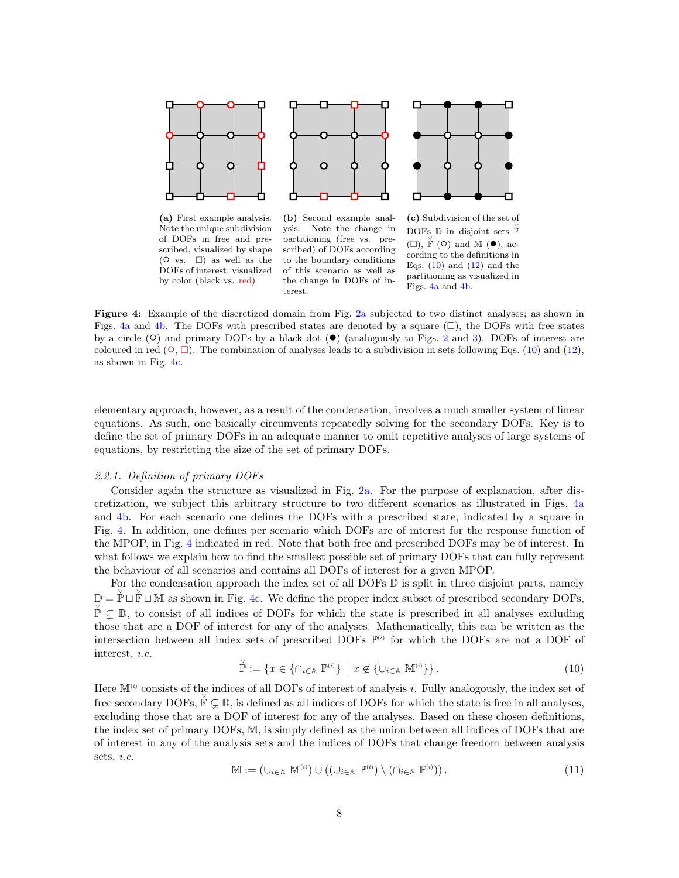(a) First example analysis. Note the unique subdivision of DOFs in free and prescribed, visualized by shape (○ vs. □) as well as the DOFs of interest, visualized by color (black vs. red)

(b) Second example analysis. Note the change in partitioning (free vs. prescribed) of DOFs according to the boundary conditions of this scenario as well as the change in DOFs of interest.

(c) Subdivision of the set of DOFs $\mathbb{D}$ in disjoint sets $\check{\mathbb{P}}$ (□), $\check{\mathbb{F}}$ (○) and $\mathbb{M}$ (●), according to the definitions in Eqs. (10) and (12) and the partitioning as visualized in Figs. 4a and 4b.

**Figure 4:** Example of the discretized domain from Fig. 2a subjected to two distinct analyses; as shown in Figs. 4a and 4b. The DOFs with prescribed states are denoted by a square (□), the DOFs with free states by a circle (○) and primary DOFs by a black dot (●) (analogously to Figs. 2 and 3). DOFs of interest are coloured in red (○, □). The combination of analyses leads to a subdivision in sets following Eqs. (10) and (12), as shown in Fig. 4c.

elementary approach, however, as a result of the condensation, involves a much smaller system of linear equations. As such, one basically circumvents repeatedly solving for the secondary DOFs. Key is to define the set of primary DOFs in an adequate manner to omit repetitive analyses of large systems of equations, by restricting the size of the set of primary DOFs.

### 2.2.1. Definition of primary DOFs

Consider again the structure as visualized in Fig. 2a. For the purpose of explanation, after discretization, we subject this arbitrary structure to two different scenarios as illustrated in Figs. 4a and 4b. For each scenario one defines the DOFs with a prescribed state, indicated by a square in Fig. 4. In addition, one defines per scenario which DOFs are of interest for the response function of the MPOP, in Fig. 4 indicated in red. Note that both free and prescribed DOFs may be of interest. In what follows we explain how to find the smallest possible set of primary DOFs that can fully represent the behaviour of all scenarios and contains all DOFs of interest for a given MPOP.

For the condensation approach the index set of all DOFs $\mathbb{D}$ is split in three disjoint parts, namely $\mathbb{D} = \check{\mathbb{P}} \sqcup \check{\mathbb{F}} \sqcup \mathbb{M}$ as shown in Fig. 4c. We define the proper index subset of prescribed secondary DOFs, $\check{\mathbb{P}} \subsetneq \mathbb{D}$, to consist of all indices of DOFs for which the state is prescribed in all analyses excluding those that are a DOF of interest for any of the analyses. Mathematically, this can be written as the intersection between all index sets of prescribed DOFs $\mathbb{P}^{(i)}$ for which the DOFs are not a DOF of interest, *i.e.*

$$\check{\mathbb{P}} := \{x \in \{\cap_{i\in\mathbb{A}} \mathbb{P}^{(i)}\} \mid x \notin \{\cup_{i\in\mathbb{A}} \mathbb{M}^{(i)}\}\}. \tag{10}$$

Here $\mathbb{M}^{(i)}$ consists of the indices of all DOFs of interest of analysis $i$. Fully analogously, the index set of free secondary DOFs, $\check{\mathbb{F}} \subsetneq \mathbb{D}$, is defined as all indices of DOFs for which the state is free in all analyses, excluding those that are a DOF of interest for any of the analyses. Based on these chosen definitions, the index set of primary DOFs, $\mathbb{M}$, is simply defined as the union between all indices of DOFs that are of interest in any of the analysis sets and the indices of DOFs that change freedom between analysis sets, *i.e.*

$$\mathbb{M} := (\cup_{i\in\mathbb{A}} \mathbb{M}^{(i)}) \cup ((\cup_{i\in\mathbb{A}} \mathbb{P}^{(i)}) \setminus (\cap_{i\in\mathbb{A}} \mathbb{P}^{(i)})). \tag{11}$$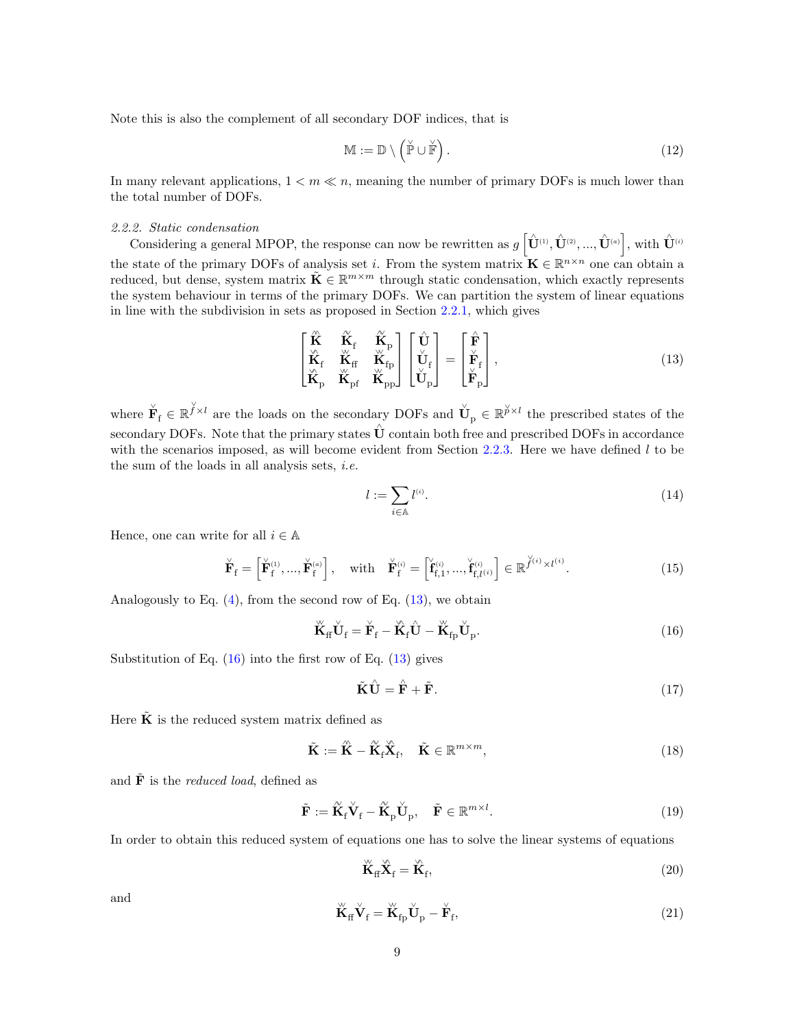Note this is also the complement of all secondary DOF indices, that is

$$\mathbb{M} := \mathbb{D} \setminus \left( \check{\mathbb{P}} \cup \check{\mathbb{F}} \right). \tag{12}$$

In many relevant applications, $1 < m \ll n$, meaning the number of primary DOFs is much lower than the total number of DOFs.

*2.2.2. Static condensation*

Considering a general MPOP, the response can now be rewritten as $g\left[\hat{\mathbf{U}}^{(1)}, \hat{\mathbf{U}}^{(2)}, ..., \hat{\mathbf{U}}^{(a)}\right]$, with $\hat{\mathbf{U}}^{(i)}$ the state of the primary DOFs of analysis set $i$. From the system matrix $\mathbf{K} \in \mathbb{R}^{n \times n}$ one can obtain a reduced, but dense, system matrix $\tilde{\mathbf{K}} \in \mathbb{R}^{m \times m}$ through static condensation, which exactly represents the system behaviour in terms of the primary DOFs. We can partition the system of linear equations in line with the subdivision in sets as proposed in Section 2.2.1, which gives

$$\begin{bmatrix} \hat{\hat{\mathbf{K}}} & \hat{\check{\mathbf{K}}}_{\mathrm{f}} & \hat{\check{\mathbf{K}}}_{\mathrm{p}} \\ \check{\hat{\mathbf{K}}}_{\mathrm{f}} & \check{\check{\mathbf{K}}}_{\mathrm{ff}} & \check{\check{\mathbf{K}}}_{\mathrm{fp}} \\ \check{\hat{\mathbf{K}}}_{\mathrm{p}} & \check{\check{\mathbf{K}}}_{\mathrm{pf}} & \check{\check{\mathbf{K}}}_{\mathrm{pp}} \end{bmatrix} \begin{bmatrix} \hat{\mathbf{U}} \\ \check{\mathbf{U}}_{\mathrm{f}} \\ \check{\mathbf{U}}_{\mathrm{p}} \end{bmatrix} = \begin{bmatrix} \hat{\mathbf{F}} \\ \check{\mathbf{F}}_{\mathrm{f}} \\ \check{\mathbf{F}}_{\mathrm{p}} \end{bmatrix}, \tag{13}$$

where $\check{\mathbf{F}}_{\mathrm{f}} \in \mathbb{R}^{\check{f} \times l}$ are the loads on the secondary DOFs and $\check{\mathbf{U}}_{\mathrm{p}} \in \mathbb{R}^{\check{p} \times l}$ the prescribed states of the secondary DOFs. Note that the primary states $\hat{\mathbf{U}}$ contain both free and prescribed DOFs in accordance with the scenarios imposed, as will become evident from Section 2.2.3. Here we have defined $l$ to be the sum of the loads in all analysis sets, *i.e.*

$$l := \sum_{i \in \mathbb{A}} l^{(i)}. \tag{14}$$

Hence, one can write for all $i \in \mathbb{A}$

$$\check{\mathbf{F}}_{\mathrm{f}} = \left[\check{\mathbf{F}}_{\mathrm{f}}^{(1)}, ..., \check{\mathbf{F}}_{\mathrm{f}}^{(a)}\right], \quad \text{with} \quad \check{\mathbf{F}}_{\mathrm{f}}^{(i)} = \left[\check{\mathbf{f}}_{\mathrm{f},1}^{(i)}, ..., \check{\mathbf{f}}_{\mathrm{f},l^{(i)}}^{(i)}\right] \in \mathbb{R}^{\check{f}^{(i)} \times l^{(i)}}. \tag{15}$$

Analogously to Eq. (4), from the second row of Eq. (13), we obtain

$$\check{\check{\mathbf{K}}}_{\mathrm{ff}} \check{\mathbf{U}}_{\mathrm{f}} = \check{\mathbf{F}}_{\mathrm{f}} - \check{\hat{\mathbf{K}}}_{\mathrm{f}} \hat{\mathbf{U}} - \check{\check{\mathbf{K}}}_{\mathrm{fp}} \check{\mathbf{U}}_{\mathrm{p}}. \tag{16}$$

Substitution of Eq. (16) into the first row of Eq. (13) gives

$$\tilde{\mathbf{K}} \hat{\mathbf{U}} = \hat{\mathbf{F}} + \tilde{\mathbf{F}}. \tag{17}$$

Here $\tilde{\mathbf{K}}$ is the reduced system matrix defined as

$$\tilde{\mathbf{K}} := \hat{\hat{\mathbf{K}}} - \hat{\check{\mathbf{K}}}_{\mathrm{f}} \check{\hat{\mathbf{X}}}_{\mathrm{f}}, \quad \tilde{\mathbf{K}} \in \mathbb{R}^{m \times m}, \tag{18}$$

and $\tilde{\mathbf{F}}$ is the *reduced load*, defined as

$$\tilde{\mathbf{F}} := \hat{\check{\mathbf{K}}}_{\mathrm{f}} \check{\mathbf{V}}_{\mathrm{f}} - \hat{\check{\mathbf{K}}}_{\mathrm{p}} \check{\mathbf{U}}_{\mathrm{p}}, \quad \tilde{\mathbf{F}} \in \mathbb{R}^{m \times l}. \tag{19}$$

In order to obtain this reduced system of equations one has to solve the linear systems of equations

$$\check{\check{\mathbf{K}}}_{\mathrm{ff}} \check{\hat{\mathbf{X}}}_{\mathrm{f}} = \check{\hat{\mathbf{K}}}_{\mathrm{f}}, \tag{20}$$

and

$$\check{\check{\mathbf{K}}}_{\mathrm{ff}} \check{\mathbf{V}}_{\mathrm{f}} = \check{\check{\mathbf{K}}}_{\mathrm{fp}} \check{\mathbf{U}}_{\mathrm{p}} - \check{\mathbf{F}}_{\mathrm{f}}, \tag{21}$$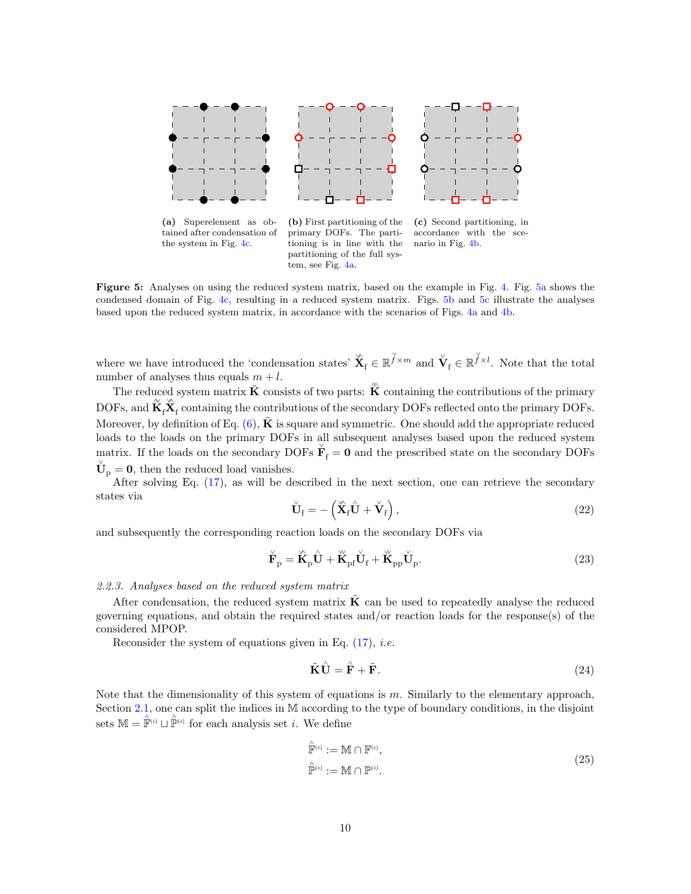(a) Superelement as obtained after condensation of the system in Fig. 4c.

(b) First partitioning of the primary DOFs. The partitioning is in line with the partitioning of the full system, see Fig. 4a.

(c) Second partitioning, in accordance with the scenario in Fig. 4b.

**Figure 5:** Analyses on using the reduced system matrix, based on the example in Fig. 4. Fig. 5a shows the condensed domain of Fig. 4c, resulting in a reduced system matrix. Figs. 5b and 5c illustrate the analyses based upon the reduced system matrix, in accordance with the scenarios of Figs. 4a and 4b.

where we have introduced the 'condensation states' $\check{\hat{\mathbf{X}}}_\mathrm{f} \in \mathbb{R}^{\check{f} \times m}$ and $\check{\mathbf{V}}_\mathrm{f} \in \mathbb{R}^{\check{f} \times l}$. Note that the total number of analyses thus equals $m + l$.

The reduced system matrix $\tilde{\mathbf{K}}$ consists of two parts: $\hat{\hat{\mathbf{K}}}$ containing the contributions of the primary DOFs, and $\hat{\check{\mathbf{K}}}_\mathrm{f}\check{\hat{\mathbf{X}}}_\mathrm{f}$ containing the contributions of the secondary DOFs reflected onto the primary DOFs. Moreover, by definition of Eq. (6), $\tilde{\mathbf{K}}$ is square and symmetric. One should add the appropriate reduced loads to the loads on the primary DOFs in all subsequent analyses based upon the reduced system matrix. If the loads on the secondary DOFs $\check{\mathbf{F}}_\mathrm{f} = \mathbf{0}$ and the prescribed state on the secondary DOFs $\check{\mathbf{U}}_\mathrm{p} = \mathbf{0}$, then the reduced load vanishes.

After solving Eq. (17), as will be described in the next section, one can retrieve the secondary states via

$$\check{\mathbf{U}}_\mathrm{f} = -\left(\check{\hat{\mathbf{X}}}_\mathrm{f}\hat{\mathbf{U}} + \check{\mathbf{V}}_\mathrm{f}\right), \tag{22}$$

and subsequently the corresponding reaction loads on the secondary DOFs via

$$\check{\mathbf{F}}_\mathrm{p} = \check{\hat{\mathbf{K}}}_\mathrm{p}\hat{\mathbf{U}} + \check{\check{\mathbf{K}}}_\mathrm{pf}\check{\mathbf{U}}_\mathrm{f} + \check{\check{\mathbf{K}}}_\mathrm{pp}\check{\mathbf{U}}_\mathrm{p}. \tag{23}$$

### 2.2.3. Analyses based on the reduced system matrix

After condensation, the reduced system matrix $\tilde{\mathbf{K}}$ can be used to repeatedly analyse the reduced governing equations, and obtain the required states and/or reaction loads for the response(s) of the considered MPOP.

Reconsider the system of equations given in Eq. (17), *i.e.*

$$\tilde{\mathbf{K}}\hat{\mathbf{U}} = \hat{\mathbf{F}} + \tilde{\mathbf{F}}. \tag{24}$$

Note that the dimensionality of this system of equations is $m$. Similarly to the elementary approach, Section 2.1, one can split the indices in $\mathbb{M}$ according to the type of boundary conditions, in the disjoint sets $\mathbb{M} = \hat{\mathbb{F}}^{(i)} \sqcup \hat{\mathbb{P}}^{(i)}$ for each analysis set $i$. We define

$$\begin{aligned} \hat{\mathbb{F}}^{(i)} &:= \mathbb{M} \cap \mathbb{F}^{(i)}, \\ \hat{\mathbb{P}}^{(i)} &:= \mathbb{M} \cap \mathbb{P}^{(i)}. \end{aligned} \tag{25}$$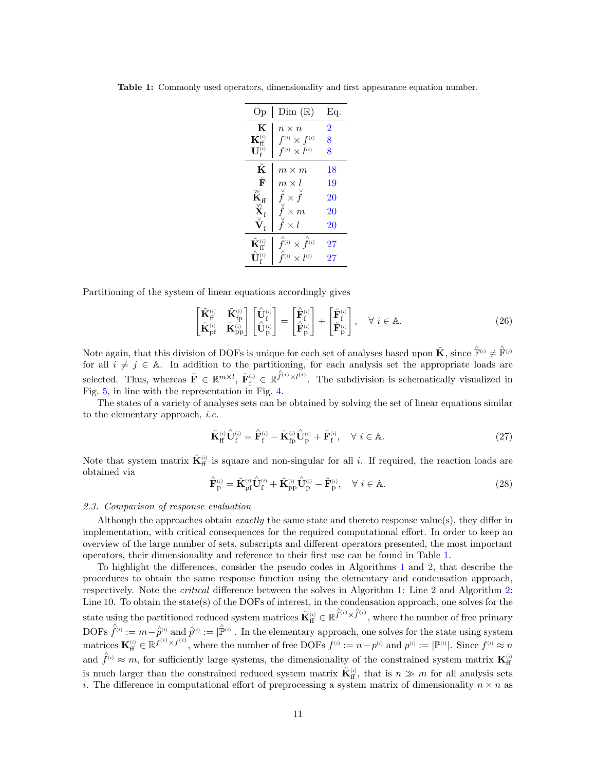**Table 1:** Commonly used operators, dimensionality and first appearance equation number.

| Op | Dim ($\mathbb{R}$) | Eq. |
|---|---|---|
| $\mathbf{K}$ | $n \times n$ | 2 |
| $\mathbf{K}_{\mathrm{ff}}^{(i)}$ | $f^{(i)} \times f^{(i)}$ | 8 |
| $\mathbf{U}_{\mathrm{f}}^{(i)}$ | $f^{(i)} \times l^{(i)}$ | 8 |
| $\tilde{\mathbf{K}}$ | $m \times m$ | 18 |
| $\tilde{\mathbf{F}}$ | $m \times l$ | 19 |
| $\check{\check{\mathbf{K}}}_{\mathrm{ff}}$ | $\check{f} \times \check{f}$ | 20 |
| $\check{\hat{\mathbf{X}}}_{\mathrm{f}}$ | $\check{f} \times m$ | 20 |
| $\check{\mathbf{V}}_{\mathrm{f}}$ | $\check{f} \times l$ | 20 |
| $\tilde{\mathbf{K}}_{\mathrm{ff}}^{(i)}$ | $\hat{f}^{(i)} \times \hat{f}^{(i)}$ | 27 |
| $\hat{\mathbf{U}}_{\mathrm{f}}^{(i)}$ | $\hat{f}^{(i)} \times l^{(i)}$ | 27 |

Partitioning of the system of linear equations accordingly gives

$$
\begin{bmatrix} \tilde{\mathbf{K}}_{\mathrm{ff}}^{(i)} & \tilde{\mathbf{K}}_{\mathrm{fp}}^{(i)} \\ \tilde{\mathbf{K}}_{\mathrm{pf}}^{(i)} & \tilde{\mathbf{K}}_{\mathrm{pp}}^{(i)} \end{bmatrix} \begin{bmatrix} \hat{\mathbf{U}}_{\mathrm{f}}^{(i)} \\ \hat{\mathbf{U}}_{\mathrm{p}}^{(i)} \end{bmatrix} = \begin{bmatrix} \hat{\mathbf{F}}_{\mathrm{f}}^{(i)} \\ \hat{\mathbf{F}}_{\mathrm{p}}^{(i)} \end{bmatrix} + \begin{bmatrix} \tilde{\mathbf{F}}_{\mathrm{f}}^{(i)} \\ \tilde{\mathbf{F}}_{\mathrm{p}}^{(i)} \end{bmatrix}, \quad \forall\, i \in \mathbb{A}. \tag{26}
$$

Note again, that this division of DOFs is unique for each set of analyses based upon $\tilde{\mathbf{K}}$, since $\hat{\mathbb{F}}^{(i)} \neq \hat{\mathbb{F}}^{(j)}$ for all $i \neq j \in \mathbb{A}$. In addition to the partitioning, for each analysis set the appropriate loads are selected. Thus, whereas $\tilde{\mathbf{F}} \in \mathbb{R}^{m \times l}$, $\tilde{\mathbf{F}}_{\mathrm{f}}^{(i)} \in \mathbb{R}^{\hat{f}^{(i)} \times l^{(i)}}$. The subdivision is schematically visualized in Fig. 5, in line with the representation in Fig. 4.

The states of a variety of analyses sets can be obtained by solving the set of linear equations similar to the elementary approach, *i.e.*

$$
\tilde{\mathbf{K}}_{\mathrm{ff}}^{(i)} \hat{\mathbf{U}}_{\mathrm{f}}^{(i)} = \hat{\mathbf{F}}_{\mathrm{f}}^{(i)} - \tilde{\mathbf{K}}_{\mathrm{fp}}^{(i)} \hat{\mathbf{U}}_{\mathrm{p}}^{(i)} + \tilde{\mathbf{F}}_{\mathrm{f}}^{(i)}, \quad \forall\, i \in \mathbb{A}. \tag{27}
$$

Note that system matrix $\tilde{\mathbf{K}}_{\mathrm{ff}}^{(i)}$ is square and non-singular for all $i$. If required, the reaction loads are obtained via

$$
\hat{\mathbf{F}}_{\mathrm{p}}^{(i)} = \tilde{\mathbf{K}}_{\mathrm{pf}}^{(i)} \hat{\mathbf{U}}_{\mathrm{f}}^{(i)} + \tilde{\mathbf{K}}_{\mathrm{pp}}^{(i)} \hat{\mathbf{U}}_{\mathrm{p}}^{(i)} - \tilde{\mathbf{F}}_{\mathrm{p}}^{(i)}, \quad \forall\, i \in \mathbb{A}. \tag{28}
$$

### *2.3. Comparison of response evaluation*

Although the approaches obtain *exactly* the same state and thereto response value(s), they differ in implementation, with critical consequences for the required computational effort. In order to keep an overview of the large number of sets, subscripts and different operators presented, the most important operators, their dimensionality and reference to their first use can be found in Table 1.

To highlight the differences, consider the pseudo codes in Algorithms 1 and 2, that describe the procedures to obtain the same response function using the elementary and condensation approach, respectively. Note the *critical* difference between the solves in Algorithm 1: Line 2 and Algorithm 2: Line 10. To obtain the state(s) of the DOFs of interest, in the condensation approach, one solves for the state using the partitioned reduced system matrices $\tilde{\mathbf{K}}_{\mathrm{ff}}^{(i)} \in \mathbb{R}^{\hat{f}^{(i)} \times \hat{f}^{(i)}}$, where the number of free primary DOFs $\hat{f}^{(i)} := m - \hat{p}^{(i)}$ and $\hat{p}^{(i)} := |\hat{\mathbb{P}}^{(i)}|$. In the elementary approach, one solves for the state using system matrices $\mathbf{K}_{\mathrm{ff}}^{(i)} \in \mathbb{R}^{f^{(i)} \times f^{(i)}}$, where the number of free DOFs $f^{(i)} := n - p^{(i)}$ and $p^{(i)} := |\mathbb{P}^{(i)}|$. Since $f^{(i)} \approx n$ and $\hat{f}^{(i)} \approx m$, for sufficiently large systems, the dimensionality of the constrained system matrix $\mathbf{K}_{\mathrm{ff}}^{(i)}$ is much larger than the constrained reduced system matrix $\tilde{\mathbf{K}}_{\mathrm{ff}}^{(i)}$, that is $n \gg m$ for all analysis sets $i$. The difference in computational effort of preprocessing a system matrix of dimensionality $n \times n$ as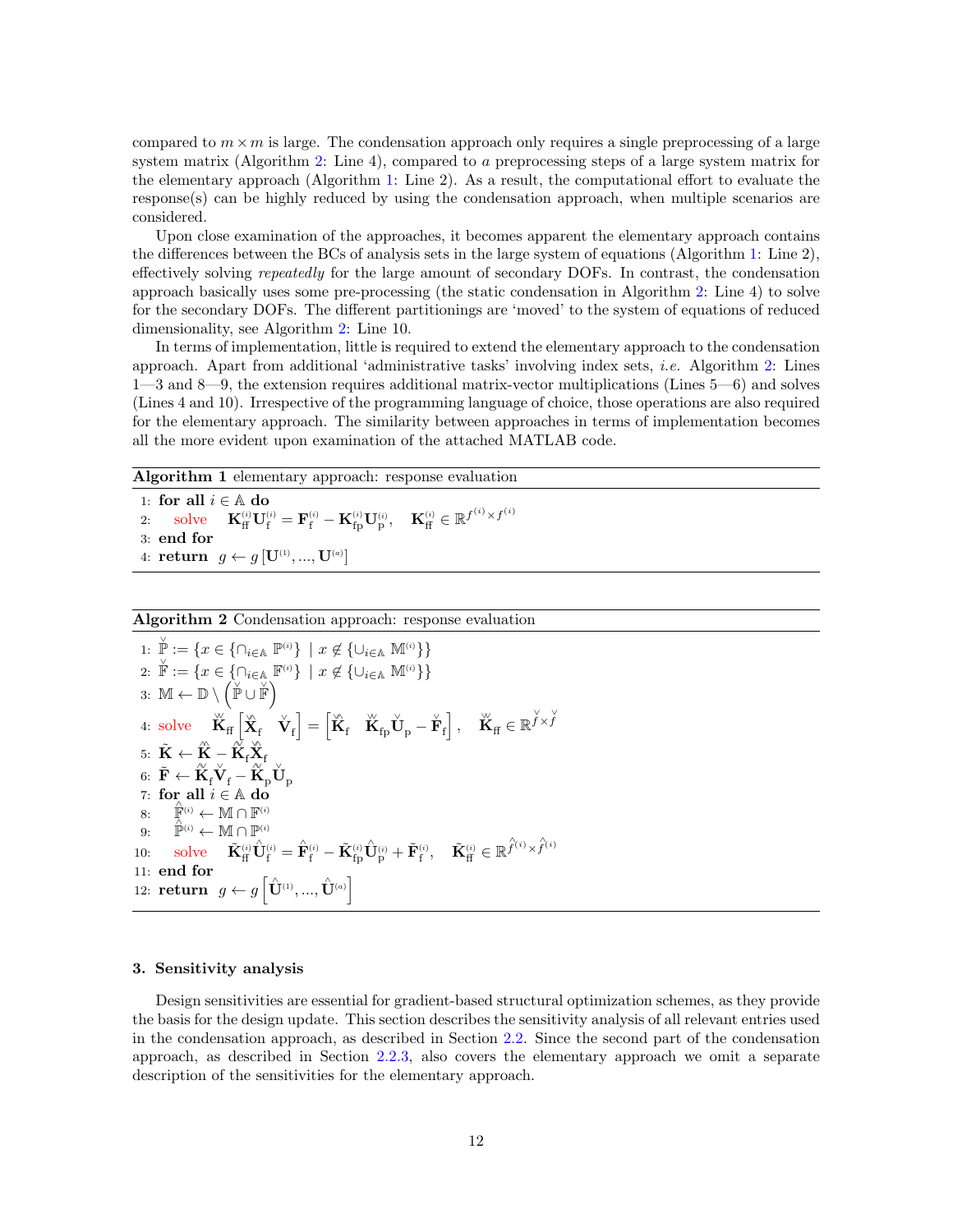compared to $m \times m$ is large. The condensation approach only requires a single preprocessing of a large system matrix (Algorithm 2: Line 4), compared to $a$ preprocessing steps of a large system matrix for the elementary approach (Algorithm 1: Line 2). As a result, the computational effort to evaluate the response(s) can be highly reduced by using the condensation approach, when multiple scenarios are considered.

Upon close examination of the approaches, it becomes apparent the elementary approach contains the differences between the BCs of analysis sets in the large system of equations (Algorithm 1: Line 2), effectively solving *repeatedly* for the large amount of secondary DOFs. In contrast, the condensation approach basically uses some pre-processing (the static condensation in Algorithm 2: Line 4) to solve for the secondary DOFs. The different partitionings are 'moved' to the system of equations of reduced dimensionality, see Algorithm 2: Line 10.

In terms of implementation, little is required to extend the elementary approach to the condensation approach. Apart from additional 'administrative tasks' involving index sets, *i.e.* Algorithm 2: Lines 1—3 and 8—9, the extension requires additional matrix-vector multiplications (Lines 5—6) and solves (Lines 4 and 10). Irrespective of the programming language of choice, those operations are also required for the elementary approach. The similarity between approaches in terms of implementation becomes all the more evident upon examination of the attached MATLAB code.

**Algorithm 1** elementary approach: response evaluation

1: **for all** $i \in \mathbb{A}$ **do**
2: solve $\mathbf{K}^{(i)}_{\mathrm{ff}}\mathbf{U}^{(i)}_{\mathrm{f}} = \mathbf{F}^{(i)}_{\mathrm{f}} - \mathbf{K}^{(i)}_{\mathrm{fp}}\mathbf{U}^{(i)}_{\mathrm{p}}, \quad \mathbf{K}^{(i)}_{\mathrm{ff}} \in \mathbb{R}^{f^{(i)} \times f^{(i)}}$
3: **end for**
4: **return** $g \leftarrow g\left[\mathbf{U}^{(1)}, ..., \mathbf{U}^{(a)}\right]$

**Algorithm 2** Condensation approach: response evaluation

1: $\check{\mathbb{P}} := \{x \in \{\cap_{i\in\mathbb{A}} \mathbb{P}^{(i)}\} \mid x \notin \{\cup_{i\in\mathbb{A}} \mathbb{M}^{(i)}\}\}$
2: $\check{\mathbb{F}} := \{x \in \{\cap_{i\in\mathbb{A}} \mathbb{F}^{(i)}\} \mid x \notin \{\cup_{i\in\mathbb{A}} \mathbb{M}^{(i)}\}\}$
3: $\mathbb{M} \leftarrow \mathbb{D} \setminus \left(\check{\mathbb{P}} \cup \check{\mathbb{F}}\right)$
4: solve $\check{\check{\mathbf{K}}}_{\mathrm{ff}}\left[\check{\hat{\mathbf{X}}}_{\mathrm{f}} \quad \check{\mathbf{V}}_{\mathrm{f}}\right] = \left[\check{\hat{\mathbf{K}}}_{\mathrm{f}} \quad \check{\check{\mathbf{K}}}_{\mathrm{fp}}\check{\mathbf{U}}_{\mathrm{p}} - \check{\mathbf{F}}_{\mathrm{f}}\right], \quad \check{\check{\mathbf{K}}}_{\mathrm{ff}} \in \mathbb{R}^{\check{f} \times \check{f}}$
5: $\tilde{\mathbf{K}} \leftarrow \hat{\hat{\mathbf{K}}} - \hat{\check{\mathbf{K}}}_{\mathrm{f}}\check{\hat{\mathbf{X}}}_{\mathrm{f}}$
6: $\tilde{\mathbf{F}} \leftarrow \hat{\check{\mathbf{K}}}_{\mathrm{f}}\check{\mathbf{V}}_{\mathrm{f}} - \hat{\check{\mathbf{K}}}_{\mathrm{p}}\check{\mathbf{U}}_{\mathrm{p}}$
7: **for all** $i \in \mathbb{A}$ **do**
8: $\hat{\mathbb{F}}^{(i)} \leftarrow \mathbb{M} \cap \mathbb{F}^{(i)}$
9: $\hat{\mathbb{P}}^{(i)} \leftarrow \mathbb{M} \cap \mathbb{P}^{(i)}$
10: solve $\tilde{\mathbf{K}}^{(i)}_{\mathrm{ff}}\hat{\mathbf{U}}^{(i)}_{\mathrm{f}} = \hat{\mathbf{F}}^{(i)}_{\mathrm{f}} - \tilde{\mathbf{K}}^{(i)}_{\mathrm{fp}}\hat{\mathbf{U}}^{(i)}_{\mathrm{p}} + \tilde{\mathbf{F}}^{(i)}_{\mathrm{f}}, \quad \tilde{\mathbf{K}}^{(i)}_{\mathrm{ff}} \in \mathbb{R}^{\hat{f}^{(i)} \times \hat{f}^{(i)}}$
11: **end for**
12: **return** $g \leftarrow g\left[\hat{\mathbf{U}}^{(1)}, ..., \hat{\mathbf{U}}^{(a)}\right]$

## 3. Sensitivity analysis

Design sensitivities are essential for gradient-based structural optimization schemes, as they provide the basis for the design update. This section describes the sensitivity analysis of all relevant entries used in the condensation approach, as described in Section 2.2. Since the second part of the condensation approach, as described in Section 2.2.3, also covers the elementary approach we omit a separate description of the sensitivities for the elementary approach.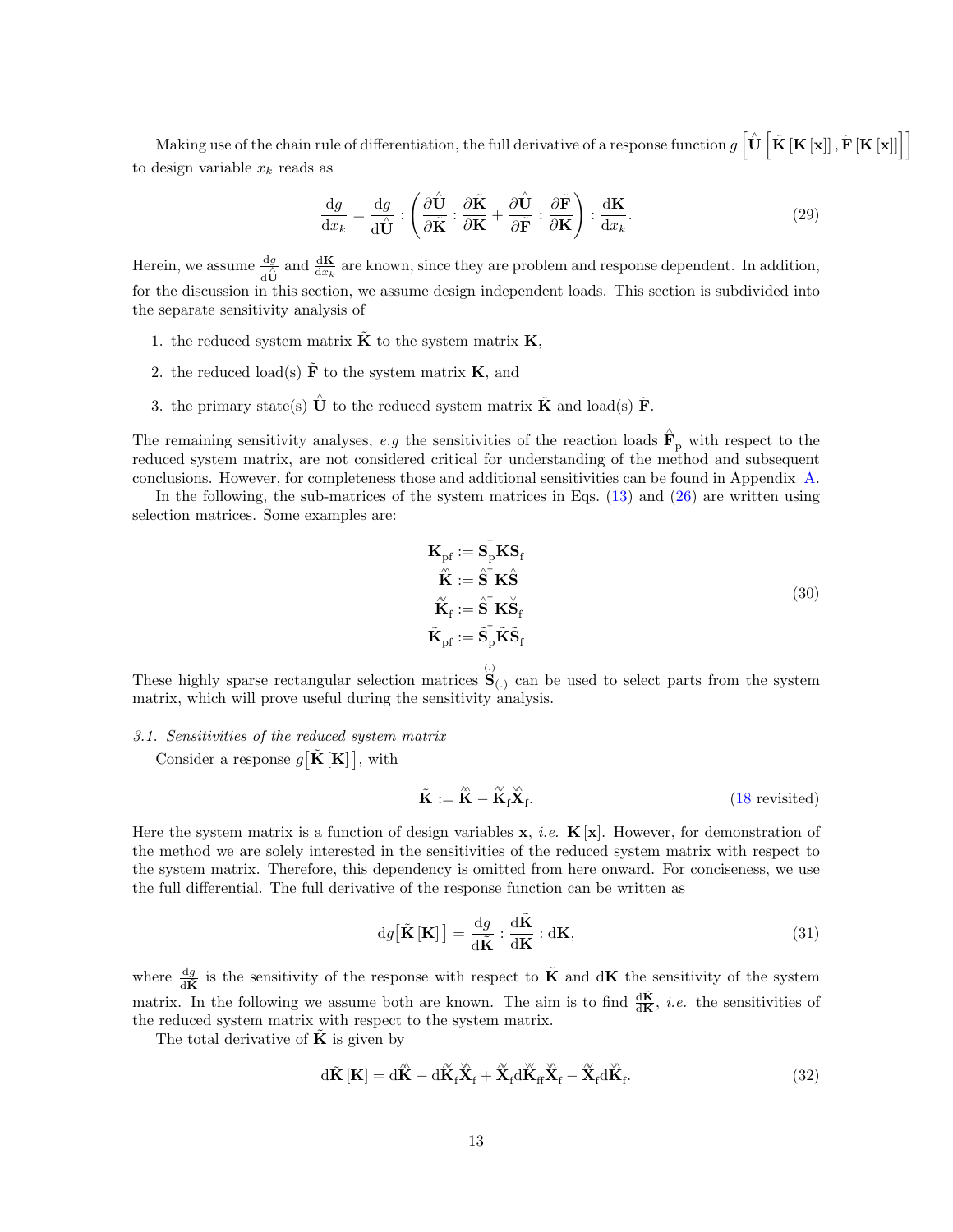Making use of the chain rule of differentiation, the full derivative of a response function $g\left[\hat{\mathbf{U}}\left[\tilde{\mathbf{K}}\left[\mathbf{K}\left[\mathbf{x}\right]\right], \tilde{\mathbf{F}}\left[\mathbf{K}\left[\mathbf{x}\right]\right]\right]\right]$ to design variable $x_k$ reads as

$$\frac{\mathrm{d}g}{\mathrm{d}x_k} = \frac{\mathrm{d}g}{\mathrm{d}\hat{\mathbf{U}}} : \left(\frac{\partial \hat{\mathbf{U}}}{\partial \tilde{\mathbf{K}}} : \frac{\partial \tilde{\mathbf{K}}}{\partial \mathbf{K}} + \frac{\partial \hat{\mathbf{U}}}{\partial \tilde{\mathbf{F}}} : \frac{\partial \tilde{\mathbf{F}}}{\partial \mathbf{K}}\right) : \frac{\mathrm{d}\mathbf{K}}{\mathrm{d}x_k}. \tag{29}$$

Herein, we assume $\frac{\mathrm{d}g}{\mathrm{d}\hat{\mathbf{U}}}$ and $\frac{\mathrm{d}\mathbf{K}}{\mathrm{d}x_k}$ are known, since they are problem and response dependent. In addition, for the discussion in this section, we assume design independent loads. This section is subdivided into the separate sensitivity analysis of

1. the reduced system matrix $\tilde{\mathbf{K}}$ to the system matrix $\mathbf{K}$,
2. the reduced load(s) $\tilde{\mathbf{F}}$ to the system matrix $\mathbf{K}$, and
3. the primary state(s) $\hat{\mathbf{U}}$ to the reduced system matrix $\tilde{\mathbf{K}}$ and load(s) $\tilde{\mathbf{F}}$.

The remaining sensitivity analyses, *e.g* the sensitivities of the reaction loads $\hat{\mathbf{F}}_\mathrm{p}$ with respect to the reduced system matrix, are not considered critical for understanding of the method and subsequent conclusions. However, for completeness those and additional sensitivities can be found in Appendix A.

In the following, the sub-matrices of the system matrices in Eqs. (13) and (26) are written using selection matrices. Some examples are:

$$\begin{aligned}
\mathbf{K}_\mathrm{pf} &:= \mathbf{S}_\mathrm{p}^\mathsf{T}\mathbf{K}\mathbf{S}_\mathrm{f} \\
\hat{\hat{\mathbf{K}}} &:= \hat{\mathbf{S}}^\mathsf{T}\mathbf{K}\hat{\mathbf{S}} \\
\hat{\check{\mathbf{K}}}_\mathrm{f} &:= \hat{\mathbf{S}}^\mathsf{T}\mathbf{K}\check{\mathbf{S}}_\mathrm{f} \\
\tilde{\mathbf{K}}_\mathrm{pf} &:= \tilde{\mathbf{S}}_\mathrm{p}^\mathsf{T}\tilde{\mathbf{K}}\tilde{\mathbf{S}}_\mathrm{f}
\end{aligned} \tag{30}$$

These highly sparse rectangular selection matrices $\overset{(\cdot)}{\mathbf{S}}_{(\cdot)}$ can be used to select parts from the system matrix, which will prove useful during the sensitivity analysis.

### 3.1. Sensitivities of the reduced system matrix

Consider a response $g\left[\tilde{\mathbf{K}}\left[\mathbf{K}\right]\right]$, with

$$\tilde{\mathbf{K}} := \hat{\hat{\mathbf{K}}} - \hat{\check{\mathbf{K}}}_\mathrm{f}\check{\hat{\mathbf{X}}}_\mathrm{f}. \tag{18 revisited}$$

Here the system matrix is a function of design variables $\mathbf{x}$, *i.e.* $\mathbf{K}\left[\mathbf{x}\right]$. However, for demonstration of the method we are solely interested in the sensitivities of the reduced system matrix with respect to the system matrix. Therefore, this dependency is omitted from here onward. For conciseness, we use the full differential. The full derivative of the response function can be written as

$$\mathrm{d}g\left[\tilde{\mathbf{K}}\left[\mathbf{K}\right]\right] = \frac{\mathrm{d}g}{\mathrm{d}\tilde{\mathbf{K}}} : \frac{\mathrm{d}\tilde{\mathbf{K}}}{\mathrm{d}\mathbf{K}} : \mathrm{d}\mathbf{K}, \tag{31}$$

where $\frac{\mathrm{d}g}{\mathrm{d}\tilde{\mathbf{K}}}$ is the sensitivity of the response with respect to $\tilde{\mathbf{K}}$ and $\mathrm{d}\mathbf{K}$ the sensitivity of the system matrix. In the following we assume both are known. The aim is to find $\frac{\mathrm{d}\tilde{\mathbf{K}}}{\mathrm{d}\mathbf{K}}$, *i.e.* the sensitivities of the reduced system matrix with respect to the system matrix.

The total derivative of $\tilde{\mathbf{K}}$ is given by

$$\mathrm{d}\tilde{\mathbf{K}}\left[\mathbf{K}\right] = \mathrm{d}\hat{\hat{\mathbf{K}}} - \mathrm{d}\hat{\check{\mathbf{K}}}_\mathrm{f}\check{\hat{\mathbf{X}}}_\mathrm{f} + \hat{\check{\mathbf{X}}}_\mathrm{f}\mathrm{d}\check{\check{\mathbf{K}}}_\mathrm{ff}\check{\hat{\mathbf{X}}}_\mathrm{f} - \hat{\check{\mathbf{X}}}_\mathrm{f}\mathrm{d}\check{\hat{\mathbf{K}}}_\mathrm{f}. \tag{32}$$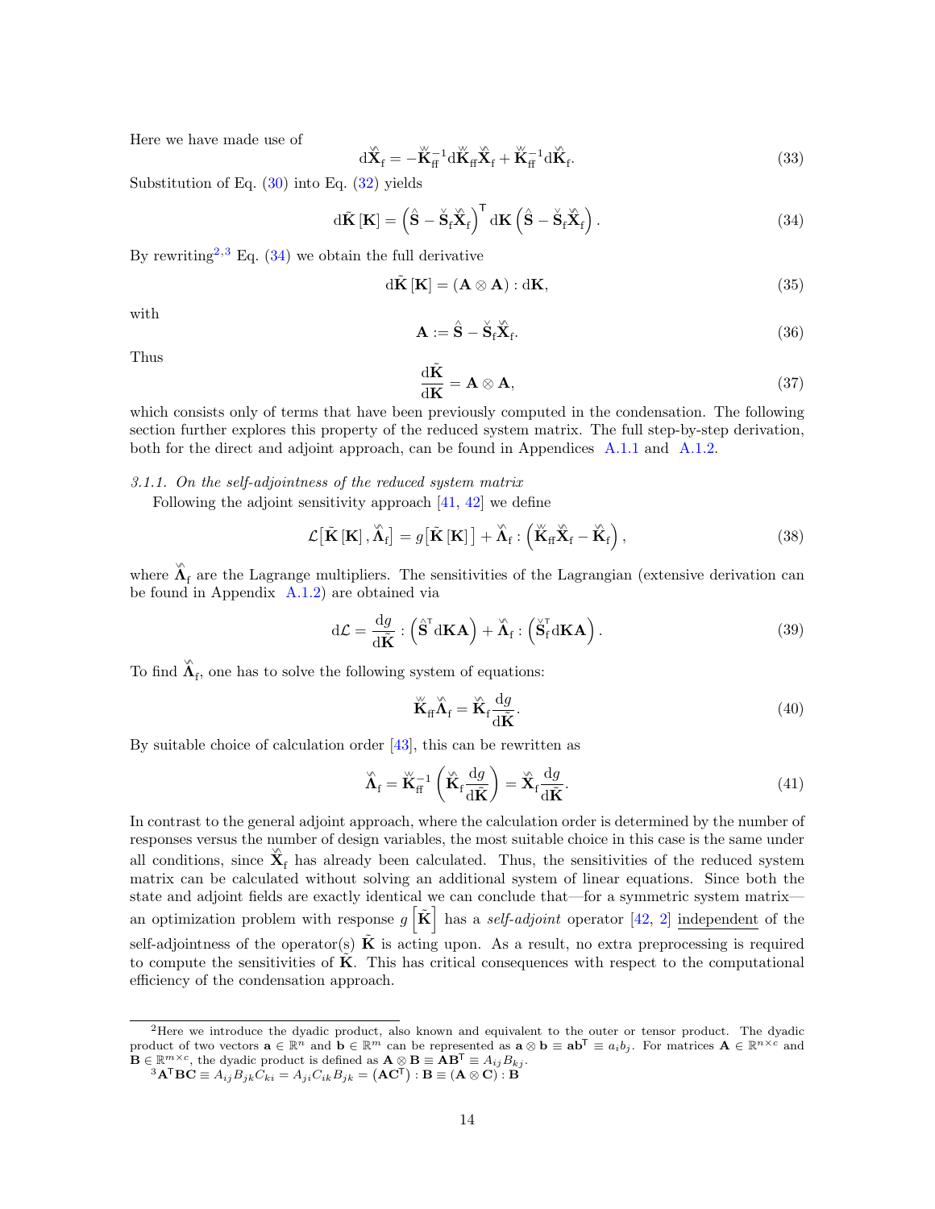Here we have made use of

$$\mathrm{d}\check{\hat{\mathbf{X}}}_{\mathrm{f}} = -\check{\check{\mathbf{K}}}_{\mathrm{ff}}^{-1}\mathrm{d}\check{\check{\mathbf{K}}}_{\mathrm{ff}}\check{\hat{\mathbf{X}}}_{\mathrm{f}} + \check{\check{\mathbf{K}}}_{\mathrm{ff}}^{-1}\mathrm{d}\check{\hat{\mathbf{K}}}_{\mathrm{f}}. \tag{33}$$

Substitution of Eq. (30) into Eq. (32) yields

$$\mathrm{d}\tilde{\mathbf{K}}\left[\mathbf{K}\right] = \left(\hat{\mathbf{S}} - \check{\mathbf{S}}_{\mathrm{f}}\check{\hat{\mathbf{X}}}_{\mathrm{f}}\right)^{\mathsf{T}} \mathrm{d}\mathbf{K}\left(\hat{\mathbf{S}} - \check{\mathbf{S}}_{\mathrm{f}}\check{\hat{\mathbf{X}}}_{\mathrm{f}}\right). \tag{34}$$

By rewriting[2,3] Eq. (34) we obtain the full derivative

$$\mathrm{d}\tilde{\mathbf{K}}\left[\mathbf{K}\right] = (\mathbf{A} \otimes \mathbf{A}) : \mathrm{d}\mathbf{K}, \tag{35}$$

with

$$\mathbf{A} := \hat{\mathbf{S}} - \check{\mathbf{S}}_{\mathrm{f}}\check{\hat{\mathbf{X}}}_{\mathrm{f}}. \tag{36}$$

Thus

$$\frac{\mathrm{d}\tilde{\mathbf{K}}}{\mathrm{d}\mathbf{K}} = \mathbf{A} \otimes \mathbf{A}, \tag{37}$$

which consists only of terms that have been previously computed in the condensation. The following section further explores this property of the reduced system matrix. The full step-by-step derivation, both for the direct and adjoint approach, can be found in Appendices A.1.1 and A.1.2.

### 3.1.1. On the self-adjointness of the reduced system matrix

Following the adjoint sensitivity approach [41, 42] we define

$$\mathcal{L}\big[\tilde{\mathbf{K}}\left[\mathbf{K}\right], \check{\hat{\mathbf{\Lambda}}}_{\mathrm{f}}\big] = g\big[\tilde{\mathbf{K}}\left[\mathbf{K}\right]\big] + \check{\hat{\mathbf{\Lambda}}}_{\mathrm{f}} : \left(\check{\check{\mathbf{K}}}_{\mathrm{ff}}\check{\hat{\mathbf{X}}}_{\mathrm{f}} - \check{\hat{\mathbf{K}}}_{\mathrm{f}}\right), \tag{38}$$

where $\check{\hat{\mathbf{\Lambda}}}_{\mathrm{f}}$ are the Lagrange multipliers. The sensitivities of the Lagrangian (extensive derivation can be found in Appendix A.1.2) are obtained via

$$\mathrm{d}\mathcal{L} = \frac{\mathrm{d}g}{\mathrm{d}\tilde{\mathbf{K}}} : \left(\hat{\mathbf{S}}^{\mathsf{T}}\mathrm{d}\mathbf{K}\mathbf{A}\right) + \check{\hat{\mathbf{\Lambda}}}_{\mathrm{f}} : \left(\check{\mathbf{S}}_{\mathrm{f}}^{\mathsf{T}}\mathrm{d}\mathbf{K}\mathbf{A}\right). \tag{39}$$

To find $\check{\hat{\mathbf{\Lambda}}}_{\mathrm{f}}$, one has to solve the following system of equations:

$$\check{\check{\mathbf{K}}}_{\mathrm{ff}}\check{\hat{\mathbf{\Lambda}}}_{\mathrm{f}} = \check{\hat{\mathbf{K}}}_{\mathrm{f}}\frac{\mathrm{d}g}{\mathrm{d}\tilde{\mathbf{K}}}. \tag{40}$$

By suitable choice of calculation order [43], this can be rewritten as

$$\check{\hat{\mathbf{\Lambda}}}_{\mathrm{f}} = \check{\check{\mathbf{K}}}_{\mathrm{ff}}^{-1}\left(\check{\hat{\mathbf{K}}}_{\mathrm{f}}\frac{\mathrm{d}g}{\mathrm{d}\tilde{\mathbf{K}}}\right) = \check{\hat{\mathbf{X}}}_{\mathrm{f}}\frac{\mathrm{d}g}{\mathrm{d}\tilde{\mathbf{K}}}. \tag{41}$$

In contrast to the general adjoint approach, where the calculation order is determined by the number of responses versus the number of design variables, the most suitable choice in this case is the same under all conditions, since $\check{\hat{\mathbf{X}}}_{\mathrm{f}}$ has already been calculated. Thus, the sensitivities of the reduced system matrix can be calculated without solving an additional system of linear equations. Since both the state and adjoint fields are exactly identical we can conclude that—for a symmetric system matrix—an optimization problem with response $g\left[\tilde{\mathbf{K}}\right]$ has a *self-adjoint* operator [42, 2] independent of the self-adjointness of the operator(s) $\tilde{\mathbf{K}}$ is acting upon. As a result, no extra preprocessing is required to compute the sensitivities of $\tilde{\mathbf{K}}$. This has critical consequences with respect to the computational efficiency of the condensation approach.

---

[2] Here we introduce the dyadic product, also known and equivalent to the outer or tensor product. The dyadic product of two vectors $\mathbf{a} \in \mathbb{R}^n$ and $\mathbf{b} \in \mathbb{R}^m$ can be represented as $\mathbf{a} \otimes \mathbf{b} \equiv \mathbf{a}\mathbf{b}^{\mathsf{T}} \equiv a_i b_j$. For matrices $\mathbf{A} \in \mathbb{R}^{n \times c}$ and $\mathbf{B} \in \mathbb{R}^{m \times c}$, the dyadic product is defined as $\mathbf{A} \otimes \mathbf{B} \equiv \mathbf{A}\mathbf{B}^{\mathsf{T}} \equiv A_{ij}B_{kj}$.

[3] $\mathbf{A}^{\mathsf{T}}\mathbf{B}\mathbf{C} \equiv A_{ij}B_{jk}C_{ki} = A_{ji}C_{ik}B_{jk} = \left(\mathbf{A}\mathbf{C}^{\mathsf{T}}\right) : \mathbf{B} \equiv (\mathbf{A} \otimes \mathbf{C}) : \mathbf{B}$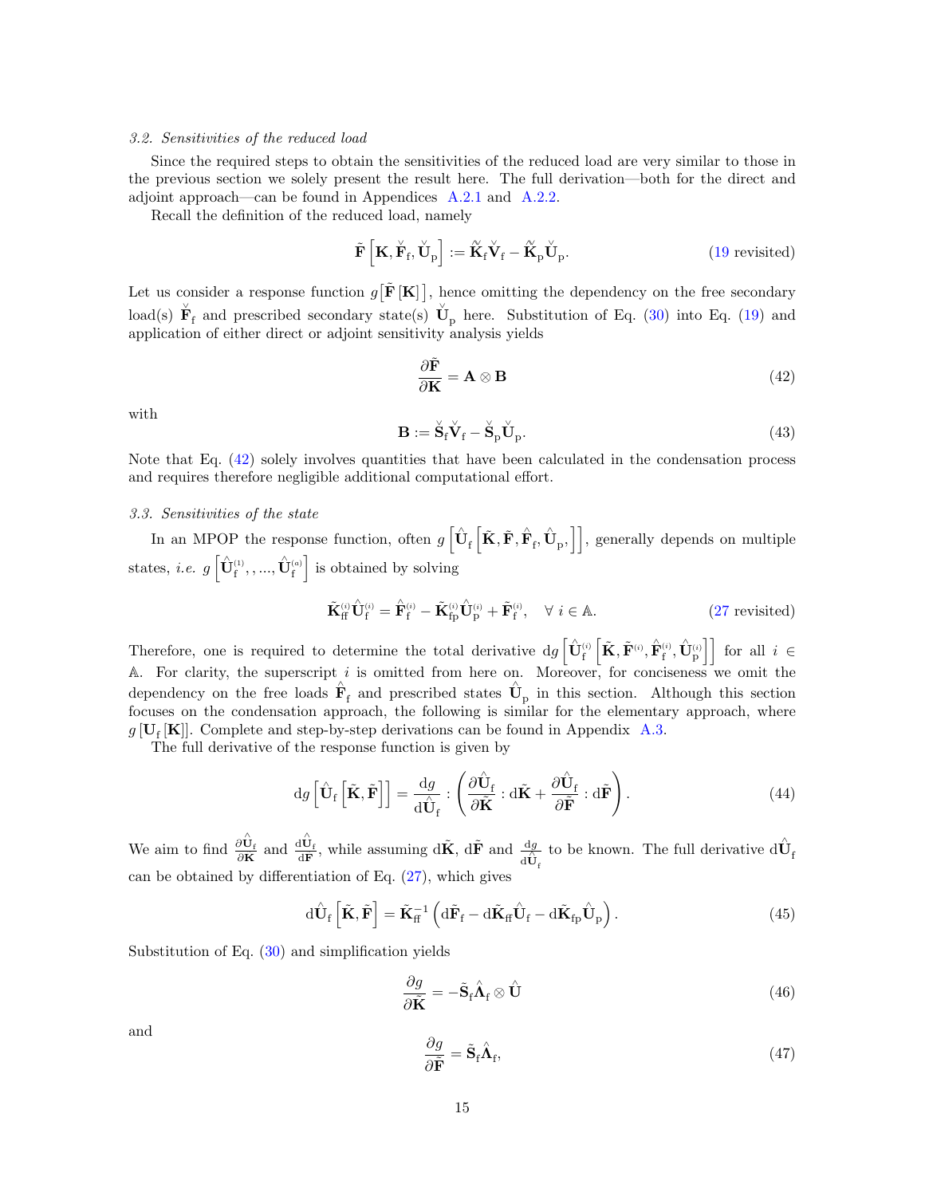### 3.2. Sensitivities of the reduced load

Since the required steps to obtain the sensitivities of the reduced load are very similar to those in the previous section we solely present the result here. The full derivation—both for the direct and adjoint approach—can be found in Appendices A.2.1 and A.2.2.

Recall the definition of the reduced load, namely

$$\tilde{\mathbf{F}}\left[\mathbf{K}, \check{\mathbf{F}}_{\mathrm{f}}, \check{\mathbf{U}}_{\mathrm{p}}\right] := \tilde{\check{\mathbf{K}}}_{\mathrm{f}} \check{\mathbf{V}}_{\mathrm{f}} - \tilde{\check{\mathbf{K}}}_{\mathrm{p}} \check{\mathbf{U}}_{\mathrm{p}}. \tag{19 revisited}$$

Let us consider a response function $g\big[\tilde{\mathbf{F}}\left[\mathbf{K}\right]\big]$, hence omitting the dependency on the free secondary load(s) $\check{\mathbf{F}}_{\mathrm{f}}$ and prescribed secondary state(s) $\check{\mathbf{U}}_{\mathrm{p}}$ here. Substitution of Eq. (30) into Eq. (19) and application of either direct or adjoint sensitivity analysis yields

$$\frac{\partial \tilde{\mathbf{F}}}{\partial \mathbf{K}} = \mathbf{A} \otimes \mathbf{B} \tag{42}$$

with

$$\mathbf{B} := \check{\mathbf{S}}_{\mathrm{f}} \check{\mathbf{V}}_{\mathrm{f}} - \check{\mathbf{S}}_{\mathrm{p}} \check{\mathbf{U}}_{\mathrm{p}}. \tag{43}$$

Note that Eq. (42) solely involves quantities that have been calculated in the condensation process and requires therefore negligible additional computational effort.

### 3.3. Sensitivities of the state

In an MPOP the response function, often $g\left[\hat{\mathbf{U}}_{\mathrm{f}}\left[\tilde{\mathbf{K}}, \tilde{\mathbf{F}}, \hat{\mathbf{F}}_{\mathrm{f}}, \hat{\mathbf{U}}_{\mathrm{p}},\right]\right]$, generally depends on multiple states, *i.e.* $g\left[\hat{\mathbf{U}}_{\mathrm{f}}^{(1)},, ..., \hat{\mathbf{U}}_{\mathrm{f}}^{(a)}\right]$ is obtained by solving

$$\tilde{\mathbf{K}}_{\mathrm{ff}}^{(i)} \hat{\mathbf{U}}_{\mathrm{f}}^{(i)} = \hat{\mathbf{F}}_{\mathrm{f}}^{(i)} - \tilde{\mathbf{K}}_{\mathrm{fp}}^{(i)} \hat{\mathbf{U}}_{\mathrm{p}}^{(i)} + \tilde{\mathbf{F}}_{\mathrm{f}}^{(i)}, \quad \forall\ i \in \mathbb{A}. \tag{27 revisited}$$

Therefore, one is required to determine the total derivative $\mathrm{d}g\left[\hat{\mathbf{U}}_{\mathrm{f}}^{(i)}\left[\tilde{\mathbf{K}}, \tilde{\mathbf{F}}^{(i)}, \hat{\mathbf{F}}_{\mathrm{f}}^{(i)}, \hat{\mathbf{U}}_{\mathrm{p}}^{(i)}\right]\right]$ for all $i \in \mathbb{A}$. For clarity, the superscript $i$ is omitted from here on. Moreover, for conciseness we omit the dependency on the free loads $\hat{\mathbf{F}}_{\mathrm{f}}$ and prescribed states $\hat{\mathbf{U}}_{\mathrm{p}}$ in this section. Although this section focuses on the condensation approach, the following is similar for the elementary approach, where $g\left[\mathbf{U}_{\mathrm{f}}\left[\mathbf{K}\right]\right]$. Complete and step-by-step derivations can be found in Appendix A.3.

The full derivative of the response function is given by

$$\mathrm{d}g\left[\hat{\mathbf{U}}_{\mathrm{f}}\left[\tilde{\mathbf{K}}, \tilde{\mathbf{F}}\right]\right] = \frac{\mathrm{d}g}{\mathrm{d}\hat{\mathbf{U}}_{\mathrm{f}}} : \left(\frac{\partial \hat{\mathbf{U}}_{\mathrm{f}}}{\partial \tilde{\mathbf{K}}} : \mathrm{d}\tilde{\mathbf{K}} + \frac{\partial \hat{\mathbf{U}}_{\mathrm{f}}}{\partial \tilde{\mathbf{F}}} : \mathrm{d}\tilde{\mathbf{F}}\right). \tag{44}$$

We aim to find $\frac{\partial \hat{\mathbf{U}}_{\mathrm{f}}}{\partial \mathbf{K}}$ and $\frac{\mathrm{d}\hat{\mathbf{U}}_{\mathrm{f}}}{\mathrm{d}\mathbf{F}}$, while assuming $\mathrm{d}\tilde{\mathbf{K}}$, $\mathrm{d}\tilde{\mathbf{F}}$ and $\frac{\mathrm{d}g}{\mathrm{d}\hat{\mathbf{U}}_{\mathrm{f}}}$ to be known. The full derivative $\mathrm{d}\hat{\mathbf{U}}_{\mathrm{f}}$ can be obtained by differentiation of Eq. (27), which gives

$$\mathrm{d}\hat{\mathbf{U}}_{\mathrm{f}}\left[\tilde{\mathbf{K}}, \tilde{\mathbf{F}}\right] = \tilde{\mathbf{K}}_{\mathrm{ff}}^{-1}\left(\mathrm{d}\tilde{\mathbf{F}}_{\mathrm{f}} - \mathrm{d}\tilde{\mathbf{K}}_{\mathrm{ff}} \hat{\mathbf{U}}_{\mathrm{f}} - \mathrm{d}\tilde{\mathbf{K}}_{\mathrm{fp}} \hat{\mathbf{U}}_{\mathrm{p}}\right). \tag{45}$$

Substitution of Eq. (30) and simplification yields

$$\frac{\partial g}{\partial \tilde{\mathbf{K}}} = -\tilde{\mathbf{S}}_{\mathrm{f}} \hat{\mathbf{\Lambda}}_{\mathrm{f}} \otimes \hat{\mathbf{U}} \tag{46}$$

and

$$\frac{\partial g}{\partial \tilde{\mathbf{F}}} = \tilde{\mathbf{S}}_{\mathrm{f}} \hat{\mathbf{\Lambda}}_{\mathrm{f}}, \tag{47}$$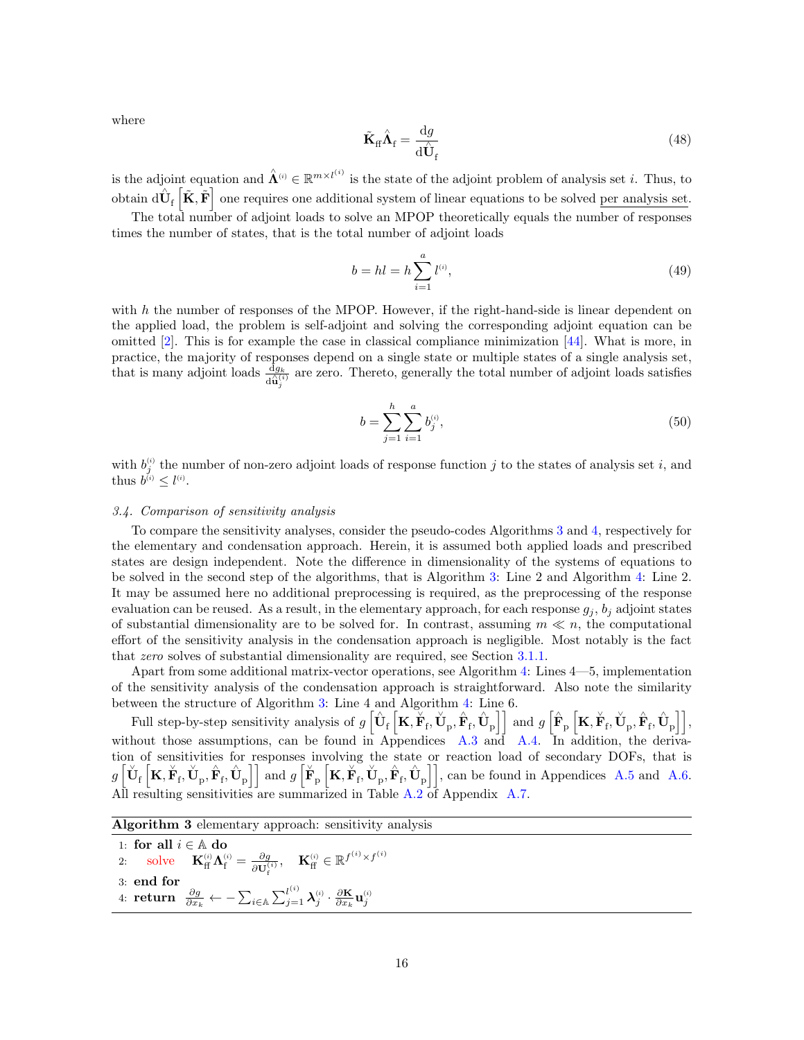where

$$\tilde{\mathbf{K}}_{\mathrm{ff}}\hat{\mathbf{\Lambda}}_{\mathrm{f}} = \frac{\mathrm{d}g}{\mathrm{d}\hat{\mathbf{U}}_{\mathrm{f}}} \tag{48}$$

is the adjoint equation and $\hat{\mathbf{\Lambda}}^{(i)} \in \mathbb{R}^{m \times l^{(i)}}$ is the state of the adjoint problem of analysis set $i$. Thus, to obtain $\mathrm{d}\hat{\mathbf{U}}_{\mathrm{f}}\left[\tilde{\mathbf{K}}, \tilde{\mathbf{F}}\right]$ one requires one additional system of linear equations to be solved per analysis set.

The total number of adjoint loads to solve an MPOP theoretically equals the number of responses times the number of states, that is the total number of adjoint loads

$$b = hl = h\sum_{i=1}^{a} l^{(i)}, \tag{49}$$

with $h$ the number of responses of the MPOP. However, if the right-hand-side is linear dependent on the applied load, the problem is self-adjoint and solving the corresponding adjoint equation can be omitted [2]. This is for example the case in classical compliance minimization [44]. What is more, in practice, the majority of responses depend on a single state or multiple states of a single analysis set, that is many adjoint loads $\frac{\mathrm{d}g_k}{\mathrm{d}\hat{\mathbf{u}}_j^{(i)}}$ are zero. Thereto, generally the total number of adjoint loads satisfies

$$b = \sum_{j=1}^{h}\sum_{i=1}^{a} b_j^{(i)}, \tag{50}$$

with $b_j^{(i)}$ the number of non-zero adjoint loads of response function $j$ to the states of analysis set $i$, and thus $b^{(i)} \leq l^{(i)}$.

### 3.4. Comparison of sensitivity analysis

To compare the sensitivity analyses, consider the pseudo-codes Algorithms 3 and 4, respectively for the elementary and condensation approach. Herein, it is assumed both applied loads and prescribed states are design independent. Note the difference in dimensionality of the systems of equations to be solved in the second step of the algorithms, that is Algorithm 3: Line 2 and Algorithm 4: Line 2. It may be assumed here no additional preprocessing is required, as the preprocessing of the response evaluation can be reused. As a result, in the elementary approach, for each response $g_j$, $b_j$ adjoint states of substantial dimensionality are to be solved for. In contrast, assuming $m \ll n$, the computational effort of the sensitivity analysis in the condensation approach is negligible. Most notably is the fact that *zero* solves of substantial dimensionality are required, see Section 3.1.1.

Apart from some additional matrix-vector operations, see Algorithm 4: Lines 4—5, implementation of the sensitivity analysis of the condensation approach is straightforward. Also note the similarity between the structure of Algorithm 3: Line 4 and Algorithm 4: Line 6.

Full step-by-step sensitivity analysis of $g\left[\hat{\mathbf{U}}_{\mathrm{f}}\left[\mathbf{K}, \check{\mathbf{F}}_{\mathrm{f}}, \check{\mathbf{U}}_{\mathrm{p}}, \hat{\mathbf{F}}_{\mathrm{f}}, \hat{\mathbf{U}}_{\mathrm{p}}\right]\right]$ and $g\left[\hat{\mathbf{F}}_{\mathrm{p}}\left[\mathbf{K}, \check{\mathbf{F}}_{\mathrm{f}}, \check{\mathbf{U}}_{\mathrm{p}}, \hat{\mathbf{F}}_{\mathrm{f}}, \hat{\mathbf{U}}_{\mathrm{p}}\right]\right]$, without those assumptions, can be found in Appendices A.3 and A.4. In addition, the derivation of sensitivities for responses involving the state or reaction load of secondary DOFs, that is $g\left[\check{\mathbf{U}}_{\mathrm{f}}\left[\mathbf{K}, \check{\mathbf{F}}_{\mathrm{f}}, \check{\mathbf{U}}_{\mathrm{p}}, \hat{\mathbf{F}}_{\mathrm{f}}, \hat{\mathbf{U}}_{\mathrm{p}}\right]\right]$ and $g\left[\check{\mathbf{F}}_{\mathrm{p}}\left[\mathbf{K}, \check{\mathbf{F}}_{\mathrm{f}}, \check{\mathbf{U}}_{\mathrm{p}}, \hat{\mathbf{F}}_{\mathrm{f}}, \hat{\mathbf{U}}_{\mathrm{p}}\right]\right]$, can be found in Appendices A.5 and A.6. All resulting sensitivities are summarized in Table A.2 of Appendix A.7.

**Algorithm 3** elementary approach: sensitivity analysis

1: **for all** $i \in \mathbb{A}$ **do**
2: solve $\mathbf{K}_{\mathrm{ff}}^{(i)}\mathbf{\Lambda}_{\mathrm{f}}^{(i)} = \frac{\partial g}{\partial \mathbf{U}_{\mathrm{f}}^{(i)}}$, $\mathbf{K}_{\mathrm{ff}}^{(i)} \in \mathbb{R}^{f^{(i)} \times f^{(i)}}$
3: **end for**
4: **return** $\frac{\partial g}{\partial x_k} \leftarrow -\sum_{i\in\mathbb{A}}\sum_{j=1}^{l^{(i)}} \boldsymbol{\lambda}_j^{(i)} \cdot \frac{\partial \mathbf{K}}{\partial x_k}\mathbf{u}_j^{(i)}$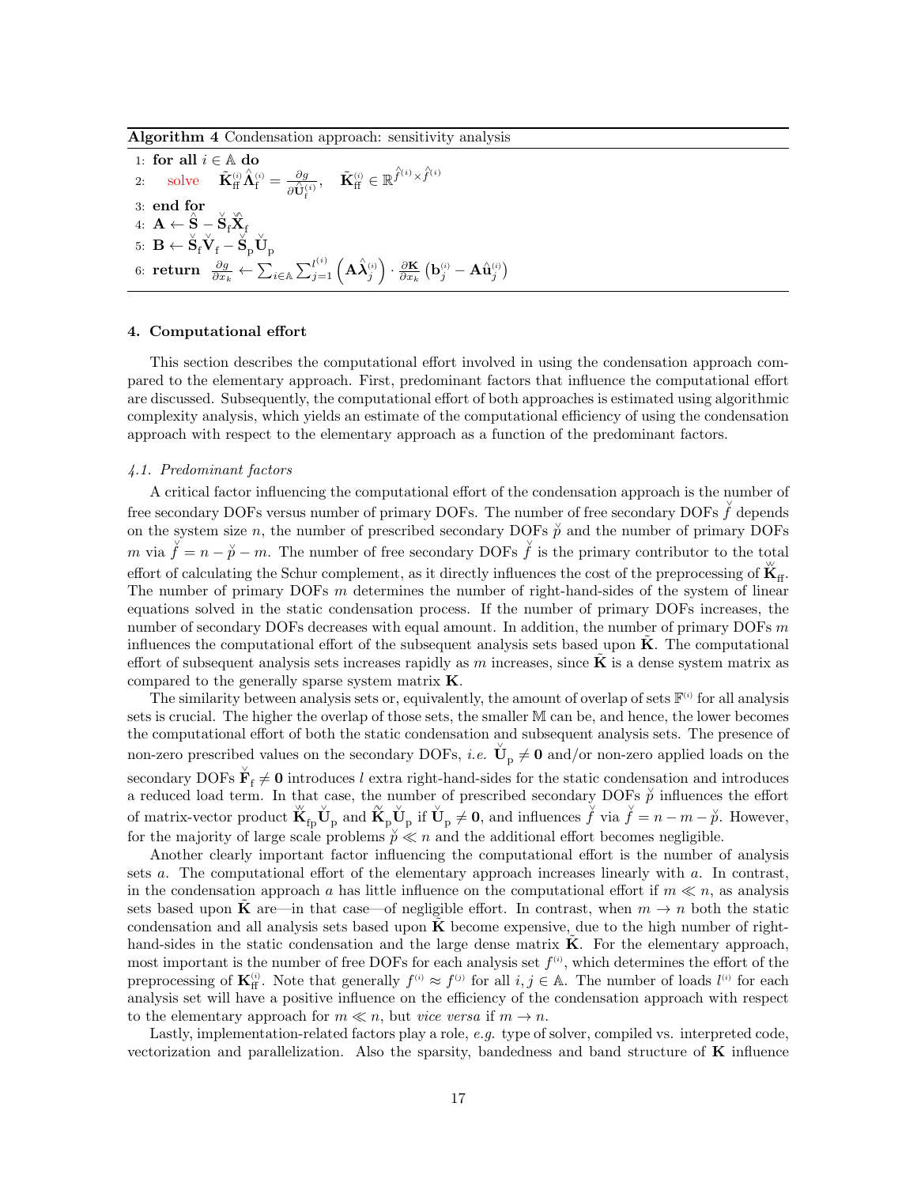**Algorithm 4** Condensation approach: sensitivity analysis

1: **for all** $i \in \mathbb{A}$ **do**
2: solve $\tilde{\mathbf{K}}_{\text{ff}}^{(i)} \hat{\boldsymbol{\Lambda}}_{\text{f}}^{(i)} = \frac{\partial g}{\partial \hat{\mathbf{U}}_{\text{f}}^{(i)}}, \quad \tilde{\mathbf{K}}_{\text{ff}}^{(i)} \in \mathbb{R}^{\hat{f}^{(i)} \times \hat{f}^{(i)}}$
3: **end for**
4: $\mathbf{A} \leftarrow \hat{\mathbf{S}} - \check{\mathbf{S}}_{\text{f}} \check{\hat{\mathbf{X}}}_{\text{f}}$
5: $\mathbf{B} \leftarrow \check{\mathbf{S}}_{\text{f}} \check{\mathbf{V}}_{\text{f}} - \check{\mathbf{S}}_{\text{p}} \check{\mathbf{U}}_{\text{p}}$
6: **return** $\frac{\partial g}{\partial x_k} \leftarrow \sum_{i \in \mathbb{A}} \sum_{j=1}^{l^{(i)}} \left( \mathbf{A} \hat{\boldsymbol{\lambda}}_j^{(i)} \right) \cdot \frac{\partial \mathbf{K}}{\partial x_k} \left( \mathbf{b}_j^{(i)} - \mathbf{A} \hat{\mathbf{u}}_j^{(i)} \right)$

## 4. Computational effort

This section describes the computational effort involved in using the condensation approach compared to the elementary approach. First, predominant factors that influence the computational effort are discussed. Subsequently, the computational effort of both approaches is estimated using algorithmic complexity analysis, which yields an estimate of the computational efficiency of using the condensation approach with respect to the elementary approach as a function of the predominant factors.

### *4.1. Predominant factors*

A critical factor influencing the computational effort of the condensation approach is the number of free secondary DOFs versus number of primary DOFs. The number of free secondary DOFs $\check{f}$ depends on the system size $n$, the number of prescribed secondary DOFs $\check{p}$ and the number of primary DOFs $m$ via $\check{f} = n - \check{p} - m$. The number of free secondary DOFs $\check{f}$ is the primary contributor to the total effort of calculating the Schur complement, as it directly influences the cost of the preprocessing of $\check{\check{\mathbf{K}}}_{\text{ff}}$. The number of primary DOFs $m$ determines the number of right-hand-sides of the system of linear equations solved in the static condensation process. If the number of primary DOFs increases, the number of secondary DOFs decreases with equal amount. In addition, the number of primary DOFs $m$ influences the computational effort of the subsequent analysis sets based upon $\tilde{\mathbf{K}}$. The computational effort of subsequent analysis sets increases rapidly as $m$ increases, since $\tilde{\mathbf{K}}$ is a dense system matrix as compared to the generally sparse system matrix $\mathbf{K}$.

The similarity between analysis sets or, equivalently, the amount of overlap of sets $\mathbb{F}^{(i)}$ for all analysis sets is crucial. The higher the overlap of those sets, the smaller $\mathbb{M}$ can be, and hence, the lower becomes the computational effort of both the static condensation and subsequent analysis sets. The presence of non-zero prescribed values on the secondary DOFs, *i.e.* $\check{\mathbf{U}}_{\text{p}} \neq \mathbf{0}$ and/or non-zero applied loads on the secondary DOFs $\check{\mathbf{F}}_{\text{f}} \neq \mathbf{0}$ introduces $l$ extra right-hand-sides for the static condensation and introduces a reduced load term. In that case, the number of prescribed secondary DOFs $\check{p}$ influences the effort of matrix-vector product $\check{\check{\mathbf{K}}}_{\text{fp}} \check{\mathbf{U}}_{\text{p}}$ and $\hat{\check{\mathbf{K}}}_{\text{p}} \check{\mathbf{U}}_{\text{p}}$ if $\check{\mathbf{U}}_{\text{p}} \neq \mathbf{0}$, and influences $\check{f}$ via $\check{f} = n - m - \check{p}$. However, for the majority of large scale problems $\check{p} \ll n$ and the additional effort becomes negligible.

Another clearly important factor influencing the computational effort is the number of analysis sets $a$. The computational effort of the elementary approach increases linearly with $a$. In contrast, in the condensation approach $a$ has little influence on the computational effort if $m \ll n$, as analysis sets based upon $\tilde{\mathbf{K}}$ are—in that case—of negligible effort. In contrast, when $m \to n$ both the static condensation and all analysis sets based upon $\tilde{\mathbf{K}}$ become expensive, due to the high number of right-hand-sides in the static condensation and the large dense matrix $\tilde{\mathbf{K}}$. For the elementary approach, most important is the number of free DOFs for each analysis set $f^{(i)}$, which determines the effort of the preprocessing of $\mathbf{K}_{\text{ff}}^{(i)}$. Note that generally $f^{(i)} \approx f^{(j)}$ for all $i, j \in \mathbb{A}$. The number of loads $l^{(i)}$ for each analysis set will have a positive influence on the efficiency of the condensation approach with respect to the elementary approach for $m \ll n$, but *vice versa* if $m \to n$.

Lastly, implementation-related factors play a role, *e.g.* type of solver, compiled vs. interpreted code, vectorization and parallelization. Also the sparsity, bandedness and band structure of $\mathbf{K}$ influence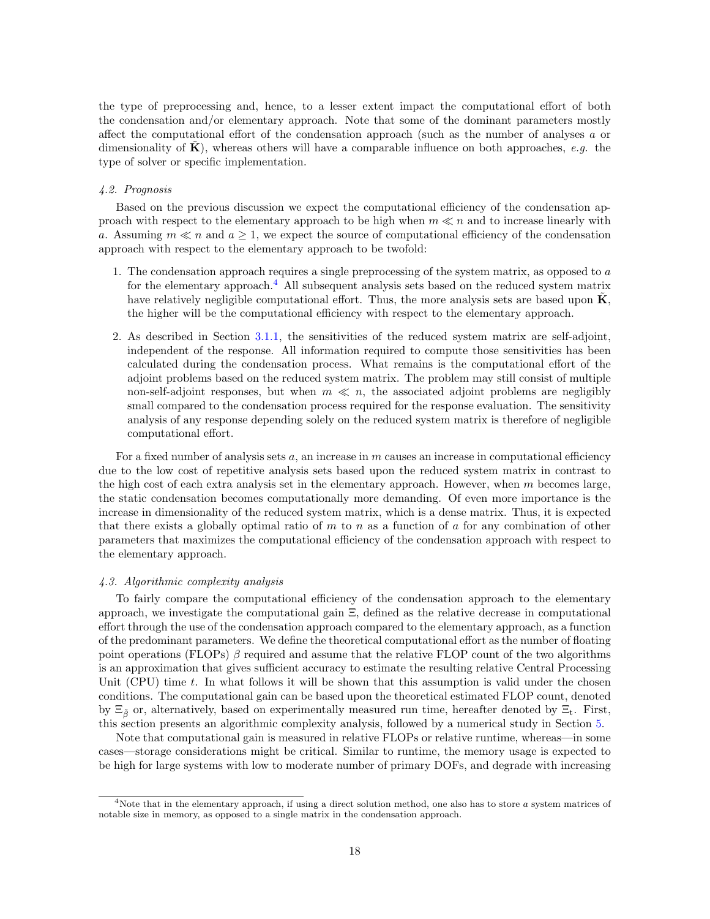the type of preprocessing and, hence, to a lesser extent impact the computational effort of both the condensation and/or elementary approach. Note that some of the dominant parameters mostly affect the computational effort of the condensation approach (such as the number of analyses $a$ or dimensionality of $\tilde{\mathbf{K}}$), whereas others will have a comparable influence on both approaches, *e.g.* the type of solver or specific implementation.

#### *4.2. Prognosis*

Based on the previous discussion we expect the computational efficiency of the condensation approach with respect to the elementary approach to be high when $m \ll n$ and to increase linearly with $a$. Assuming $m \ll n$ and $a \geq 1$, we expect the source of computational efficiency of the condensation approach with respect to the elementary approach to be twofold:

1. The condensation approach requires a single preprocessing of the system matrix, as opposed to $a$ for the elementary approach.[4] All subsequent analysis sets based on the reduced system matrix have relatively negligible computational effort. Thus, the more analysis sets are based upon $\tilde{\mathbf{K}}$, the higher will be the computational efficiency with respect to the elementary approach.
2. As described in Section 3.1.1, the sensitivities of the reduced system matrix are self-adjoint, independent of the response. All information required to compute those sensitivities has been calculated during the condensation process. What remains is the computational effort of the adjoint problems based on the reduced system matrix. The problem may still consist of multiple non-self-adjoint responses, but when $m \ll n$, the associated adjoint problems are negligibly small compared to the condensation process required for the response evaluation. The sensitivity analysis of any response depending solely on the reduced system matrix is therefore of negligible computational effort.

For a fixed number of analysis sets $a$, an increase in $m$ causes an increase in computational efficiency due to the low cost of repetitive analysis sets based upon the reduced system matrix in contrast to the high cost of each extra analysis set in the elementary approach. However, when $m$ becomes large, the static condensation becomes computationally more demanding. Of even more importance is the increase in dimensionality of the reduced system matrix, which is a dense matrix. Thus, it is expected that there exists a globally optimal ratio of $m$ to $n$ as a function of $a$ for any combination of other parameters that maximizes the computational efficiency of the condensation approach with respect to the elementary approach.

#### *4.3. Algorithmic complexity analysis*

To fairly compare the computational efficiency of the condensation approach to the elementary approach, we investigate the computational gain $\Xi$, defined as the relative decrease in computational effort through the use of the condensation approach compared to the elementary approach, as a function of the predominant parameters. We define the theoretical computational effort as the number of floating point operations (FLOPs) $\beta$ required and assume that the relative FLOP count of the two algorithms is an approximation that gives sufficient accuracy to estimate the resulting relative Central Processing Unit (CPU) time $t$. In what follows it will be shown that this assumption is valid under the chosen conditions. The computational gain can be based upon the theoretical estimated FLOP count, denoted by $\Xi_{\tilde{\beta}}$ or, alternatively, based on experimentally measured run time, hereafter denoted by $\Xi_{\mathrm{t}}$. First, this section presents an algorithmic complexity analysis, followed by a numerical study in Section 5.

Note that computational gain is measured in relative FLOPs or relative runtime, whereas—in some cases—storage considerations might be critical. Similar to runtime, the memory usage is expected to be high for large systems with low to moderate number of primary DOFs, and degrade with increasing

[4] Note that in the elementary approach, if using a direct solution method, one also has to store $a$ system matrices of notable size in memory, as opposed to a single matrix in the condensation approach.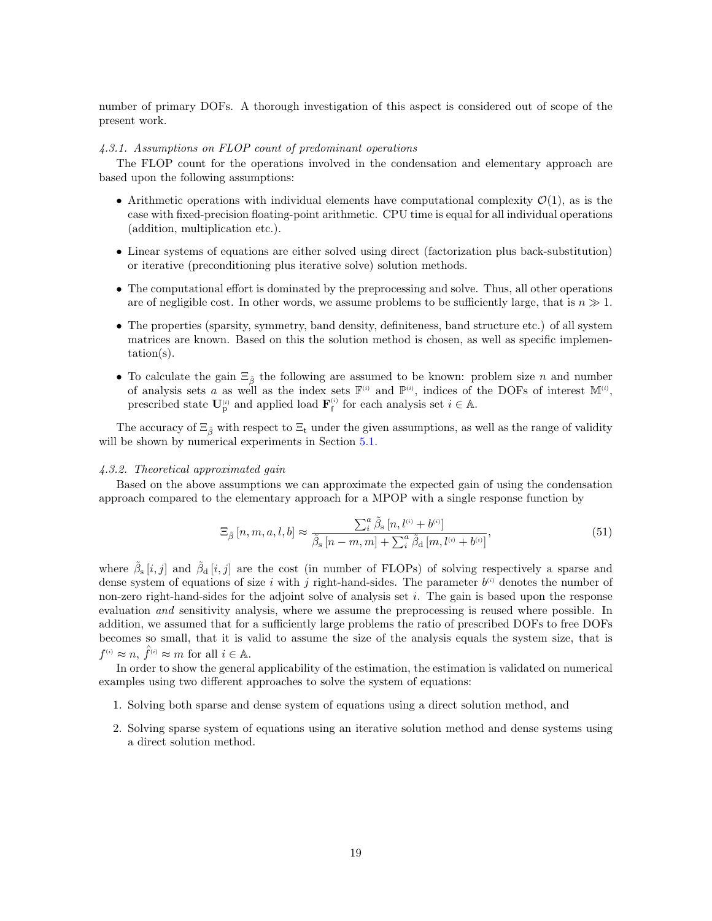number of primary DOFs. A thorough investigation of this aspect is considered out of scope of the present work.

#### *4.3.1. Assumptions on FLOP count of predominant operations*

The FLOP count for the operations involved in the condensation and elementary approach are based upon the following assumptions:

- Arithmetic operations with individual elements have computational complexity $\mathcal{O}(1)$, as is the case with fixed-precision floating-point arithmetic. CPU time is equal for all individual operations (addition, multiplication etc.).
- Linear systems of equations are either solved using direct (factorization plus back-substitution) or iterative (preconditioning plus iterative solve) solution methods.
- The computational effort is dominated by the preprocessing and solve. Thus, all other operations are of negligible cost. In other words, we assume problems to be sufficiently large, that is $n \gg 1$.
- The properties (sparsity, symmetry, band density, definiteness, band structure etc.) of all system matrices are known. Based on this the solution method is chosen, as well as specific implementation(s).
- To calculate the gain $\Xi_{\tilde{\beta}}$ the following are assumed to be known: problem size $n$ and number of analysis sets $a$ as well as the index sets $\mathbb{F}^{(i)}$ and $\mathbb{P}^{(i)}$, indices of the DOFs of interest $\mathbb{M}^{(i)}$, prescribed state $\mathbf{U}_{\mathrm{p}}^{(i)}$ and applied load $\mathbf{F}_{\mathrm{f}}^{(i)}$ for each analysis set $i \in \mathbb{A}$.

The accuracy of $\Xi_{\tilde{\beta}}$ with respect to $\Xi_{\mathrm{t}}$ under the given assumptions, as well as the range of validity will be shown by numerical experiments in Section 5.1.

#### *4.3.2. Theoretical approximated gain*

Based on the above assumptions we can approximate the expected gain of using the condensation approach compared to the elementary approach for a MPOP with a single response function by

$$\Xi_{\tilde{\beta}}\left[n, m, a, l, b\right] \approx \frac{\sum_i^a \tilde{\beta}_{\mathrm{s}}\left[n, l^{(i)} + b^{(i)}\right]}{\tilde{\beta}_{\mathrm{s}}\left[n-m, m\right] + \sum_i^a \tilde{\beta}_{\mathrm{d}}\left[m, l^{(i)} + b^{(i)}\right]}, \tag{51}$$

where $\tilde{\beta}_{\mathrm{s}}\left[i,j\right]$ and $\tilde{\beta}_{\mathrm{d}}\left[i,j\right]$ are the cost (in number of FLOPs) of solving respectively a sparse and dense system of equations of size $i$ with $j$ right-hand-sides. The parameter $b^{(i)}$ denotes the number of non-zero right-hand-sides for the adjoint solve of analysis set $i$. The gain is based upon the response evaluation *and* sensitivity analysis, where we assume the preprocessing is reused where possible. In addition, we assumed that for a sufficiently large problems the ratio of prescribed DOFs to free DOFs becomes so small, that it is valid to assume the size of the analysis equals the system size, that is $f^{(i)} \approx n$, $\hat{f}^{(i)} \approx m$ for all $i \in \mathbb{A}$.

In order to show the general applicability of the estimation, the estimation is validated on numerical examples using two different approaches to solve the system of equations:

1. Solving both sparse and dense system of equations using a direct solution method, and
2. Solving sparse system of equations using an iterative solution method and dense systems using a direct solution method.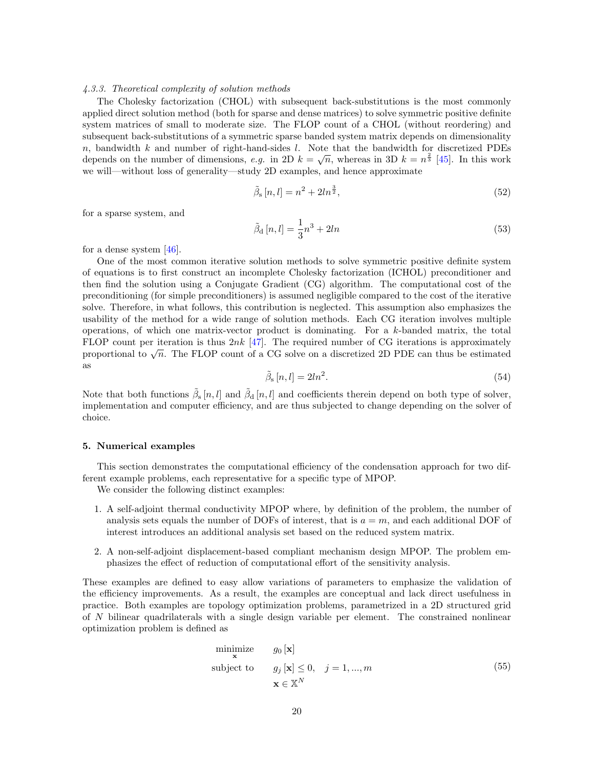#### 4.3.3. Theoretical complexity of solution methods

The Cholesky factorization (CHOL) with subsequent back-substitutions is the most commonly applied direct solution method (both for sparse and dense matrices) to solve symmetric positive definite system matrices of small to moderate size. The FLOP count of a CHOL (without reordering) and subsequent back-substitutions of a symmetric sparse banded system matrix depends on dimensionality $n$, bandwidth $k$ and number of right-hand-sides $l$. Note that the bandwidth for discretized PDEs depends on the number of dimensions, *e.g.* in 2D $k = \sqrt{n}$, whereas in 3D $k = n^{\frac{2}{3}}$ [45]. In this work we will—without loss of generality—study 2D examples, and hence approximate

$$\tilde{\beta}_{\mathrm{s}}[n, l] = n^2 + 2ln^{\frac{3}{2}}, \tag{52}$$

for a sparse system, and

$$\tilde{\beta}_{\mathrm{d}}[n, l] = \frac{1}{3}n^3 + 2ln \tag{53}$$

for a dense system [46].

One of the most common iterative solution methods to solve symmetric positive definite system of equations is to first construct an incomplete Cholesky factorization (ICHOL) preconditioner and then find the solution using a Conjugate Gradient (CG) algorithm. The computational cost of the preconditioning (for simple preconditioners) is assumed negligible compared to the cost of the iterative solve. Therefore, in what follows, this contribution is neglected. This assumption also emphasizes the usability of the method for a wide range of solution methods. Each CG iteration involves multiple operations, of which one matrix-vector product is dominating. For a $k$-banded matrix, the total FLOP count per iteration is thus $2nk$ [47]. The required number of CG iterations is approximately proportional to $\sqrt{n}$. The FLOP count of a CG solve on a discretized 2D PDE can thus be estimated as

$$\tilde{\beta}_{\mathrm{s}}[n, l] = 2ln^2. \tag{54}$$

Note that both functions $\tilde{\beta}_{\mathrm{s}}[n, l]$ and $\tilde{\beta}_{\mathrm{d}}[n, l]$ and coefficients therein depend on both type of solver, implementation and computer efficiency, and are thus subjected to change depending on the solver of choice.

## 5. Numerical examples

This section demonstrates the computational efficiency of the condensation approach for two different example problems, each representative for a specific type of MPOP.

We consider the following distinct examples:

1. A self-adjoint thermal conductivity MPOP where, by definition of the problem, the number of analysis sets equals the number of DOFs of interest, that is $a = m$, and each additional DOF of interest introduces an additional analysis set based on the reduced system matrix.
2. A non-self-adjoint displacement-based compliant mechanism design MPOP. The problem emphasizes the effect of reduction of computational effort of the sensitivity analysis.

These examples are defined to easy allow variations of parameters to emphasize the validation of the efficiency improvements. As a result, the examples are conceptual and lack direct usefulness in practice. Both examples are topology optimization problems, parametrized in a 2D structured grid of $N$ bilinear quadrilaterals with a single design variable per element. The constrained nonlinear optimization problem is defined as

$$\begin{aligned} \underset{\mathbf{x}}{\text{minimize}} \quad & g_0[\mathbf{x}] \\ \text{subject to} \quad & g_j[\mathbf{x}] \leq 0, \quad j = 1, ..., m \\ & \mathbf{x} \in \mathbb{X}^N \end{aligned} \tag{55}$$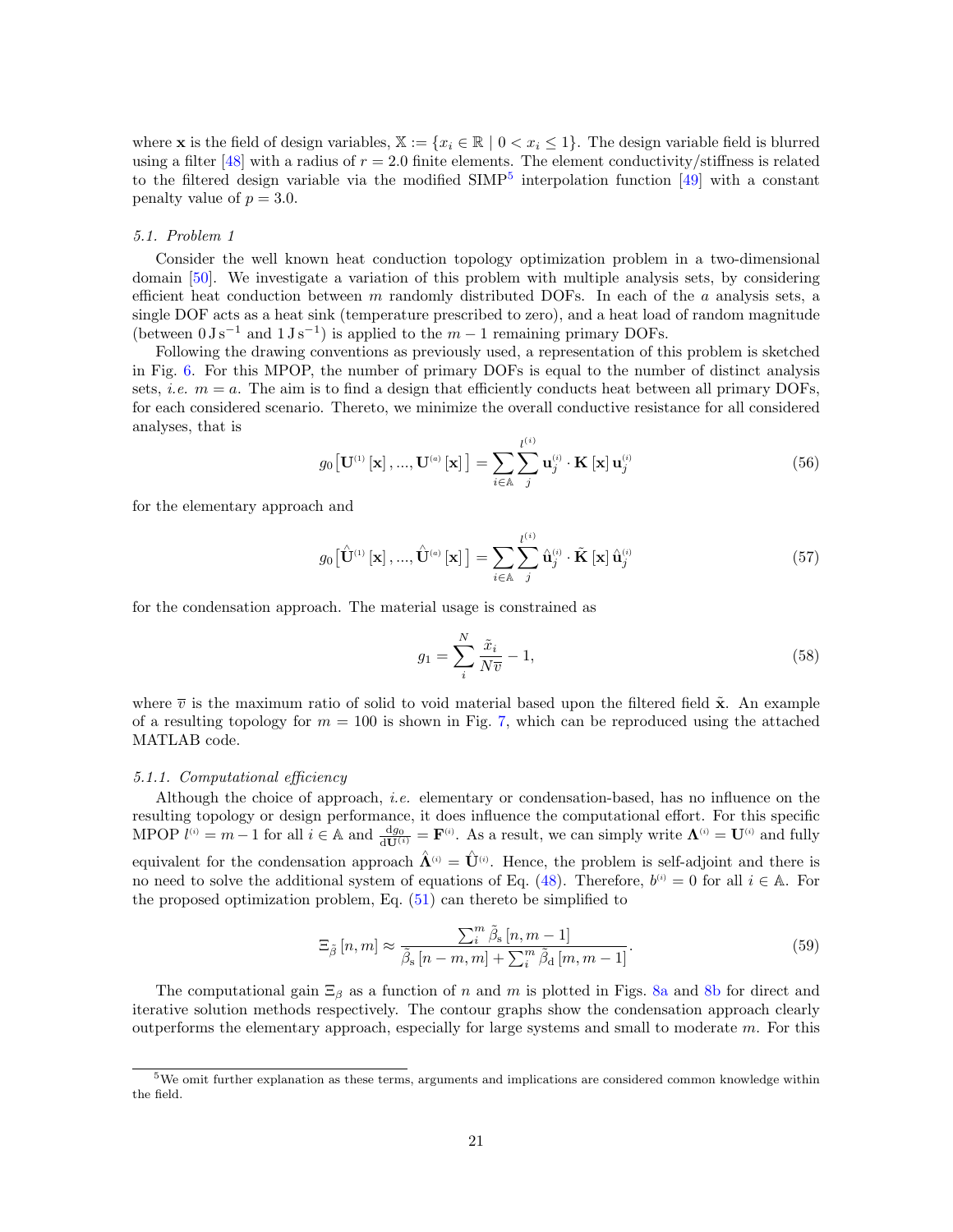where $\mathbf{x}$ is the field of design variables, $\mathbb{X} := \{x_i \in \mathbb{R} \mid 0 < x_i \leq 1\}$. The design variable field is blurred using a filter [48] with a radius of $r = 2.0$ finite elements. The element conductivity/stiffness is related to the filtered design variable via the modified SIMP[5] interpolation function [49] with a constant penalty value of $p = 3.0$.

### 5.1. Problem 1

Consider the well known heat conduction topology optimization problem in a two-dimensional domain [50]. We investigate a variation of this problem with multiple analysis sets, by considering efficient heat conduction between $m$ randomly distributed DOFs. In each of the $a$ analysis sets, a single DOF acts as a heat sink (temperature prescribed to zero), and a heat load of random magnitude (between $0\,\mathrm{J\,s^{-1}}$ and $1\,\mathrm{J\,s^{-1}}$) is applied to the $m-1$ remaining primary DOFs.

Following the drawing conventions as previously used, a representation of this problem is sketched in Fig. 6. For this MPOP, the number of primary DOFs is equal to the number of distinct analysis sets, *i.e.* $m = a$. The aim is to find a design that efficiently conducts heat between all primary DOFs, for each considered scenario. Thereto, we minimize the overall conductive resistance for all considered analyses, that is

$$g_0\left[\mathbf{U}^{(1)}[\mathbf{x}], ..., \mathbf{U}^{(a)}[\mathbf{x}]\right] = \sum_{i \in \mathbb{A}} \sum_{j}^{l^{(i)}} \mathbf{u}_j^{(i)} \cdot \mathbf{K}[\mathbf{x}]\, \mathbf{u}_j^{(i)} \tag{56}$$

for the elementary approach and

$$g_0\left[\hat{\mathbf{U}}^{(1)}[\mathbf{x}], ..., \hat{\mathbf{U}}^{(a)}[\mathbf{x}]\right] = \sum_{i \in \mathbb{A}} \sum_{j}^{l^{(i)}} \hat{\mathbf{u}}_j^{(i)} \cdot \tilde{\mathbf{K}}[\mathbf{x}]\, \hat{\mathbf{u}}_j^{(i)} \tag{57}$$

for the condensation approach. The material usage is constrained as

$$g_1 = \sum_{i}^{N} \frac{\tilde{x}_i}{N\overline{v}} - 1, \tag{58}$$

where $\overline{v}$ is the maximum ratio of solid to void material based upon the filtered field $\tilde{\mathbf{x}}$. An example of a resulting topology for $m = 100$ is shown in Fig. 7, which can be reproduced using the attached MATLAB code.

#### 5.1.1. Computational efficiency

Although the choice of approach, *i.e.* elementary or condensation-based, has no influence on the resulting topology or design performance, it does influence the computational effort. For this specific MPOP $l^{(i)} = m-1$ for all $i \in \mathbb{A}$ and $\frac{\mathrm{d}g_0}{\mathrm{d}\mathbf{U}^{(i)}} = \mathbf{F}^{(i)}$. As a result, we can simply write $\mathbf{\Lambda}^{(i)} = \mathbf{U}^{(i)}$ and fully equivalent for the condensation approach $\hat{\mathbf{\Lambda}}^{(i)} = \hat{\mathbf{U}}^{(i)}$. Hence, the problem is self-adjoint and there is no need to solve the additional system of equations of Eq. (48). Therefore, $b^{(i)} = 0$ for all $i \in \mathbb{A}$. For the proposed optimization problem, Eq. (51) can thereto be simplified to

$$\Xi_{\tilde{\beta}}[n, m] \approx \frac{\sum_i^m \tilde{\beta}_\mathrm{s}[n, m-1]}{\tilde{\beta}_\mathrm{s}[n-m, m] + \sum_i^m \tilde{\beta}_\mathrm{d}[m, m-1]}. \tag{59}$$

The computational gain $\Xi_\beta$ as a function of $n$ and $m$ is plotted in Figs. 8a and 8b for direct and iterative solution methods respectively. The contour graphs show the condensation approach clearly outperforms the elementary approach, especially for large systems and small to moderate $m$. For this

[5] We omit further explanation as these terms, arguments and implications are considered common knowledge within the field.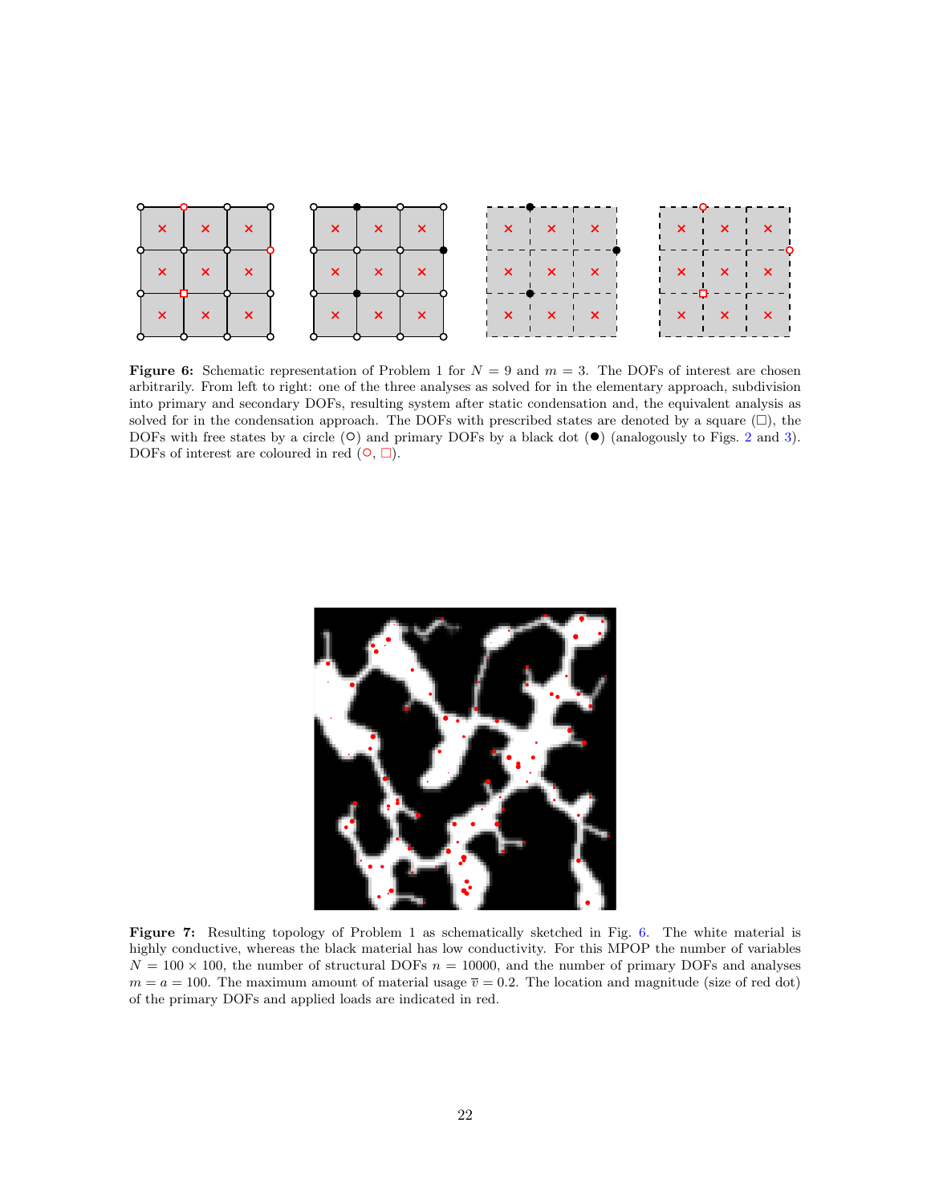**Figure 6:** Schematic representation of Problem 1 for $N = 9$ and $m = 3$. The DOFs of interest are chosen arbitrarily. From left to right: one of the three analyses as solved for in the elementary approach, subdivision into primary and secondary DOFs, resulting system after static condensation and, the equivalent analysis as solved for in the condensation approach. The DOFs with prescribed states are denoted by a square (□), the DOFs with free states by a circle (○) and primary DOFs by a black dot (●) (analogously to Figs. 2 and 3). DOFs of interest are coloured in red (○, □).

**Figure 7:** Resulting topology of Problem 1 as schematically sketched in Fig. 6. The white material is highly conductive, whereas the black material has low conductivity. For this MPOP the number of variables $N = 100 \times 100$, the number of structural DOFs $n = 10000$, and the number of primary DOFs and analyses $m = a = 100$. The maximum amount of material usage $\overline{v} = 0.2$. The location and magnitude (size of red dot) of the primary DOFs and applied loads are indicated in red.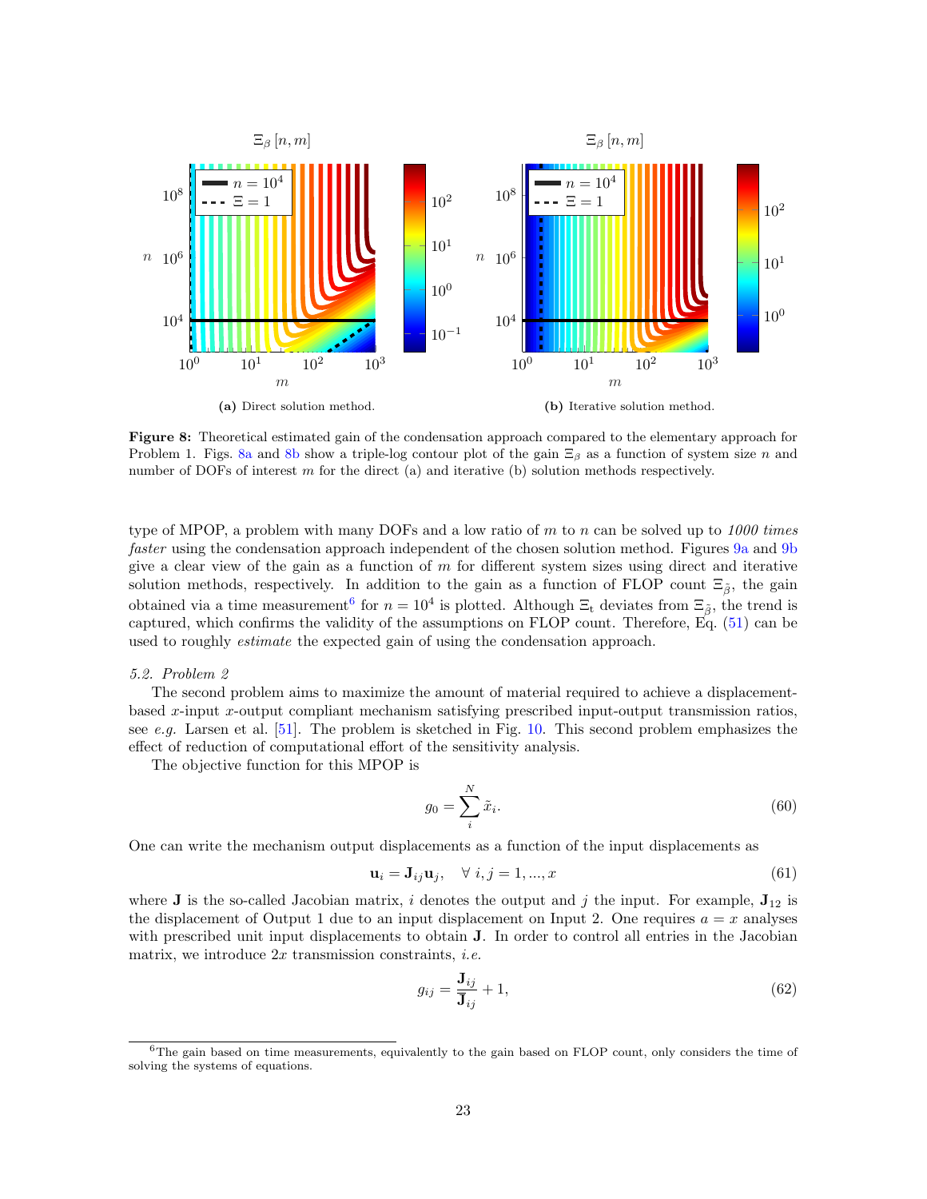**(a)** Direct solution method.

**(b)** Iterative solution method.

**Figure 8:** Theoretical estimated gain of the condensation approach compared to the elementary approach for Problem 1. Figs. 8a and 8b show a triple-log contour plot of the gain $\Xi_\beta$ as a function of system size $n$ and number of DOFs of interest $m$ for the direct (a) and iterative (b) solution methods respectively.

type of MPOP, a problem with many DOFs and a low ratio of $m$ to $n$ can be solved up to *1000 times faster* using the condensation approach independent of the chosen solution method. Figures 9a and 9b give a clear view of the gain as a function of $m$ for different system sizes using direct and iterative solution methods, respectively. In addition to the gain as a function of FLOP count $\Xi_{\tilde{\beta}}$, the gain obtained via a time measurement[6] for $n = 10^4$ is plotted. Although $\Xi_\mathrm{t}$ deviates from $\Xi_{\tilde{\beta}}$, the trend is captured, which confirms the validity of the assumptions on FLOP count. Therefore, Eq. (51) can be used to roughly *estimate* the expected gain of using the condensation approach.

*5.2. Problem 2*

The second problem aims to maximize the amount of material required to achieve a displacement-based $x$-input $x$-output compliant mechanism satisfying prescribed input-output transmission ratios, see *e.g.* Larsen et al. [51]. The problem is sketched in Fig. 10. This second problem emphasizes the effect of reduction of computational effort of the sensitivity analysis.

The objective function for this MPOP is

$$g_0 = \sum_{i}^{N} \tilde{x}_i. \tag{60}$$

One can write the mechanism output displacements as a function of the input displacements as

$$\mathbf{u}_i = \mathbf{J}_{ij}\mathbf{u}_j, \quad \forall\ i, j = 1, ..., x \tag{61}$$

where $\mathbf{J}$ is the so-called Jacobian matrix, $i$ denotes the output and $j$ the input. For example, $\mathbf{J}_{12}$ is the displacement of Output 1 due to an input displacement on Input 2. One requires $a = x$ analyses with prescribed unit input displacements to obtain $\mathbf{J}$. In order to control all entries in the Jacobian matrix, we introduce $2x$ transmission constraints, *i.e.*

$$g_{ij} = \frac{\mathbf{J}_{ij}}{\overline{\mathbf{J}}_{ij}} + 1, \tag{62}$$

[6] The gain based on time measurements, equivalently to the gain based on FLOP count, only considers the time of solving the systems of equations.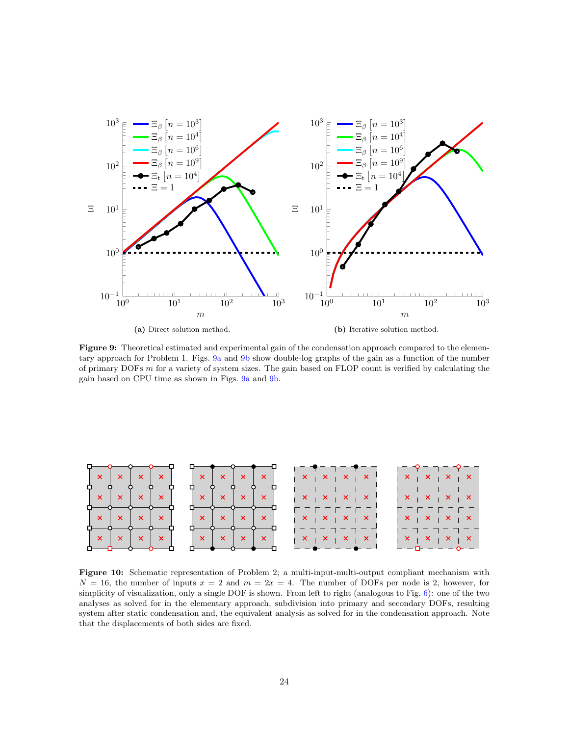(a) Direct solution method.

(b) Iterative solution method.

**Figure 9:** Theoretical estimated and experimental gain of the condensation approach compared to the elementary approach for Problem 1. Figs. 9a and 9b show double-log graphs of the gain as a function of the number of primary DOFs $m$ for a variety of system sizes. The gain based on FLOP count is verified by calculating the gain based on CPU time as shown in Figs. 9a and 9b.

**Figure 10:** Schematic representation of Problem 2; a multi-input-multi-output compliant mechanism with $N = 16$, the number of inputs $x = 2$ and $m = 2x = 4$. The number of DOFs per node is 2, however, for simplicity of visualization, only a single DOF is shown. From left to right (analogous to Fig. 6): one of the two analyses as solved for in the elementary approach, subdivision into primary and secondary DOFs, resulting system after static condensation and, the equivalent analysis as solved for in the condensation approach. Note that the displacements of both sides are fixed.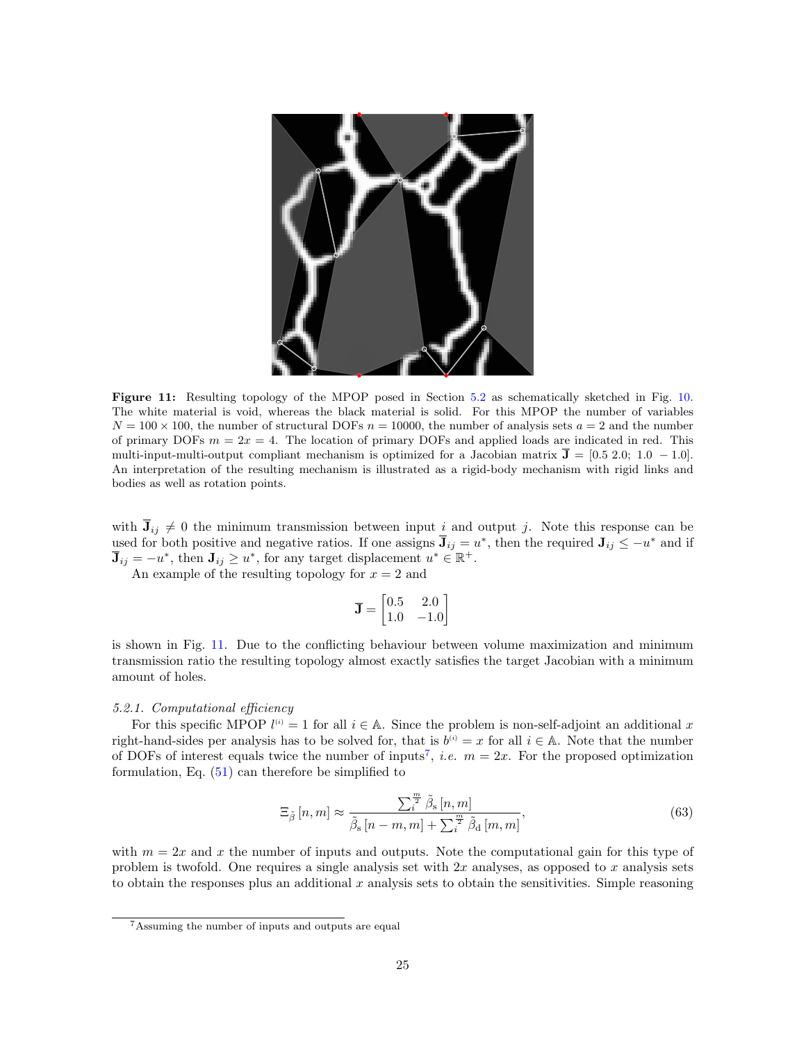**Figure 11:** Resulting topology of the MPOP posed in Section 5.2 as schematically sketched in Fig. 10. The white material is void, whereas the black material is solid. For this MPOP the number of variables $N = 100 \times 100$, the number of structural DOFs $n = 10000$, the number of analysis sets $a = 2$ and the number of primary DOFs $m = 2x = 4$. The location of primary DOFs and applied loads are indicated in red. This multi-input-multi-output compliant mechanism is optimized for a Jacobian matrix $\overline{\mathbf{J}} = [0.5\ 2.0;\ 1.0\ -1.0]$. An interpretation of the resulting mechanism is illustrated as a rigid-body mechanism with rigid links and bodies as well as rotation points.

with $\overline{\mathbf{J}}_{ij} \neq 0$ the minimum transmission between input $i$ and output $j$. Note this response can be used for both positive and negative ratios. If one assigns $\overline{\mathbf{J}}_{ij} = u^*$, then the required $\mathbf{J}_{ij} \leq -u^*$ and if $\overline{\mathbf{J}}_{ij} = -u^*$, then $\mathbf{J}_{ij} \geq u^*$, for any target displacement $u^* \in \mathbb{R}^+$.

An example of the resulting topology for $x = 2$ and

$$\overline{\mathbf{J}} = \begin{bmatrix} 0.5 & 2.0 \\ 1.0 & -1.0 \end{bmatrix}$$

is shown in Fig. 11. Due to the conflicting behaviour between volume maximization and minimum transmission ratio the resulting topology almost exactly satisfies the target Jacobian with a minimum amount of holes.

### 5.2.1. Computational efficiency

For this specific MPOP $l^{(i)} = 1$ for all $i \in \mathbb{A}$. Since the problem is non-self-adjoint an additional $x$ right-hand-sides per analysis has to be solved for, that is $b^{(i)} = x$ for all $i \in \mathbb{A}$. Note that the number of DOFs of interest equals twice the number of inputs[7], *i.e.* $m = 2x$. For the proposed optimization formulation, Eq. (51) can therefore be simplified to

$$\Xi_{\tilde{\beta}}\left[n, m\right] \approx \frac{\sum_i^{\frac{m}{2}} \tilde{\beta}_{\mathrm{s}}\left[n, m\right]}{\tilde{\beta}_{\mathrm{s}}\left[n - m, m\right] + \sum_i^{\frac{m}{2}} \tilde{\beta}_{\mathrm{d}}\left[m, m\right]}, \tag{63}$$

with $m = 2x$ and $x$ the number of inputs and outputs. Note the computational gain for this type of problem is twofold. One requires a single analysis set with $2x$ analyses, as opposed to $x$ analysis sets to obtain the responses plus an additional $x$ analysis sets to obtain the sensitivities. Simple reasoning

[7] Assuming the number of inputs and outputs are equal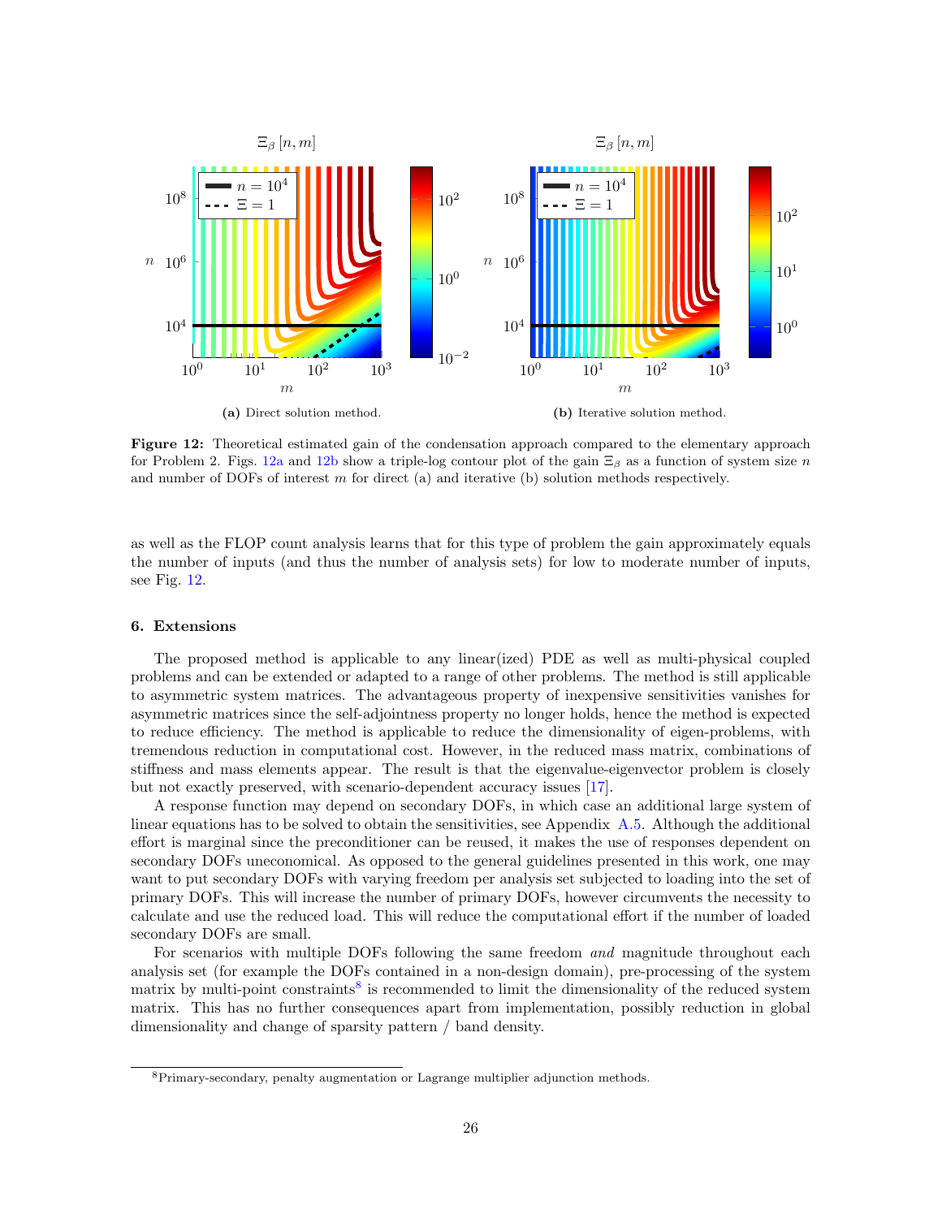**(a)** Direct solution method.

**(b)** Iterative solution method.

**Figure 12:** Theoretical estimated gain of the condensation approach compared to the elementary approach for Problem 2. Figs. 12a and 12b show a triple-log contour plot of the gain $\Xi_\beta$ as a function of system size $n$ and number of DOFs of interest $m$ for direct (a) and iterative (b) solution methods respectively.

as well as the FLOP count analysis learns that for this type of problem the gain approximately equals the number of inputs (and thus the number of analysis sets) for low to moderate number of inputs, see Fig. 12.

### 6. Extensions

The proposed method is applicable to any linear(ized) PDE as well as multi-physical coupled problems and can be extended or adapted to a range of other problems. The method is still applicable to asymmetric system matrices. The advantageous property of inexpensive sensitivities vanishes for asymmetric matrices since the self-adjointness property no longer holds, hence the method is expected to reduce efficiency. The method is applicable to reduce the dimensionality of eigen-problems, with tremendous reduction in computational cost. However, in the reduced mass matrix, combinations of stiffness and mass elements appear. The result is that the eigenvalue-eigenvector problem is closely but not exactly preserved, with scenario-dependent accuracy issues [17].

A response function may depend on secondary DOFs, in which case an additional large system of linear equations has to be solved to obtain the sensitivities, see Appendix A.5. Although the additional effort is marginal since the preconditioner can be reused, it makes the use of responses dependent on secondary DOFs uneconomical. As opposed to the general guidelines presented in this work, one may want to put secondary DOFs with varying freedom per analysis set subjected to loading into the set of primary DOFs. This will increase the number of primary DOFs, however circumvents the necessity to calculate and use the reduced load. This will reduce the computational effort if the number of loaded secondary DOFs are small.

For scenarios with multiple DOFs following the same freedom *and* magnitude throughout each analysis set (for example the DOFs contained in a non-design domain), pre-processing of the system matrix by multi-point constraints[8] is recommended to limit the dimensionality of the reduced system matrix. This has no further consequences apart from implementation, possibly reduction in global dimensionality and change of sparsity pattern / band density.

[8] Primary-secondary, penalty augmentation or Lagrange multiplier adjunction methods.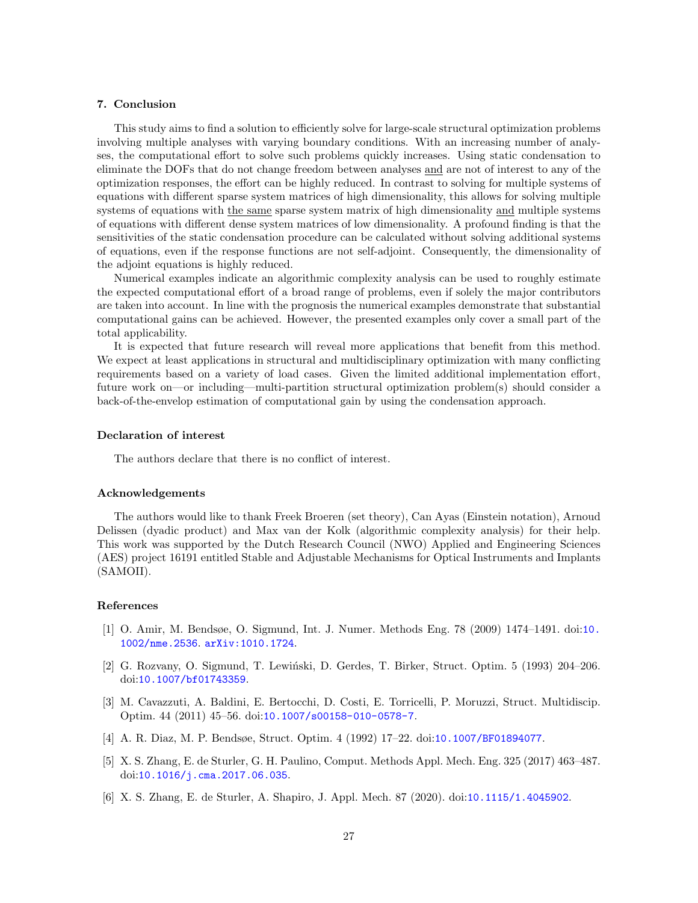## 7. Conclusion

This study aims to find a solution to efficiently solve for large-scale structural optimization problems involving multiple analyses with varying boundary conditions. With an increasing number of analyses, the computational effort to solve such problems quickly increases. Using static condensation to eliminate the DOFs that do not change freedom between analyses and are not of interest to any of the optimization responses, the effort can be highly reduced. In contrast to solving for multiple systems of equations with different sparse system matrices of high dimensionality, this allows for solving multiple systems of equations with the same sparse system matrix of high dimensionality and multiple systems of equations with different dense system matrices of low dimensionality. A profound finding is that the sensitivities of the static condensation procedure can be calculated without solving additional systems of equations, even if the response functions are not self-adjoint. Consequently, the dimensionality of the adjoint equations is highly reduced.

Numerical examples indicate an algorithmic complexity analysis can be used to roughly estimate the expected computational effort of a broad range of problems, even if solely the major contributors are taken into account. In line with the prognosis the numerical examples demonstrate that substantial computational gains can be achieved. However, the presented examples only cover a small part of the total applicability.

It is expected that future research will reveal more applications that benefit from this method. We expect at least applications in structural and multidisciplinary optimization with many conflicting requirements based on a variety of load cases. Given the limited additional implementation effort, future work on—or including—multi-partition structural optimization problem(s) should consider a back-of-the-envelop estimation of computational gain by using the condensation approach.

### Declaration of interest

The authors declare that there is no conflict of interest.

### Acknowledgements

The authors would like to thank Freek Broeren (set theory), Can Ayas (Einstein notation), Arnoud Delissen (dyadic product) and Max van der Kolk (algorithmic complexity analysis) for their help. This work was supported by the Dutch Research Council (NWO) Applied and Engineering Sciences (AES) project 16191 entitled Stable and Adjustable Mechanisms for Optical Instruments and Implants (SAMOII).

### References

[1] O. Amir, M. Bendsøe, O. Sigmund, Int. J. Numer. Methods Eng. 78 (2009) 1474–1491. doi:10.1002/nme.2536. arXiv:1010.1724.

[2] G. Rozvany, O. Sigmund, T. Lewiński, D. Gerdes, T. Birker, Struct. Optim. 5 (1993) 204–206. doi:10.1007/bf01743359.

[3] M. Cavazzuti, A. Baldini, E. Bertocchi, D. Costi, E. Torricelli, P. Moruzzi, Struct. Multidiscip. Optim. 44 (2011) 45–56. doi:10.1007/s00158-010-0578-7.

[4] A. R. Diaz, M. P. Bendsøe, Struct. Optim. 4 (1992) 17–22. doi:10.1007/BF01894077.

[5] X. S. Zhang, E. de Sturler, G. H. Paulino, Comput. Methods Appl. Mech. Eng. 325 (2017) 463–487. doi:10.1016/j.cma.2017.06.035.

[6] X. S. Zhang, E. de Sturler, A. Shapiro, J. Appl. Mech. 87 (2020). doi:10.1115/1.4045902.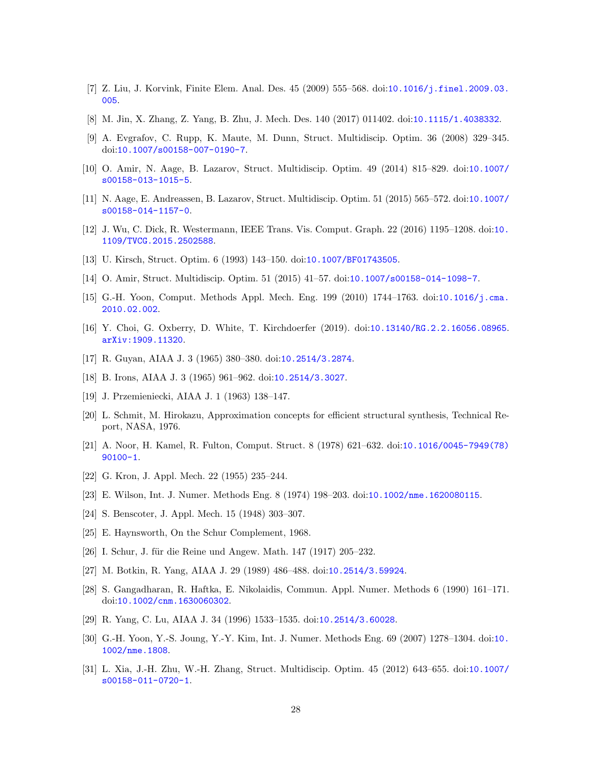[7] Z. Liu, J. Korvink, Finite Elem. Anal. Des. 45 (2009) 555–568. doi:10.1016/j.finel.2009.03.005.

[8] M. Jin, X. Zhang, Z. Yang, B. Zhu, J. Mech. Des. 140 (2017) 011402. doi:10.1115/1.4038332.

[9] A. Evgrafov, C. Rupp, K. Maute, M. Dunn, Struct. Multidiscip. Optim. 36 (2008) 329–345. doi:10.1007/s00158-007-0190-7.

[10] O. Amir, N. Aage, B. Lazarov, Struct. Multidiscip. Optim. 49 (2014) 815–829. doi:10.1007/s00158-013-1015-5.

[11] N. Aage, E. Andreassen, B. Lazarov, Struct. Multidiscip. Optim. 51 (2015) 565–572. doi:10.1007/s00158-014-1157-0.

[12] J. Wu, C. Dick, R. Westermann, IEEE Trans. Vis. Comput. Graph. 22 (2016) 1195–1208. doi:10.1109/TVCG.2015.2502588.

[13] U. Kirsch, Struct. Optim. 6 (1993) 143–150. doi:10.1007/BF01743505.

[14] O. Amir, Struct. Multidiscip. Optim. 51 (2015) 41–57. doi:10.1007/s00158-014-1098-7.

[15] G.-H. Yoon, Comput. Methods Appl. Mech. Eng. 199 (2010) 1744–1763. doi:10.1016/j.cma.2010.02.002.

[16] Y. Choi, G. Oxberry, D. White, T. Kirchdoerfer (2019). doi:10.13140/RG.2.2.16056.08965. arXiv:1909.11320.

[17] R. Guyan, AIAA J. 3 (1965) 380–380. doi:10.2514/3.2874.

[18] B. Irons, AIAA J. 3 (1965) 961–962. doi:10.2514/3.3027.

[19] J. Przemieniecki, AIAA J. 1 (1963) 138–147.

[20] L. Schmit, M. Hirokazu, Approximation concepts for efficient structural synthesis, Technical Report, NASA, 1976.

[21] A. Noor, H. Kamel, R. Fulton, Comput. Struct. 8 (1978) 621–632. doi:10.1016/0045-7949(78)90100-1.

[22] G. Kron, J. Appl. Mech. 22 (1955) 235–244.

[23] E. Wilson, Int. J. Numer. Methods Eng. 8 (1974) 198–203. doi:10.1002/nme.1620080115.

[24] S. Benscoter, J. Appl. Mech. 15 (1948) 303–307.

[25] E. Haynsworth, On the Schur Complement, 1968.

[26] I. Schur, J. für die Reine und Angew. Math. 147 (1917) 205–232.

[27] M. Botkin, R. Yang, AIAA J. 29 (1989) 486–488. doi:10.2514/3.59924.

[28] S. Gangadharan, R. Haftka, E. Nikolaidis, Commun. Appl. Numer. Methods 6 (1990) 161–171. doi:10.1002/cnm.1630060302.

[29] R. Yang, C. Lu, AIAA J. 34 (1996) 1533–1535. doi:10.2514/3.60028.

[30] G.-H. Yoon, Y.-S. Joung, Y.-Y. Kim, Int. J. Numer. Methods Eng. 69 (2007) 1278–1304. doi:10.1002/nme.1808.

[31] L. Xia, J.-H. Zhu, W.-H. Zhang, Struct. Multidiscip. Optim. 45 (2012) 643–655. doi:10.1007/s00158-011-0720-1.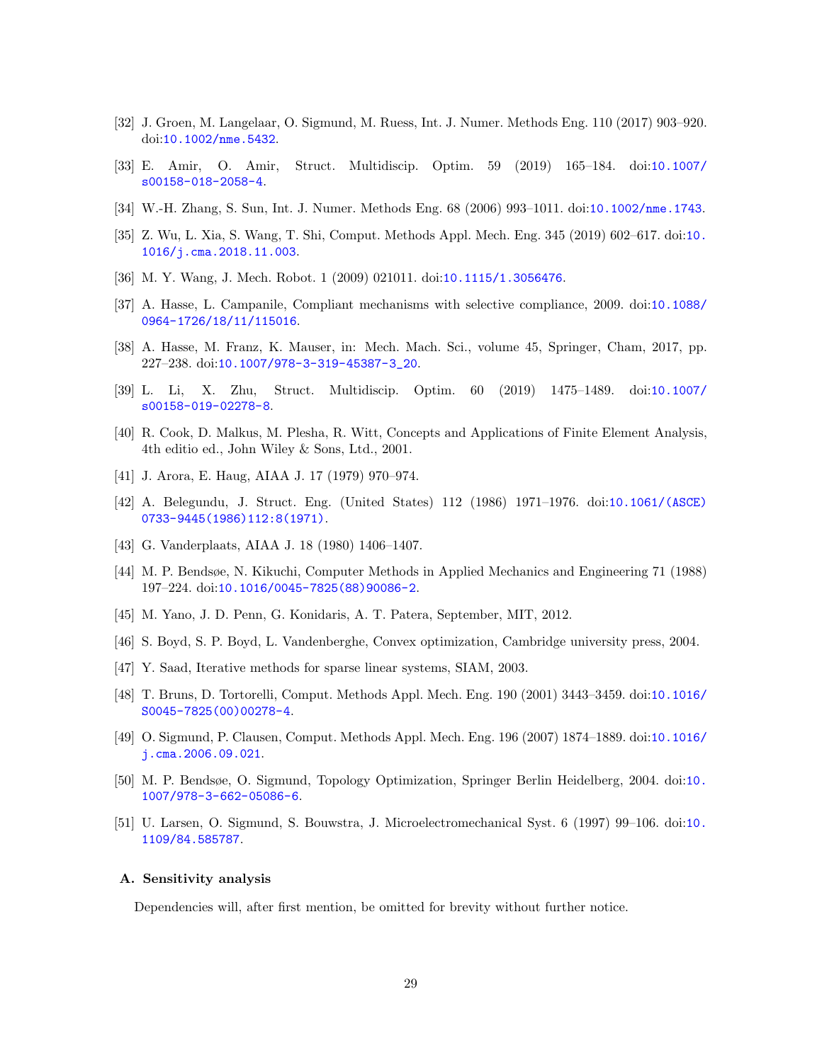[32] J. Groen, M. Langelaar, O. Sigmund, M. Ruess, Int. J. Numer. Methods Eng. 110 (2017) 903–920. doi:10.1002/nme.5432.

[33] E. Amir, O. Amir, Struct. Multidiscip. Optim. 59 (2019) 165–184. doi:10.1007/s00158-018-2058-4.

[34] W.-H. Zhang, S. Sun, Int. J. Numer. Methods Eng. 68 (2006) 993–1011. doi:10.1002/nme.1743.

[35] Z. Wu, L. Xia, S. Wang, T. Shi, Comput. Methods Appl. Mech. Eng. 345 (2019) 602–617. doi:10.1016/j.cma.2018.11.003.

[36] M. Y. Wang, J. Mech. Robot. 1 (2009) 021011. doi:10.1115/1.3056476.

[37] A. Hasse, L. Campanile, Compliant mechanisms with selective compliance, 2009. doi:10.1088/0964-1726/18/11/115016.

[38] A. Hasse, M. Franz, K. Mauser, in: Mech. Mach. Sci., volume 45, Springer, Cham, 2017, pp. 227–238. doi:10.1007/978-3-319-45387-3_20.

[39] L. Li, X. Zhu, Struct. Multidiscip. Optim. 60 (2019) 1475–1489. doi:10.1007/s00158-019-02278-8.

[40] R. Cook, D. Malkus, M. Plesha, R. Witt, Concepts and Applications of Finite Element Analysis, 4th editio ed., John Wiley & Sons, Ltd., 2001.

[41] J. Arora, E. Haug, AIAA J. 17 (1979) 970–974.

[42] A. Belegundu, J. Struct. Eng. (United States) 112 (1986) 1971–1976. doi:10.1061/(ASCE)0733-9445(1986)112:8(1971).

[43] G. Vanderplaats, AIAA J. 18 (1980) 1406–1407.

[44] M. P. Bendsøe, N. Kikuchi, Computer Methods in Applied Mechanics and Engineering 71 (1988) 197–224. doi:10.1016/0045-7825(88)90086-2.

[45] M. Yano, J. D. Penn, G. Konidaris, A. T. Patera, September, MIT, 2012.

[46] S. Boyd, S. P. Boyd, L. Vandenberghe, Convex optimization, Cambridge university press, 2004.

[47] Y. Saad, Iterative methods for sparse linear systems, SIAM, 2003.

[48] T. Bruns, D. Tortorelli, Comput. Methods Appl. Mech. Eng. 190 (2001) 3443–3459. doi:10.1016/S0045-7825(00)00278-4.

[49] O. Sigmund, P. Clausen, Comput. Methods Appl. Mech. Eng. 196 (2007) 1874–1889. doi:10.1016/j.cma.2006.09.021.

[50] M. P. Bendsøe, O. Sigmund, Topology Optimization, Springer Berlin Heidelberg, 2004. doi:10.1007/978-3-662-05086-6.

[51] U. Larsen, O. Sigmund, S. Bouwstra, J. Microelectromechanical Syst. 6 (1997) 99–106. doi:10.1109/84.585787.

## A. Sensitivity analysis

Dependencies will, after first mention, be omitted for brevity without further notice.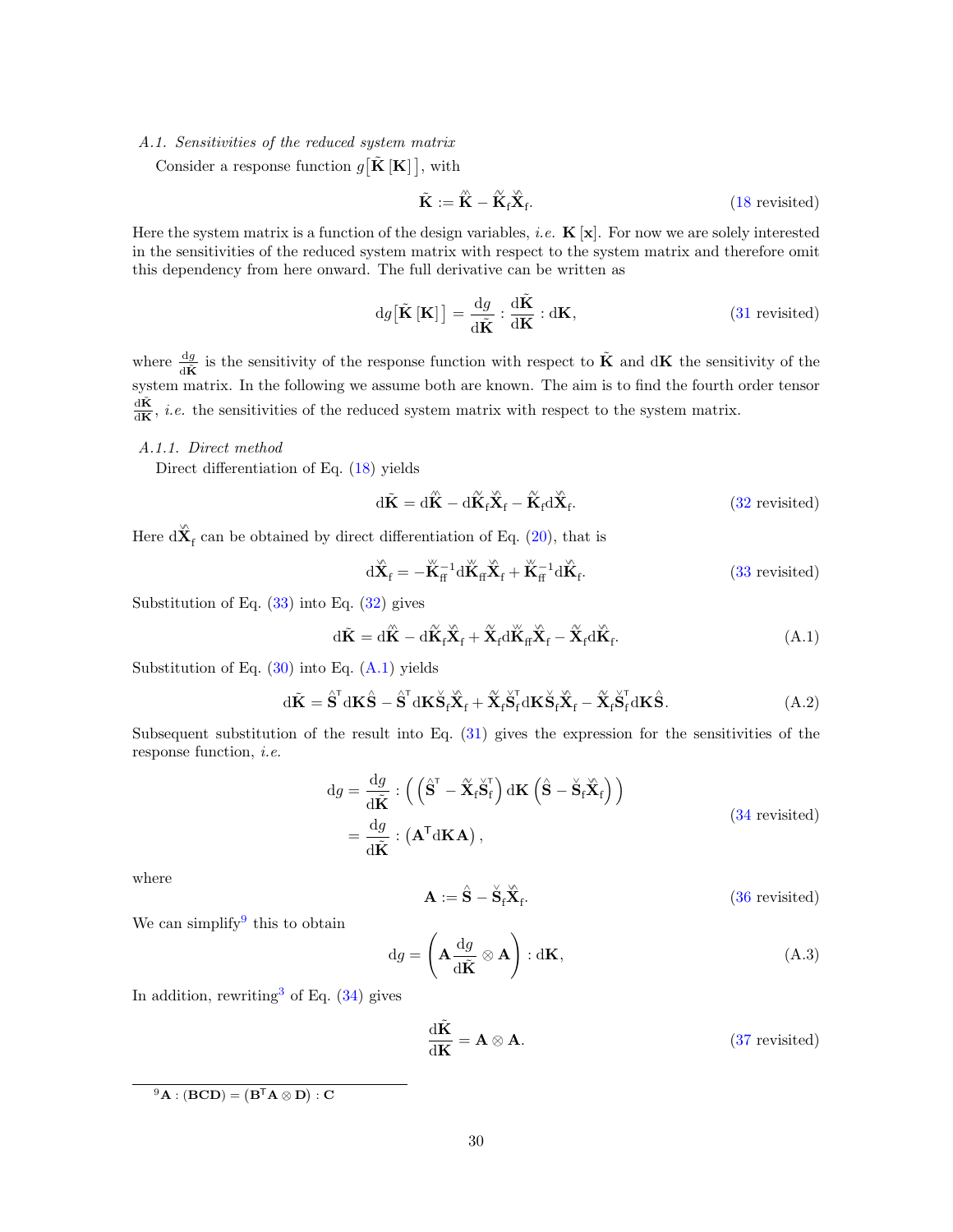*A.1. Sensitivities of the reduced system matrix*

Consider a response function $g\big[\tilde{\mathbf{K}}\left[\mathbf{K}\right]\big]$, with

$$\tilde{\mathbf{K}} := \hat{\hat{\mathbf{K}}} - \hat{\check{\mathbf{K}}}_\mathrm{f}\check{\hat{\mathbf{X}}}_\mathrm{f}. \tag{18 revisited}$$

Here the system matrix is a function of the design variables, *i.e.* $\mathbf{K}\left[\mathbf{x}\right]$. For now we are solely interested in the sensitivities of the reduced system matrix with respect to the system matrix and therefore omit this dependency from here onward. The full derivative can be written as

$$\mathrm{d}g\big[\tilde{\mathbf{K}}\left[\mathbf{K}\right]\big] = \frac{\mathrm{d}g}{\mathrm{d}\tilde{\mathbf{K}}} : \frac{\mathrm{d}\tilde{\mathbf{K}}}{\mathrm{d}\mathbf{K}} : \mathrm{d}\mathbf{K}, \tag{31 revisited}$$

where $\frac{\mathrm{d}g}{\mathrm{d}\tilde{\mathbf{K}}}$ is the sensitivity of the response function with respect to $\tilde{\mathbf{K}}$ and $\mathrm{d}\mathbf{K}$ the sensitivity of the system matrix. In the following we assume both are known. The aim is to find the fourth order tensor $\frac{\mathrm{d}\tilde{\mathbf{K}}}{\mathrm{d}\mathbf{K}}$, *i.e.* the sensitivities of the reduced system matrix with respect to the system matrix.

*A.1.1. Direct method*

Direct differentiation of Eq. (18) yields

$$\mathrm{d}\tilde{\mathbf{K}} = \mathrm{d}\hat{\hat{\mathbf{K}}} - \mathrm{d}\hat{\check{\mathbf{K}}}_\mathrm{f}\check{\hat{\mathbf{X}}}_\mathrm{f} - \hat{\check{\mathbf{K}}}_\mathrm{f}\mathrm{d}\check{\hat{\mathbf{X}}}_\mathrm{f}. \tag{32 revisited}$$

Here $\mathrm{d}\check{\hat{\mathbf{X}}}_\mathrm{f}$ can be obtained by direct differentiation of Eq. (20), that is

$$\mathrm{d}\check{\hat{\mathbf{X}}}_\mathrm{f} = -\check{\check{\mathbf{K}}}_\mathrm{ff}^{-1}\mathrm{d}\check{\check{\mathbf{K}}}_\mathrm{ff}\check{\hat{\mathbf{X}}}_\mathrm{f} + \check{\check{\mathbf{K}}}_\mathrm{ff}^{-1}\mathrm{d}\check{\hat{\mathbf{K}}}_\mathrm{f}. \tag{33 revisited}$$

Substitution of Eq. (33) into Eq. (32) gives

$$\mathrm{d}\tilde{\mathbf{K}} = \mathrm{d}\hat{\hat{\mathbf{K}}} - \mathrm{d}\hat{\check{\mathbf{K}}}_\mathrm{f}\check{\hat{\mathbf{X}}}_\mathrm{f} + \hat{\check{\mathbf{X}}}_\mathrm{f}\mathrm{d}\check{\check{\mathbf{K}}}_\mathrm{ff}\check{\hat{\mathbf{X}}}_\mathrm{f} - \hat{\check{\mathbf{X}}}_\mathrm{f}\mathrm{d}\check{\hat{\mathbf{K}}}_\mathrm{f}. \tag{A.1}$$

Substitution of Eq. (30) into Eq. (A.1) yields

$$\mathrm{d}\tilde{\mathbf{K}} = \hat{\mathbf{S}}^\mathsf{T}\mathrm{d}\mathbf{K}\hat{\mathbf{S}} - \hat{\mathbf{S}}^\mathsf{T}\mathrm{d}\mathbf{K}\check{\mathbf{S}}_\mathrm{f}\check{\hat{\mathbf{X}}}_\mathrm{f} + \hat{\check{\mathbf{X}}}_\mathrm{f}\check{\mathbf{S}}_\mathrm{f}^\mathsf{T}\mathrm{d}\mathbf{K}\check{\mathbf{S}}_\mathrm{f}\check{\hat{\mathbf{X}}}_\mathrm{f} - \hat{\check{\mathbf{X}}}_\mathrm{f}\check{\mathbf{S}}_\mathrm{f}^\mathsf{T}\mathrm{d}\mathbf{K}\hat{\mathbf{S}}. \tag{A.2}$$

Subsequent substitution of the result into Eq. (31) gives the expression for the sensitivities of the response function, *i.e.*

$$\begin{aligned}\mathrm{d}g &= \frac{\mathrm{d}g}{\mathrm{d}\tilde{\mathbf{K}}} : \Big( \left(\hat{\mathbf{S}}^\mathsf{T} - \hat{\check{\mathbf{X}}}_\mathrm{f}\check{\mathbf{S}}_\mathrm{f}^\mathsf{T}\right)\mathrm{d}\mathbf{K}\left(\hat{\mathbf{S}} - \check{\mathbf{S}}_\mathrm{f}\check{\hat{\mathbf{X}}}_\mathrm{f}\right)\Big) \\ &= \frac{\mathrm{d}g}{\mathrm{d}\tilde{\mathbf{K}}} : \left(\mathbf{A}^\mathsf{T}\mathrm{d}\mathbf{K}\mathbf{A}\right),\end{aligned} \tag{34 revisited}$$

where

$$\mathbf{A} := \hat{\mathbf{S}} - \check{\mathbf{S}}_\mathrm{f}\check{\hat{\mathbf{X}}}_\mathrm{f}. \tag{36 revisited}$$

We can simplify[9] this to obtain

$$\mathrm{d}g = \left(\mathbf{A}\frac{\mathrm{d}g}{\mathrm{d}\tilde{\mathbf{K}}} \otimes \mathbf{A}\right) : \mathrm{d}\mathbf{K}, \tag{A.3}$$

In addition, rewriting[3] of Eq. (34) gives

$$\frac{\mathrm{d}\tilde{\mathbf{K}}}{\mathrm{d}\mathbf{K}} = \mathbf{A} \otimes \mathbf{A}. \tag{37 revisited}$$

[9] $\mathbf{A} : (\mathbf{BCD}) = (\mathbf{B}^\mathsf{T}\mathbf{A} \otimes \mathbf{D}) : \mathbf{C}$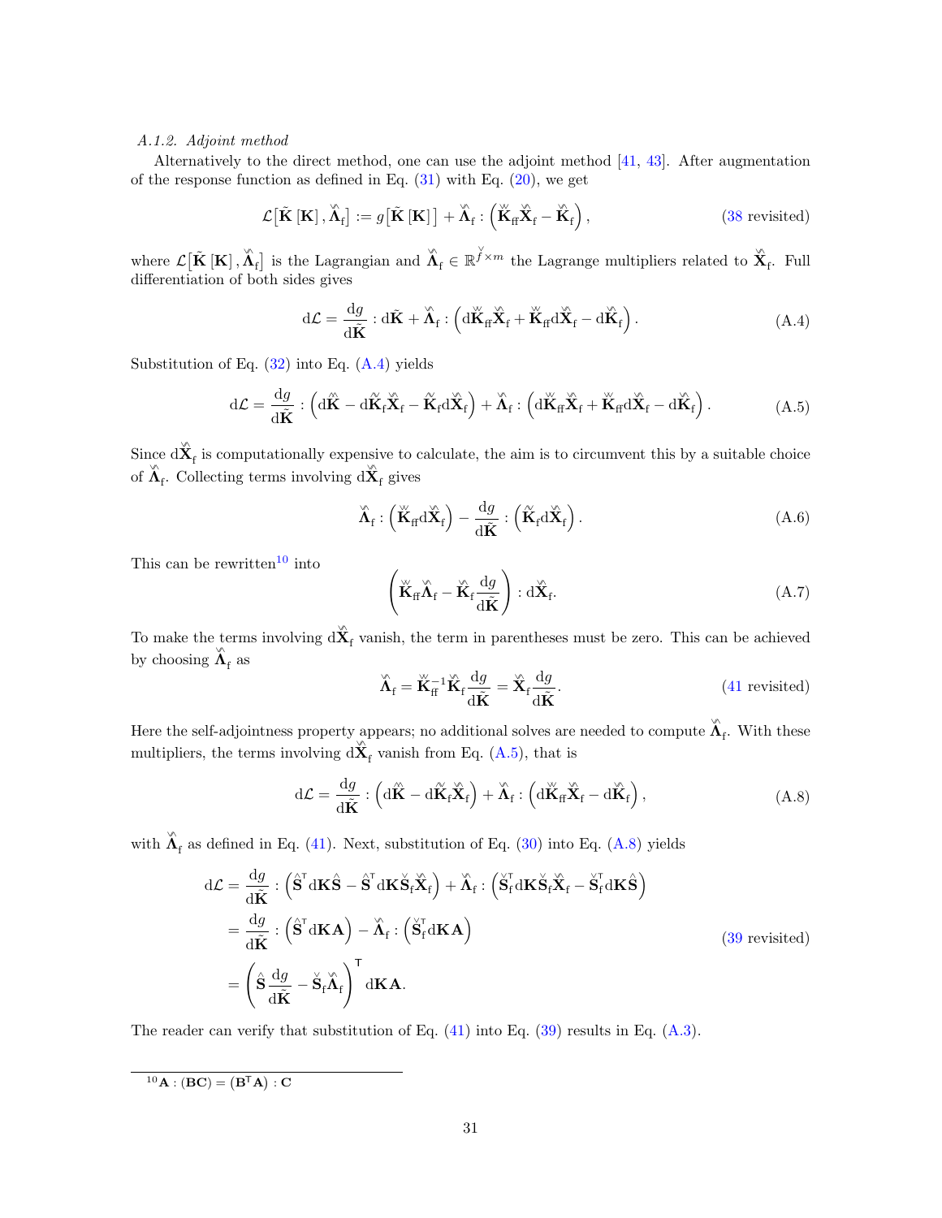*A.1.2. Adjoint method*

Alternatively to the direct method, one can use the adjoint method [41, 43]. After augmentation of the response function as defined in Eq. (31) with Eq. (20), we get

$$\mathcal{L}\big[\tilde{\mathbf{K}}\,[\mathbf{K}]\,,\check{\hat{\boldsymbol{\Lambda}}}_{\mathrm{f}}\big] := g\big[\tilde{\mathbf{K}}\,[\mathbf{K}]\,\big] + \check{\hat{\boldsymbol{\Lambda}}}_{\mathrm{f}} : \left(\check{\check{\mathbf{K}}}_{\mathrm{ff}}\check{\hat{\mathbf{X}}}_{\mathrm{f}} - \check{\hat{\mathbf{K}}}_{\mathrm{f}}\right), \tag{38 revisited}$$

where $\mathcal{L}\big[\tilde{\mathbf{K}}\,[\mathbf{K}]\,,\check{\hat{\boldsymbol{\Lambda}}}_{\mathrm{f}}\big]$ is the Lagrangian and $\check{\hat{\boldsymbol{\Lambda}}}_{\mathrm{f}} \in \mathbb{R}^{\check{f}\times m}$ the Lagrange multipliers related to $\check{\hat{\mathbf{X}}}_{\mathrm{f}}$. Full differentiation of both sides gives

$$\mathrm{d}\mathcal{L} = \frac{\mathrm{d}g}{\mathrm{d}\tilde{\mathbf{K}}} : \mathrm{d}\tilde{\mathbf{K}} + \check{\hat{\boldsymbol{\Lambda}}}_{\mathrm{f}} : \left(\mathrm{d}\check{\check{\mathbf{K}}}_{\mathrm{ff}}\check{\hat{\mathbf{X}}}_{\mathrm{f}} + \check{\check{\mathbf{K}}}_{\mathrm{ff}}\mathrm{d}\check{\hat{\mathbf{X}}}_{\mathrm{f}} - \mathrm{d}\check{\hat{\mathbf{K}}}_{\mathrm{f}}\right). \tag{A.4}$$

Substitution of Eq. (32) into Eq. (A.4) yields

$$\mathrm{d}\mathcal{L} = \frac{\mathrm{d}g}{\mathrm{d}\tilde{\mathbf{K}}} : \left(\mathrm{d}\hat{\hat{\mathbf{K}}} - \mathrm{d}\hat{\check{\mathbf{K}}}_{\mathrm{f}}\check{\hat{\mathbf{X}}}_{\mathrm{f}} - \hat{\check{\mathbf{K}}}_{\mathrm{f}}\mathrm{d}\check{\hat{\mathbf{X}}}_{\mathrm{f}}\right) + \check{\hat{\boldsymbol{\Lambda}}}_{\mathrm{f}} : \left(\mathrm{d}\check{\check{\mathbf{K}}}_{\mathrm{ff}}\check{\hat{\mathbf{X}}}_{\mathrm{f}} + \check{\check{\mathbf{K}}}_{\mathrm{ff}}\mathrm{d}\check{\hat{\mathbf{X}}}_{\mathrm{f}} - \mathrm{d}\check{\hat{\mathbf{K}}}_{\mathrm{f}}\right). \tag{A.5}$$

Since $\mathrm{d}\check{\hat{\mathbf{X}}}_{\mathrm{f}}$ is computationally expensive to calculate, the aim is to circumvent this by a suitable choice of $\check{\hat{\boldsymbol{\Lambda}}}_{\mathrm{f}}$. Collecting terms involving $\mathrm{d}\check{\hat{\mathbf{X}}}_{\mathrm{f}}$ gives

$$\check{\hat{\boldsymbol{\Lambda}}}_{\mathrm{f}} : \left(\check{\check{\mathbf{K}}}_{\mathrm{ff}}\mathrm{d}\check{\hat{\mathbf{X}}}_{\mathrm{f}}\right) - \frac{\mathrm{d}g}{\mathrm{d}\tilde{\mathbf{K}}} : \left(\hat{\check{\mathbf{K}}}_{\mathrm{f}}\mathrm{d}\check{\hat{\mathbf{X}}}_{\mathrm{f}}\right). \tag{A.6}$$

This can be rewritten[10] into

$$\left(\check{\check{\mathbf{K}}}_{\mathrm{ff}}\check{\hat{\boldsymbol{\Lambda}}}_{\mathrm{f}} - \check{\hat{\mathbf{K}}}_{\mathrm{f}}\frac{\mathrm{d}g}{\mathrm{d}\tilde{\mathbf{K}}}\right) : \mathrm{d}\check{\hat{\mathbf{X}}}_{\mathrm{f}}. \tag{A.7}$$

To make the terms involving $\mathrm{d}\check{\hat{\mathbf{X}}}_{\mathrm{f}}$ vanish, the term in parentheses must be zero. This can be achieved by choosing $\check{\hat{\boldsymbol{\Lambda}}}_{\mathrm{f}}$ as

$$\check{\hat{\boldsymbol{\Lambda}}}_{\mathrm{f}} = \check{\check{\mathbf{K}}}_{\mathrm{ff}}^{-1}\check{\hat{\mathbf{K}}}_{\mathrm{f}}\frac{\mathrm{d}g}{\mathrm{d}\tilde{\mathbf{K}}} = \check{\hat{\mathbf{X}}}_{\mathrm{f}}\frac{\mathrm{d}g}{\mathrm{d}\tilde{\mathbf{K}}}. \tag{41 revisited}$$

Here the self-adjointness property appears; no additional solves are needed to compute $\check{\hat{\boldsymbol{\Lambda}}}_{\mathrm{f}}$. With these multipliers, the terms involving $\mathrm{d}\check{\hat{\mathbf{X}}}_{\mathrm{f}}$ vanish from Eq. (A.5), that is

$$\mathrm{d}\mathcal{L} = \frac{\mathrm{d}g}{\mathrm{d}\tilde{\mathbf{K}}} : \left(\mathrm{d}\hat{\hat{\mathbf{K}}} - \mathrm{d}\hat{\check{\mathbf{K}}}_{\mathrm{f}}\check{\hat{\mathbf{X}}}_{\mathrm{f}}\right) + \check{\hat{\boldsymbol{\Lambda}}}_{\mathrm{f}} : \left(\mathrm{d}\check{\check{\mathbf{K}}}_{\mathrm{ff}}\check{\hat{\mathbf{X}}}_{\mathrm{f}} - \mathrm{d}\check{\hat{\mathbf{K}}}_{\mathrm{f}}\right), \tag{A.8}$$

with $\check{\hat{\boldsymbol{\Lambda}}}_{\mathrm{f}}$ as defined in Eq. (41). Next, substitution of Eq. (30) into Eq. (A.8) yields

$$\begin{aligned}
\mathrm{d}\mathcal{L} &= \frac{\mathrm{d}g}{\mathrm{d}\tilde{\mathbf{K}}} : \left(\hat{\mathbf{S}}^{\mathsf{T}}\mathrm{d}\mathbf{K}\hat{\mathbf{S}} - \hat{\mathbf{S}}^{\mathsf{T}}\mathrm{d}\mathbf{K}\check{\mathbf{S}}_{\mathrm{f}}\check{\hat{\mathbf{X}}}_{\mathrm{f}}\right) + \check{\hat{\boldsymbol{\Lambda}}}_{\mathrm{f}} : \left(\check{\mathbf{S}}_{\mathrm{f}}^{\mathsf{T}}\mathrm{d}\mathbf{K}\check{\mathbf{S}}_{\mathrm{f}}\check{\hat{\mathbf{X}}}_{\mathrm{f}} - \check{\mathbf{S}}_{\mathrm{f}}^{\mathsf{T}}\mathrm{d}\mathbf{K}\hat{\mathbf{S}}\right) \\
&= \frac{\mathrm{d}g}{\mathrm{d}\tilde{\mathbf{K}}} : \left(\hat{\mathbf{S}}^{\mathsf{T}}\mathrm{d}\mathbf{K}\mathbf{A}\right) - \check{\hat{\boldsymbol{\Lambda}}}_{\mathrm{f}} : \left(\check{\mathbf{S}}_{\mathrm{f}}^{\mathsf{T}}\mathrm{d}\mathbf{K}\mathbf{A}\right) \\
&= \left(\hat{\mathbf{S}}\frac{\mathrm{d}g}{\mathrm{d}\tilde{\mathbf{K}}} - \check{\mathbf{S}}_{\mathrm{f}}\check{\hat{\boldsymbol{\Lambda}}}_{\mathrm{f}}\right)^{\mathsf{T}}\mathrm{d}\mathbf{K}\mathbf{A}.
\end{aligned} \tag{39 revisited}$$

The reader can verify that substitution of Eq. (41) into Eq. (39) results in Eq. (A.3).

---

[10] $\mathbf{A} : (\mathbf{B}\mathbf{C}) = (\mathbf{B}^{\mathsf{T}}\mathbf{A}) : \mathbf{C}$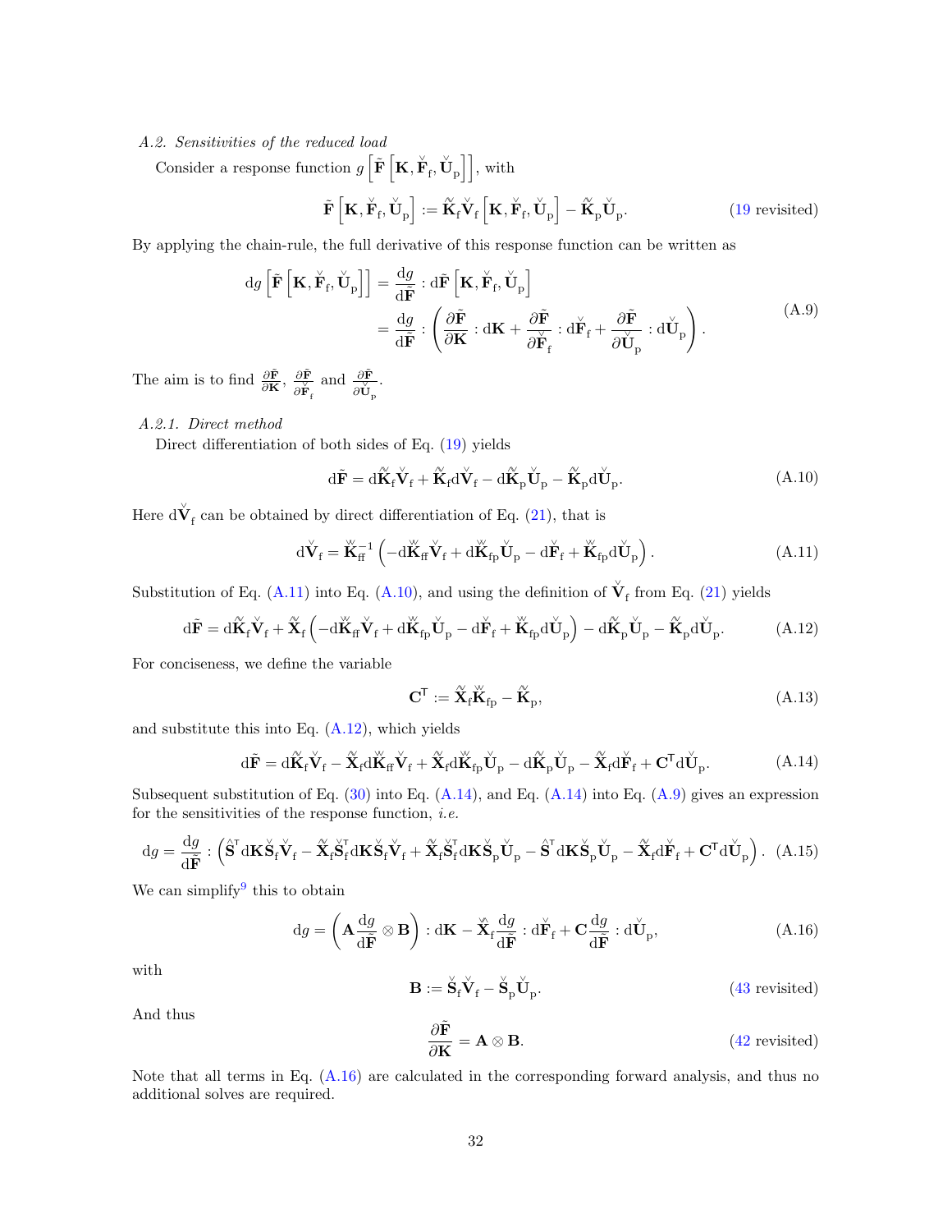*A.2. Sensitivities of the reduced load*

Consider a response function $g\left[\tilde{\mathbf{F}}\left[\mathbf{K}, \check{\mathbf{F}}_{\mathrm{f}}, \check{\mathbf{U}}_{\mathrm{p}}\right]\right]$, with

$$\tilde{\mathbf{F}}\left[\mathbf{K}, \check{\mathbf{F}}_{\mathrm{f}}, \check{\mathbf{U}}_{\mathrm{p}}\right] := \tilde{\check{\mathbf{K}}}_{\mathrm{f}} \check{\mathbf{V}}_{\mathrm{f}}\left[\mathbf{K}, \check{\mathbf{F}}_{\mathrm{f}}, \check{\mathbf{U}}_{\mathrm{p}}\right] - \tilde{\check{\mathbf{K}}}_{\mathrm{p}} \check{\mathbf{U}}_{\mathrm{p}}. \tag{19 revisited}$$

By applying the chain-rule, the full derivative of this response function can be written as

$$\begin{aligned} \mathrm{d}g\left[\tilde{\mathbf{F}}\left[\mathbf{K}, \check{\mathbf{F}}_{\mathrm{f}}, \check{\mathbf{U}}_{\mathrm{p}}\right]\right] &= \frac{\mathrm{d}g}{\mathrm{d}\tilde{\mathbf{F}}} : \mathrm{d}\tilde{\mathbf{F}}\left[\mathbf{K}, \check{\mathbf{F}}_{\mathrm{f}}, \check{\mathbf{U}}_{\mathrm{p}}\right] \\ &= \frac{\mathrm{d}g}{\mathrm{d}\tilde{\mathbf{F}}} : \left(\frac{\partial \tilde{\mathbf{F}}}{\partial \mathbf{K}} : \mathrm{d}\mathbf{K} + \frac{\partial \tilde{\mathbf{F}}}{\partial \check{\mathbf{F}}_{\mathrm{f}}} : \mathrm{d}\check{\mathbf{F}}_{\mathrm{f}} + \frac{\partial \tilde{\mathbf{F}}}{\partial \check{\mathbf{U}}_{\mathrm{p}}} : \mathrm{d}\check{\mathbf{U}}_{\mathrm{p}}\right). \end{aligned} \tag{A.9}$$

The aim is to find $\frac{\partial \tilde{\mathbf{F}}}{\partial \mathbf{K}}$, $\frac{\partial \tilde{\mathbf{F}}}{\partial \check{\mathbf{F}}_{\mathrm{f}}}$ and $\frac{\partial \tilde{\mathbf{F}}}{\partial \check{\mathbf{U}}_{\mathrm{p}}}$.

*A.2.1. Direct method*

Direct differentiation of both sides of Eq. (19) yields

$$\mathrm{d}\tilde{\mathbf{F}} = \mathrm{d}\tilde{\check{\mathbf{K}}}_{\mathrm{f}} \check{\mathbf{V}}_{\mathrm{f}} + \tilde{\check{\mathbf{K}}}_{\mathrm{f}} \mathrm{d}\check{\mathbf{V}}_{\mathrm{f}} - \mathrm{d}\tilde{\check{\mathbf{K}}}_{\mathrm{p}} \check{\mathbf{U}}_{\mathrm{p}} - \tilde{\check{\mathbf{K}}}_{\mathrm{p}} \mathrm{d}\check{\mathbf{U}}_{\mathrm{p}}. \tag{A.10}$$

Here $\mathrm{d}\check{\mathbf{V}}_{\mathrm{f}}$ can be obtained by direct differentiation of Eq. (21), that is

$$\mathrm{d}\check{\mathbf{V}}_{\mathrm{f}} = \check{\check{\mathbf{K}}}_{\mathrm{ff}}^{-1}\left(-\mathrm{d}\check{\check{\mathbf{K}}}_{\mathrm{ff}} \check{\mathbf{V}}_{\mathrm{f}} + \mathrm{d}\check{\check{\mathbf{K}}}_{\mathrm{fp}} \check{\mathbf{U}}_{\mathrm{p}} - \mathrm{d}\check{\mathbf{F}}_{\mathrm{f}} + \check{\check{\mathbf{K}}}_{\mathrm{fp}} \mathrm{d}\check{\mathbf{U}}_{\mathrm{p}}\right). \tag{A.11}$$

Substitution of Eq. (A.11) into Eq. (A.10), and using the definition of $\check{\mathbf{V}}_{\mathrm{f}}$ from Eq. (21) yields

$$\mathrm{d}\tilde{\mathbf{F}} = \mathrm{d}\tilde{\check{\mathbf{K}}}_{\mathrm{f}} \check{\mathbf{V}}_{\mathrm{f}} + \tilde{\check{\mathbf{X}}}_{\mathrm{f}}\left(-\mathrm{d}\check{\check{\mathbf{K}}}_{\mathrm{ff}} \check{\mathbf{V}}_{\mathrm{f}} + \mathrm{d}\check{\check{\mathbf{K}}}_{\mathrm{fp}} \check{\mathbf{U}}_{\mathrm{p}} - \mathrm{d}\check{\mathbf{F}}_{\mathrm{f}} + \check{\check{\mathbf{K}}}_{\mathrm{fp}} \mathrm{d}\check{\mathbf{U}}_{\mathrm{p}}\right) - \mathrm{d}\tilde{\check{\mathbf{K}}}_{\mathrm{p}} \check{\mathbf{U}}_{\mathrm{p}} - \tilde{\check{\mathbf{K}}}_{\mathrm{p}} \mathrm{d}\check{\mathbf{U}}_{\mathrm{p}}. \tag{A.12}$$

For conciseness, we define the variable

$$\mathbf{C}^{\mathsf{T}} := \tilde{\check{\mathbf{X}}}_{\mathrm{f}} \check{\check{\mathbf{K}}}_{\mathrm{fp}} - \tilde{\check{\mathbf{K}}}_{\mathrm{p}}, \tag{A.13}$$

and substitute this into Eq. (A.12), which yields

$$\mathrm{d}\tilde{\mathbf{F}} = \mathrm{d}\tilde{\check{\mathbf{K}}}_{\mathrm{f}} \check{\mathbf{V}}_{\mathrm{f}} - \tilde{\check{\mathbf{X}}}_{\mathrm{f}} \mathrm{d}\check{\check{\mathbf{K}}}_{\mathrm{ff}} \check{\mathbf{V}}_{\mathrm{f}} + \tilde{\check{\mathbf{X}}}_{\mathrm{f}} \mathrm{d}\check{\check{\mathbf{K}}}_{\mathrm{fp}} \check{\mathbf{U}}_{\mathrm{p}} - \mathrm{d}\tilde{\check{\mathbf{K}}}_{\mathrm{p}} \check{\mathbf{U}}_{\mathrm{p}} - \tilde{\check{\mathbf{X}}}_{\mathrm{f}} \mathrm{d}\check{\mathbf{F}}_{\mathrm{f}} + \mathbf{C}^{\mathsf{T}} \mathrm{d}\check{\mathbf{U}}_{\mathrm{p}}. \tag{A.14}$$

Subsequent substitution of Eq. (30) into Eq. (A.14), and Eq. (A.14) into Eq. (A.9) gives an expression for the sensitivities of the response function, *i.e.*

$$\mathrm{d}g = \frac{\mathrm{d}g}{\mathrm{d}\tilde{\mathbf{F}}} : \left(\hat{\mathbf{S}}^{\mathsf{T}} \mathrm{d}\mathbf{K} \check{\mathbf{S}}_{\mathrm{f}} \check{\mathbf{V}}_{\mathrm{f}} - \tilde{\check{\mathbf{X}}}_{\mathrm{f}} \check{\mathbf{S}}_{\mathrm{f}}^{\mathsf{T}} \mathrm{d}\mathbf{K} \check{\mathbf{S}}_{\mathrm{f}} \check{\mathbf{V}}_{\mathrm{f}} + \tilde{\check{\mathbf{X}}}_{\mathrm{f}} \check{\mathbf{S}}_{\mathrm{f}}^{\mathsf{T}} \mathrm{d}\mathbf{K} \check{\mathbf{S}}_{\mathrm{p}} \check{\mathbf{U}}_{\mathrm{p}} - \hat{\mathbf{S}}^{\mathsf{T}} \mathrm{d}\mathbf{K} \check{\mathbf{S}}_{\mathrm{p}} \check{\mathbf{U}}_{\mathrm{p}} - \tilde{\check{\mathbf{X}}}_{\mathrm{f}} \mathrm{d}\check{\mathbf{F}}_{\mathrm{f}} + \mathbf{C}^{\mathsf{T}} \mathrm{d}\check{\mathbf{U}}_{\mathrm{p}}\right). \tag{A.15}$$

We can simplify[9] this to obtain

$$\mathrm{d}g = \left(\mathbf{A} \frac{\mathrm{d}g}{\mathrm{d}\tilde{\mathbf{F}}} \otimes \mathbf{B}\right) : \mathrm{d}\mathbf{K} - \hat{\check{\mathbf{X}}}_{\mathrm{f}} \frac{\mathrm{d}g}{\mathrm{d}\tilde{\mathbf{F}}} : \mathrm{d}\check{\mathbf{F}}_{\mathrm{f}} + \mathbf{C} \frac{\mathrm{d}g}{\mathrm{d}\tilde{\mathbf{F}}} : \mathrm{d}\check{\mathbf{U}}_{\mathrm{p}}, \tag{A.16}$$

with

$$\mathbf{B} := \check{\mathbf{S}}_{\mathrm{f}} \check{\mathbf{V}}_{\mathrm{f}} - \check{\mathbf{S}}_{\mathrm{p}} \check{\mathbf{U}}_{\mathrm{p}}. \tag{43 revisited}$$

And thus

$$\frac{\partial \tilde{\mathbf{F}}}{\partial \mathbf{K}} = \mathbf{A} \otimes \mathbf{B}. \tag{42 revisited}$$

Note that all terms in Eq. (A.16) are calculated in the corresponding forward analysis, and thus no additional solves are required.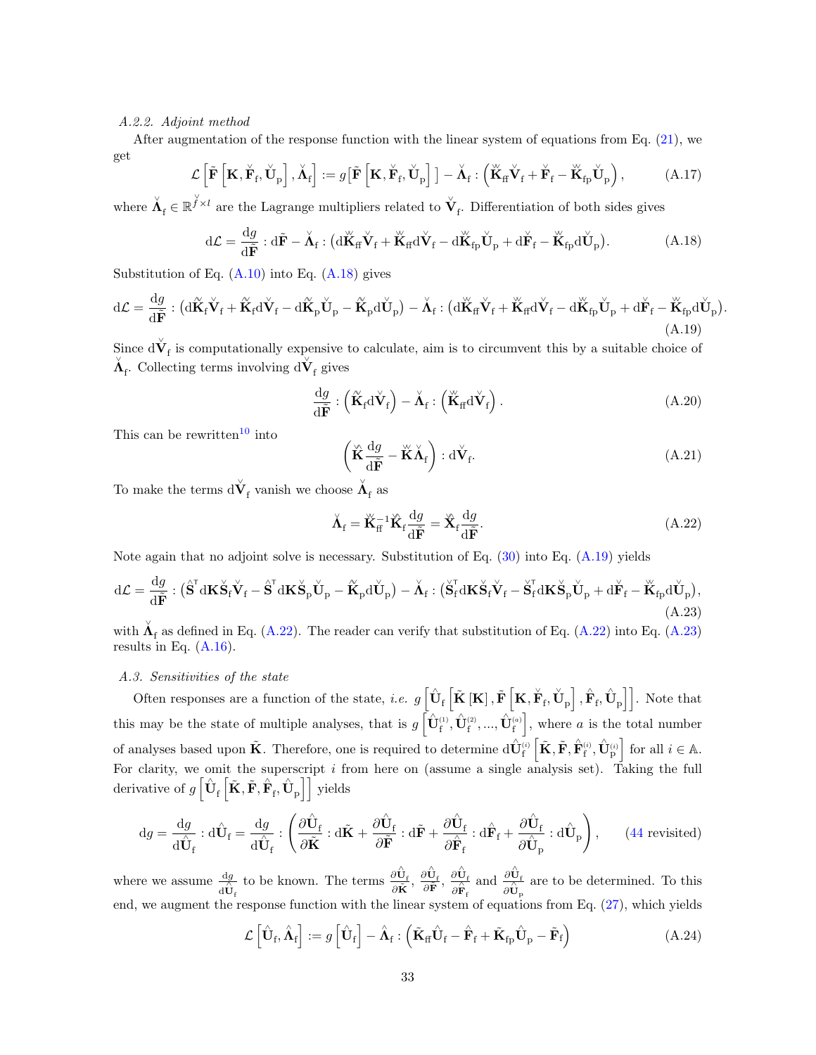*A.2.2. Adjoint method*

After augmentation of the response function with the linear system of equations from Eq. (21), we get

$$\mathcal{L}\left[\tilde{\mathbf{F}}\left[\mathbf{K}, \check{\mathbf{F}}_{\mathrm{f}}, \check{\mathbf{U}}_{\mathrm{p}}\right], \check{\mathbf{\Lambda}}_{\mathrm{f}}\right] := g\left[\tilde{\mathbf{F}}\left[\mathbf{K}, \check{\mathbf{F}}_{\mathrm{f}}, \check{\mathbf{U}}_{\mathrm{p}}\right]\right] - \check{\mathbf{\Lambda}}_{\mathrm{f}} : \left(\check{\check{\mathbf{K}}}_{\mathrm{ff}}\check{\mathbf{V}}_{\mathrm{f}} + \check{\mathbf{F}}_{\mathrm{f}} - \check{\check{\mathbf{K}}}_{\mathrm{fp}}\check{\mathbf{U}}_{\mathrm{p}}\right), \tag{A.17}$$

where $\check{\mathbf{\Lambda}}_{\mathrm{f}} \in \mathbb{R}^{\check{f} \times l}$ are the Lagrange multipliers related to $\check{\mathbf{V}}_{\mathrm{f}}$. Differentiation of both sides gives

$$\mathrm{d}\mathcal{L} = \frac{\mathrm{d}g}{\mathrm{d}\tilde{\mathbf{F}}} : \mathrm{d}\tilde{\mathbf{F}} - \check{\mathbf{\Lambda}}_{\mathrm{f}} : \left(\mathrm{d}\check{\check{\mathbf{K}}}_{\mathrm{ff}}\check{\mathbf{V}}_{\mathrm{f}} + \check{\check{\mathbf{K}}}_{\mathrm{ff}}\mathrm{d}\check{\mathbf{V}}_{\mathrm{f}} - \mathrm{d}\check{\check{\mathbf{K}}}_{\mathrm{fp}}\check{\mathbf{U}}_{\mathrm{p}} + \mathrm{d}\check{\mathbf{F}}_{\mathrm{f}} - \check{\check{\mathbf{K}}}_{\mathrm{fp}}\mathrm{d}\check{\mathbf{U}}_{\mathrm{p}}\right). \tag{A.18}$$

Substitution of Eq. (A.10) into Eq. (A.18) gives

$$\mathrm{d}\mathcal{L} = \frac{\mathrm{d}g}{\mathrm{d}\tilde{\mathbf{F}}} : \left(\mathrm{d}\hat{\check{\mathbf{K}}}_{\mathrm{f}}\check{\mathbf{V}}_{\mathrm{f}} + \hat{\check{\mathbf{K}}}_{\mathrm{f}}\mathrm{d}\check{\mathbf{V}}_{\mathrm{f}} - \mathrm{d}\hat{\check{\mathbf{K}}}_{\mathrm{p}}\check{\mathbf{U}}_{\mathrm{p}} - \hat{\check{\mathbf{K}}}_{\mathrm{p}}\mathrm{d}\check{\mathbf{U}}_{\mathrm{p}}\right) - \check{\mathbf{\Lambda}}_{\mathrm{f}} : \left(\mathrm{d}\check{\check{\mathbf{K}}}_{\mathrm{ff}}\check{\mathbf{V}}_{\mathrm{f}} + \check{\check{\mathbf{K}}}_{\mathrm{ff}}\mathrm{d}\check{\mathbf{V}}_{\mathrm{f}} - \mathrm{d}\check{\check{\mathbf{K}}}_{\mathrm{fp}}\check{\mathbf{U}}_{\mathrm{p}} + \mathrm{d}\check{\mathbf{F}}_{\mathrm{f}} - \check{\check{\mathbf{K}}}_{\mathrm{fp}}\mathrm{d}\check{\mathbf{U}}_{\mathrm{p}}\right). \tag{A.19}$$

Since $\mathrm{d}\check{\mathbf{V}}_{\mathrm{f}}$ is computationally expensive to calculate, aim is to circumvent this by a suitable choice of $\check{\mathbf{\Lambda}}_{\mathrm{f}}$. Collecting terms involving $\mathrm{d}\check{\mathbf{V}}_{\mathrm{f}}$ gives

$$\frac{\mathrm{d}g}{\mathrm{d}\tilde{\mathbf{F}}} : \left(\hat{\check{\mathbf{K}}}_{\mathrm{f}}\mathrm{d}\check{\mathbf{V}}_{\mathrm{f}}\right) - \check{\mathbf{\Lambda}}_{\mathrm{f}} : \left(\check{\check{\mathbf{K}}}_{\mathrm{ff}}\mathrm{d}\check{\mathbf{V}}_{\mathrm{f}}\right). \tag{A.20}$$

This can be rewritten[10] into

$$\left(\check{\hat{\mathbf{K}}}\frac{\mathrm{d}g}{\mathrm{d}\tilde{\mathbf{F}}} - \check{\check{\mathbf{K}}}\check{\mathbf{\Lambda}}_{\mathrm{f}}\right) : \mathrm{d}\check{\mathbf{V}}_{\mathrm{f}}. \tag{A.21}$$

To make the terms $\mathrm{d}\check{\mathbf{V}}_{\mathrm{f}}$ vanish we choose $\check{\mathbf{\Lambda}}_{\mathrm{f}}$ as

$$\check{\mathbf{\Lambda}}_{\mathrm{f}} = \check{\check{\mathbf{K}}}_{\mathrm{ff}}^{-1}\check{\hat{\mathbf{K}}}_{\mathrm{f}}\frac{\mathrm{d}g}{\mathrm{d}\tilde{\mathbf{F}}} = \check{\hat{\mathbf{X}}}_{\mathrm{f}}\frac{\mathrm{d}g}{\mathrm{d}\tilde{\mathbf{F}}}. \tag{A.22}$$

Note again that no adjoint solve is necessary. Substitution of Eq. (30) into Eq. (A.19) yields

$$\mathrm{d}\mathcal{L} = \frac{\mathrm{d}g}{\mathrm{d}\tilde{\mathbf{F}}} : \left(\hat{\mathbf{S}}^{\mathsf{T}}\mathrm{d}\mathbf{K}\check{\mathbf{S}}_{\mathrm{f}}\check{\mathbf{V}}_{\mathrm{f}} - \hat{\mathbf{S}}^{\mathsf{T}}\mathrm{d}\mathbf{K}\check{\mathbf{S}}_{\mathrm{p}}\check{\mathbf{U}}_{\mathrm{p}} - \hat{\check{\mathbf{K}}}_{\mathrm{p}}\mathrm{d}\check{\mathbf{U}}_{\mathrm{p}}\right) - \check{\mathbf{\Lambda}}_{\mathrm{f}} : \left(\check{\mathbf{S}}_{\mathrm{f}}^{\mathsf{T}}\mathrm{d}\mathbf{K}\check{\mathbf{S}}_{\mathrm{f}}\check{\mathbf{V}}_{\mathrm{f}} - \check{\mathbf{S}}_{\mathrm{f}}^{\mathsf{T}}\mathrm{d}\mathbf{K}\check{\mathbf{S}}_{\mathrm{p}}\check{\mathbf{U}}_{\mathrm{p}} + \mathrm{d}\check{\mathbf{F}}_{\mathrm{f}} - \check{\check{\mathbf{K}}}_{\mathrm{fp}}\mathrm{d}\check{\mathbf{U}}_{\mathrm{p}}\right), \tag{A.23}$$

with $\check{\mathbf{\Lambda}}_{\mathrm{f}}$ as defined in Eq. (A.22). The reader can verify that substitution of Eq. (A.22) into Eq. (A.23) results in Eq. (A.16).

*A.3. Sensitivities of the state*

Often responses are a function of the state, *i.e.* $g\left[\hat{\mathbf{U}}_{\mathrm{f}}\left[\tilde{\mathbf{K}}\left[\mathbf{K}\right], \tilde{\mathbf{F}}\left[\mathbf{K}, \check{\mathbf{F}}_{\mathrm{f}}, \check{\mathbf{U}}_{\mathrm{p}}\right], \hat{\mathbf{F}}_{\mathrm{f}}, \hat{\mathbf{U}}_{\mathrm{p}}\right]\right]$. Note that this may be the state of multiple analyses, that is $g\left[\hat{\mathbf{U}}_{\mathrm{f}}^{(1)}, \hat{\mathbf{U}}_{\mathrm{f}}^{(2)}, ..., \hat{\mathbf{U}}_{\mathrm{f}}^{(a)}\right]$, where $a$ is the total number of analyses based upon $\tilde{\mathbf{K}}$. Therefore, one is required to determine $\mathrm{d}\hat{\mathbf{U}}_{\mathrm{f}}^{(i)}\left[\tilde{\mathbf{K}}, \tilde{\mathbf{F}}, \hat{\mathbf{F}}_{\mathrm{f}}^{(i)}, \hat{\mathbf{U}}_{\mathrm{p}}^{(i)}\right]$ for all $i \in \mathbb{A}$. For clarity, we omit the superscript $i$ from here on (assume a single analysis set). Taking the full derivative of $g\left[\hat{\mathbf{U}}_{\mathrm{f}}\left[\tilde{\mathbf{K}}, \tilde{\mathbf{F}}, \hat{\mathbf{F}}_{\mathrm{f}}, \hat{\mathbf{U}}_{\mathrm{p}}\right]\right]$ yields

$$\mathrm{d}g = \frac{\mathrm{d}g}{\mathrm{d}\hat{\mathbf{U}}_{\mathrm{f}}} : \mathrm{d}\hat{\mathbf{U}}_{\mathrm{f}} = \frac{\mathrm{d}g}{\mathrm{d}\hat{\mathbf{U}}_{\mathrm{f}}} : \left(\frac{\partial\hat{\mathbf{U}}_{\mathrm{f}}}{\partial\tilde{\mathbf{K}}} : \mathrm{d}\tilde{\mathbf{K}} + \frac{\partial\hat{\mathbf{U}}_{\mathrm{f}}}{\partial\tilde{\mathbf{F}}} : \mathrm{d}\tilde{\mathbf{F}} + \frac{\partial\hat{\mathbf{U}}_{\mathrm{f}}}{\partial\hat{\mathbf{F}}_{\mathrm{f}}} : \mathrm{d}\hat{\mathbf{F}}_{\mathrm{f}} + \frac{\partial\hat{\mathbf{U}}_{\mathrm{f}}}{\partial\hat{\mathbf{U}}_{\mathrm{p}}} : \mathrm{d}\hat{\mathbf{U}}_{\mathrm{p}}\right), \tag{44 revisited}$$

where we assume $\frac{\mathrm{d}g}{\mathrm{d}\hat{\mathbf{U}}_{\mathrm{f}}}$ to be known. The terms $\frac{\partial\hat{\mathbf{U}}_{\mathrm{f}}}{\partial\tilde{\mathbf{K}}}$, $\frac{\partial\hat{\mathbf{U}}_{\mathrm{f}}}{\partial\tilde{\mathbf{F}}}$, $\frac{\partial\hat{\mathbf{U}}_{\mathrm{f}}}{\partial\hat{\mathbf{F}}_{\mathrm{f}}}$ and $\frac{\partial\hat{\mathbf{U}}_{\mathrm{f}}}{\partial\hat{\mathbf{U}}_{\mathrm{p}}}$ are to be determined. To this end, we augment the response function with the linear system of equations from Eq. (27), which yields

$$\mathcal{L}\left[\hat{\mathbf{U}}_{\mathrm{f}}, \hat{\mathbf{\Lambda}}_{\mathrm{f}}\right] := g\left[\hat{\mathbf{U}}_{\mathrm{f}}\right] - \hat{\mathbf{\Lambda}}_{\mathrm{f}} : \left(\tilde{\mathbf{K}}_{\mathrm{ff}}\hat{\mathbf{U}}_{\mathrm{f}} - \hat{\mathbf{F}}_{\mathrm{f}} + \tilde{\mathbf{K}}_{\mathrm{fp}}\hat{\mathbf{U}}_{\mathrm{p}} - \tilde{\mathbf{F}}_{\mathrm{f}}\right) \tag{A.24}$$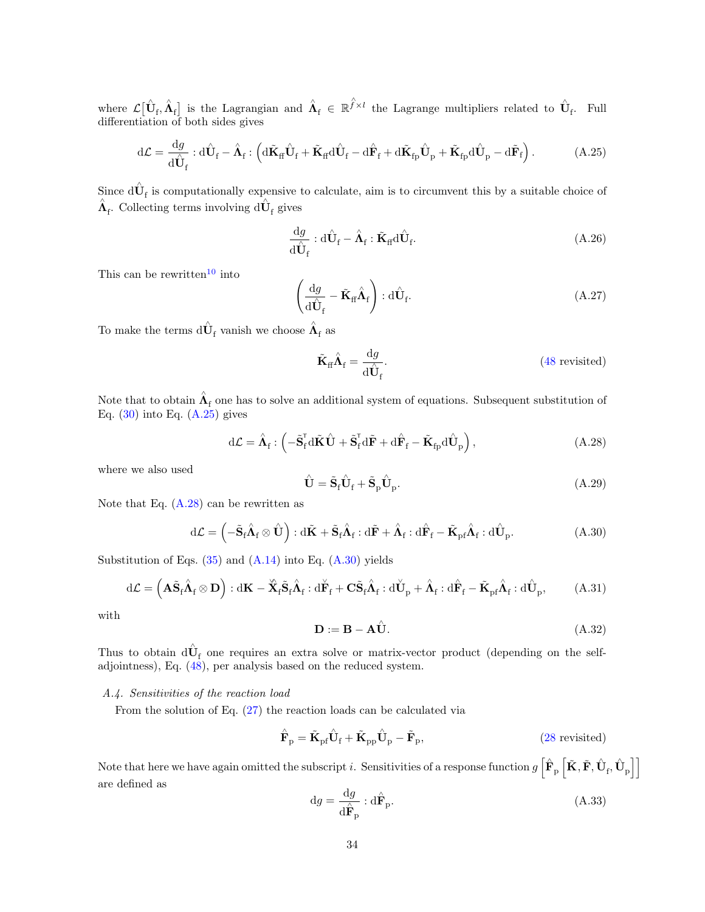where $\mathcal{L}\big[\hat{\mathbf{U}}_\mathrm{f}, \hat{\mathbf{\Lambda}}_\mathrm{f}\big]$ is the Lagrangian and $\hat{\mathbf{\Lambda}}_\mathrm{f} \in \mathbb{R}^{\hat{f}\times l}$ the Lagrange multipliers related to $\hat{\mathbf{U}}_\mathrm{f}$. Full differentiation of both sides gives

$$\mathrm{d}\mathcal{L} = \frac{\mathrm{d}g}{\mathrm{d}\hat{\mathbf{U}}_\mathrm{f}} : \mathrm{d}\hat{\mathbf{U}}_\mathrm{f} - \hat{\mathbf{\Lambda}}_\mathrm{f} : \left(\mathrm{d}\tilde{\mathbf{K}}_\mathrm{ff}\hat{\mathbf{U}}_\mathrm{f} + \tilde{\mathbf{K}}_\mathrm{ff}\mathrm{d}\hat{\mathbf{U}}_\mathrm{f} - \mathrm{d}\hat{\mathbf{F}}_\mathrm{f} + \mathrm{d}\tilde{\mathbf{K}}_\mathrm{fp}\hat{\mathbf{U}}_\mathrm{p} + \tilde{\mathbf{K}}_\mathrm{fp}\mathrm{d}\hat{\mathbf{U}}_\mathrm{p} - \mathrm{d}\tilde{\mathbf{F}}_\mathrm{f}\right). \tag{A.25}$$

Since $\mathrm{d}\hat{\mathbf{U}}_\mathrm{f}$ is computationally expensive to calculate, aim is to circumvent this by a suitable choice of $\hat{\mathbf{\Lambda}}_\mathrm{f}$. Collecting terms involving $\mathrm{d}\hat{\mathbf{U}}_\mathrm{f}$ gives

$$\frac{\mathrm{d}g}{\mathrm{d}\hat{\mathbf{U}}_\mathrm{f}} : \mathrm{d}\hat{\mathbf{U}}_\mathrm{f} - \hat{\mathbf{\Lambda}}_\mathrm{f} : \tilde{\mathbf{K}}_\mathrm{ff}\mathrm{d}\hat{\mathbf{U}}_\mathrm{f}. \tag{A.26}$$

This can be rewritten[10] into

$$\left(\frac{\mathrm{d}g}{\mathrm{d}\hat{\mathbf{U}}_\mathrm{f}} - \tilde{\mathbf{K}}_\mathrm{ff}\hat{\mathbf{\Lambda}}_\mathrm{f}\right) : \mathrm{d}\hat{\mathbf{U}}_\mathrm{f}. \tag{A.27}$$

To make the terms $\mathrm{d}\hat{\mathbf{U}}_\mathrm{f}$ vanish we choose $\hat{\mathbf{\Lambda}}_\mathrm{f}$ as

$$\tilde{\mathbf{K}}_\mathrm{ff}\hat{\mathbf{\Lambda}}_\mathrm{f} = \frac{\mathrm{d}g}{\mathrm{d}\hat{\mathbf{U}}_\mathrm{f}}. \tag{48 revisited}$$

Note that to obtain $\hat{\mathbf{\Lambda}}_\mathrm{f}$ one has to solve an additional system of equations. Subsequent substitution of Eq. (30) into Eq. (A.25) gives

$$\mathrm{d}\mathcal{L} = \hat{\mathbf{\Lambda}}_\mathrm{f} : \left(-\tilde{\mathbf{S}}_\mathrm{f}^\mathsf{T}\mathrm{d}\tilde{\mathbf{K}}\hat{\mathbf{U}} + \tilde{\mathbf{S}}_\mathrm{f}^\mathsf{T}\mathrm{d}\tilde{\mathbf{F}} + \mathrm{d}\hat{\mathbf{F}}_\mathrm{f} - \tilde{\mathbf{K}}_\mathrm{fp}\mathrm{d}\hat{\mathbf{U}}_\mathrm{p}\right), \tag{A.28}$$

where we also used

$$\hat{\mathbf{U}} = \tilde{\mathbf{S}}_\mathrm{f}\hat{\mathbf{U}}_\mathrm{f} + \tilde{\mathbf{S}}_\mathrm{p}\hat{\mathbf{U}}_\mathrm{p}. \tag{A.29}$$

Note that Eq. (A.28) can be rewritten as

$$\mathrm{d}\mathcal{L} = \left(-\tilde{\mathbf{S}}_\mathrm{f}\hat{\mathbf{\Lambda}}_\mathrm{f} \otimes \hat{\mathbf{U}}\right) : \mathrm{d}\tilde{\mathbf{K}} + \tilde{\mathbf{S}}_\mathrm{f}\hat{\mathbf{\Lambda}}_\mathrm{f} : \mathrm{d}\tilde{\mathbf{F}} + \hat{\mathbf{\Lambda}}_\mathrm{f} : \mathrm{d}\hat{\mathbf{F}}_\mathrm{f} - \tilde{\mathbf{K}}_\mathrm{pf}\hat{\mathbf{\Lambda}}_\mathrm{f} : \mathrm{d}\hat{\mathbf{U}}_\mathrm{p}. \tag{A.30}$$

Substitution of Eqs. (35) and (A.14) into Eq. (A.30) yields

$$\mathrm{d}\mathcal{L} = \left(\mathbf{A}\tilde{\mathbf{S}}_\mathrm{f}\hat{\mathbf{\Lambda}}_\mathrm{f} \otimes \mathbf{D}\right) : \mathrm{d}\mathbf{K} - \check{\mathbf{X}}_\mathrm{f}\tilde{\mathbf{S}}_\mathrm{f}\hat{\mathbf{\Lambda}}_\mathrm{f} : \mathrm{d}\check{\mathbf{F}}_\mathrm{f} + \mathbf{C}\tilde{\mathbf{S}}_\mathrm{f}\hat{\mathbf{\Lambda}}_\mathrm{f} : \mathrm{d}\check{\mathbf{U}}_\mathrm{p} + \hat{\mathbf{\Lambda}}_\mathrm{f} : \mathrm{d}\hat{\mathbf{F}}_\mathrm{f} - \tilde{\mathbf{K}}_\mathrm{pf}\hat{\mathbf{\Lambda}}_\mathrm{f} : \mathrm{d}\hat{\mathbf{U}}_\mathrm{p}, \tag{A.31}$$

with

$$\mathbf{D} := \mathbf{B} - \mathbf{A}\hat{\mathbf{U}}. \tag{A.32}$$

Thus to obtain $\mathrm{d}\hat{\mathbf{U}}_\mathrm{f}$ one requires an extra solve or matrix-vector product (depending on the self-adjointness), Eq. (48), per analysis based on the reduced system.

### *A.4. Sensitivities of the reaction load*

From the solution of Eq. (27) the reaction loads can be calculated via

$$\hat{\mathbf{F}}_\mathrm{p} = \tilde{\mathbf{K}}_\mathrm{pf}\hat{\mathbf{U}}_\mathrm{f} + \tilde{\mathbf{K}}_\mathrm{pp}\hat{\mathbf{U}}_\mathrm{p} - \tilde{\mathbf{F}}_\mathrm{p}, \tag{28 revisited}$$

Note that here we have again omitted the subscript $i$. Sensitivities of a response function $g\left[\hat{\mathbf{F}}_\mathrm{p}\left[\tilde{\mathbf{K}}, \tilde{\mathbf{F}}, \hat{\mathbf{U}}_\mathrm{f}, \hat{\mathbf{U}}_\mathrm{p}\right]\right]$ are defined as

$$\mathrm{d}g = \frac{\mathrm{d}g}{\mathrm{d}\hat{\mathbf{F}}_\mathrm{p}} : \mathrm{d}\hat{\mathbf{F}}_\mathrm{p}. \tag{A.33}$$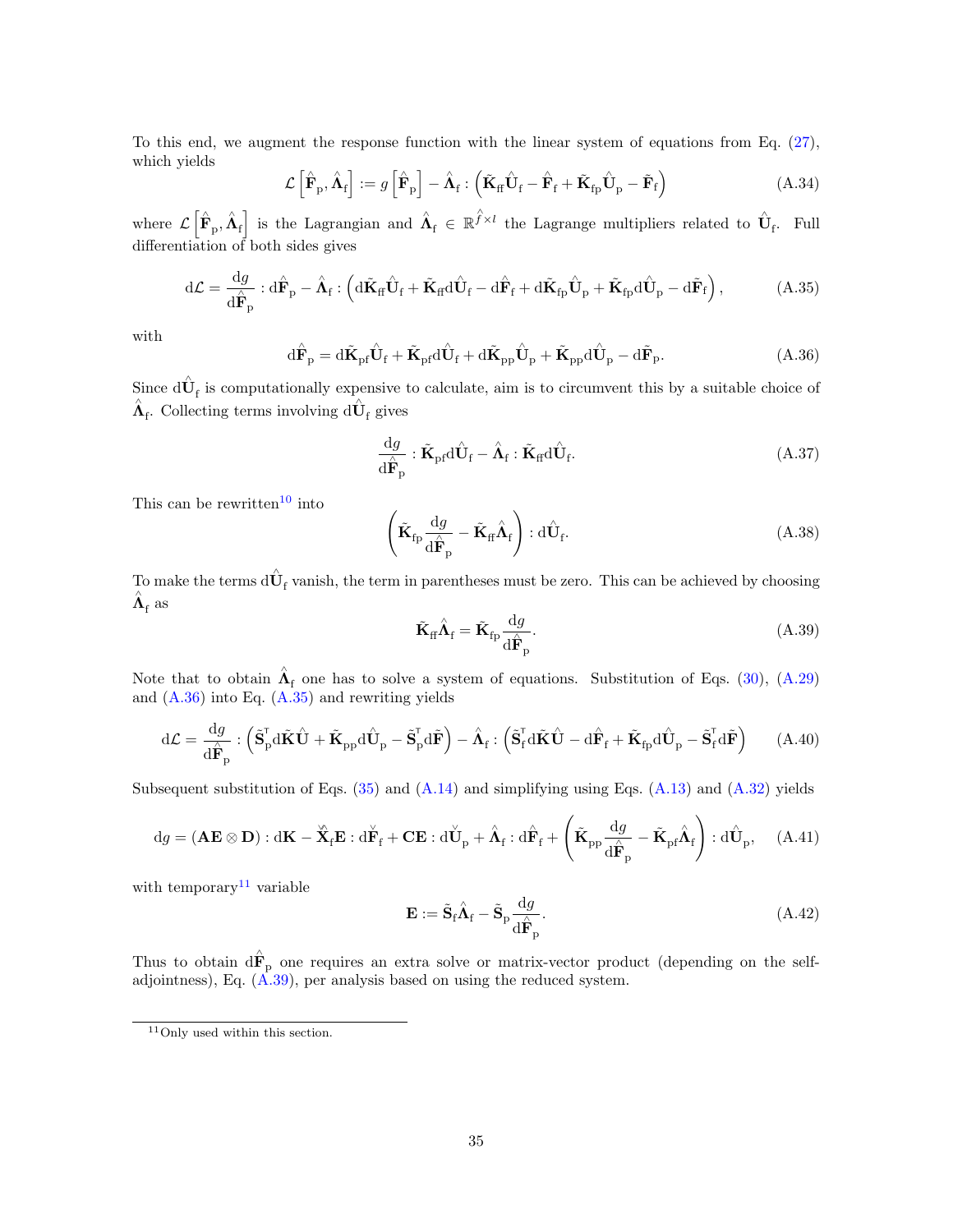To this end, we augment the response function with the linear system of equations from Eq. (27), which yields

$$\mathcal{L}\left[\hat{\mathbf{F}}_{\mathrm{p}}, \hat{\mathbf{\Lambda}}_{\mathrm{f}}\right] := g\left[\hat{\mathbf{F}}_{\mathrm{p}}\right] - \hat{\mathbf{\Lambda}}_{\mathrm{f}} : \left(\tilde{\mathbf{K}}_{\mathrm{ff}}\hat{\mathbf{U}}_{\mathrm{f}} - \hat{\mathbf{F}}_{\mathrm{f}} + \tilde{\mathbf{K}}_{\mathrm{fp}}\hat{\mathbf{U}}_{\mathrm{p}} - \tilde{\mathbf{F}}_{\mathrm{f}}\right) \tag{A.34}$$

where $\mathcal{L}\left[\hat{\mathbf{F}}_{\mathrm{p}}, \hat{\mathbf{\Lambda}}_{\mathrm{f}}\right]$ is the Lagrangian and $\hat{\mathbf{\Lambda}}_{\mathrm{f}} \in \mathbb{R}^{\hat{f}\times l}$ the Lagrange multipliers related to $\hat{\mathbf{U}}_{\mathrm{f}}$. Full differentiation of both sides gives

$$\mathrm{d}\mathcal{L} = \frac{\mathrm{d}g}{\mathrm{d}\hat{\mathbf{F}}_{\mathrm{p}}} : \mathrm{d}\hat{\mathbf{F}}_{\mathrm{p}} - \hat{\mathbf{\Lambda}}_{\mathrm{f}} : \left(\mathrm{d}\tilde{\mathbf{K}}_{\mathrm{ff}}\hat{\mathbf{U}}_{\mathrm{f}} + \tilde{\mathbf{K}}_{\mathrm{ff}}\mathrm{d}\hat{\mathbf{U}}_{\mathrm{f}} - \mathrm{d}\hat{\mathbf{F}}_{\mathrm{f}} + \mathrm{d}\tilde{\mathbf{K}}_{\mathrm{fp}}\hat{\mathbf{U}}_{\mathrm{p}} + \tilde{\mathbf{K}}_{\mathrm{fp}}\mathrm{d}\hat{\mathbf{U}}_{\mathrm{p}} - \mathrm{d}\tilde{\mathbf{F}}_{\mathrm{f}}\right), \tag{A.35}$$

with

$$\mathrm{d}\hat{\mathbf{F}}_{\mathrm{p}} = \mathrm{d}\tilde{\mathbf{K}}_{\mathrm{pf}}\hat{\mathbf{U}}_{\mathrm{f}} + \tilde{\mathbf{K}}_{\mathrm{pf}}\mathrm{d}\hat{\mathbf{U}}_{\mathrm{f}} + \mathrm{d}\tilde{\mathbf{K}}_{\mathrm{pp}}\hat{\mathbf{U}}_{\mathrm{p}} + \tilde{\mathbf{K}}_{\mathrm{pp}}\mathrm{d}\hat{\mathbf{U}}_{\mathrm{p}} - \mathrm{d}\tilde{\mathbf{F}}_{\mathrm{p}}. \tag{A.36}$$

Since $\mathrm{d}\hat{\mathbf{U}}_{\mathrm{f}}$ is computationally expensive to calculate, aim is to circumvent this by a suitable choice of $\hat{\mathbf{\Lambda}}_{\mathrm{f}}$. Collecting terms involving $\mathrm{d}\hat{\mathbf{U}}_{\mathrm{f}}$ gives

$$\frac{\mathrm{d}g}{\mathrm{d}\hat{\mathbf{F}}_{\mathrm{p}}} : \tilde{\mathbf{K}}_{\mathrm{pf}}\mathrm{d}\hat{\mathbf{U}}_{\mathrm{f}} - \hat{\mathbf{\Lambda}}_{\mathrm{f}} : \tilde{\mathbf{K}}_{\mathrm{ff}}\mathrm{d}\hat{\mathbf{U}}_{\mathrm{f}}. \tag{A.37}$$

This can be rewritten[10] into

$$\left(\tilde{\mathbf{K}}_{\mathrm{fp}}\frac{\mathrm{d}g}{\mathrm{d}\hat{\mathbf{F}}_{\mathrm{p}}} - \tilde{\mathbf{K}}_{\mathrm{ff}}\hat{\mathbf{\Lambda}}_{\mathrm{f}}\right) : \mathrm{d}\hat{\mathbf{U}}_{\mathrm{f}}. \tag{A.38}$$

To make the terms $\mathrm{d}\hat{\mathbf{U}}_{\mathrm{f}}$ vanish, the term in parentheses must be zero. This can be achieved by choosing $\hat{\mathbf{\Lambda}}_{\mathrm{f}}$ as

$$\tilde{\mathbf{K}}_{\mathrm{ff}}\hat{\mathbf{\Lambda}}_{\mathrm{f}} = \tilde{\mathbf{K}}_{\mathrm{fp}}\frac{\mathrm{d}g}{\mathrm{d}\hat{\mathbf{F}}_{\mathrm{p}}}. \tag{A.39}$$

Note that to obtain $\hat{\mathbf{\Lambda}}_{\mathrm{f}}$ one has to solve a system of equations. Substitution of Eqs. (30), (A.29) and (A.36) into Eq. (A.35) and rewriting yields

$$\mathrm{d}\mathcal{L} = \frac{\mathrm{d}g}{\mathrm{d}\hat{\mathbf{F}}_{\mathrm{p}}} : \left(\tilde{\mathbf{S}}_{\mathrm{p}}^{\intercal}\mathrm{d}\tilde{\mathbf{K}}\hat{\mathbf{U}} + \tilde{\mathbf{K}}_{\mathrm{pp}}\mathrm{d}\hat{\mathbf{U}}_{\mathrm{p}} - \tilde{\mathbf{S}}_{\mathrm{p}}^{\intercal}\mathrm{d}\tilde{\mathbf{F}}\right) - \hat{\mathbf{\Lambda}}_{\mathrm{f}} : \left(\tilde{\mathbf{S}}_{\mathrm{f}}^{\intercal}\mathrm{d}\tilde{\mathbf{K}}\hat{\mathbf{U}} - \mathrm{d}\hat{\mathbf{F}}_{\mathrm{f}} + \tilde{\mathbf{K}}_{\mathrm{fp}}\mathrm{d}\hat{\mathbf{U}}_{\mathrm{p}} - \tilde{\mathbf{S}}_{\mathrm{f}}^{\intercal}\mathrm{d}\tilde{\mathbf{F}}\right) \tag{A.40}$$

Subsequent substitution of Eqs. (35) and (A.14) and simplifying using Eqs. (A.13) and (A.32) yields

$$\mathrm{d}g = \left(\mathbf{A}\mathbf{E}\otimes\mathbf{D}\right) : \mathrm{d}\mathbf{K} - \check{\hat{\mathbf{X}}}_{\mathrm{f}}\mathbf{E} : \mathrm{d}\check{\mathbf{F}}_{\mathrm{f}} + \mathbf{C}\mathbf{E} : \mathrm{d}\check{\mathbf{U}}_{\mathrm{p}} + \hat{\mathbf{\Lambda}}_{\mathrm{f}} : \mathrm{d}\hat{\mathbf{F}}_{\mathrm{f}} + \left(\tilde{\mathbf{K}}_{\mathrm{pp}}\frac{\mathrm{d}g}{\mathrm{d}\hat{\mathbf{F}}_{\mathrm{p}}} - \tilde{\mathbf{K}}_{\mathrm{pf}}\hat{\mathbf{\Lambda}}_{\mathrm{f}}\right) : \mathrm{d}\hat{\mathbf{U}}_{\mathrm{p}}, \tag{A.41}$$

with temporary[11] variable

$$\mathbf{E} := \tilde{\mathbf{S}}_{\mathrm{f}}\hat{\mathbf{\Lambda}}_{\mathrm{f}} - \tilde{\mathbf{S}}_{\mathrm{p}}\frac{\mathrm{d}g}{\mathrm{d}\hat{\mathbf{F}}_{\mathrm{p}}}. \tag{A.42}$$

Thus to obtain $\mathrm{d}\hat{\mathbf{F}}_{\mathrm{p}}$ one requires an extra solve or matrix-vector product (depending on the self-adjointness), Eq. (A.39), per analysis based on using the reduced system.

---

[11] Only used within this section.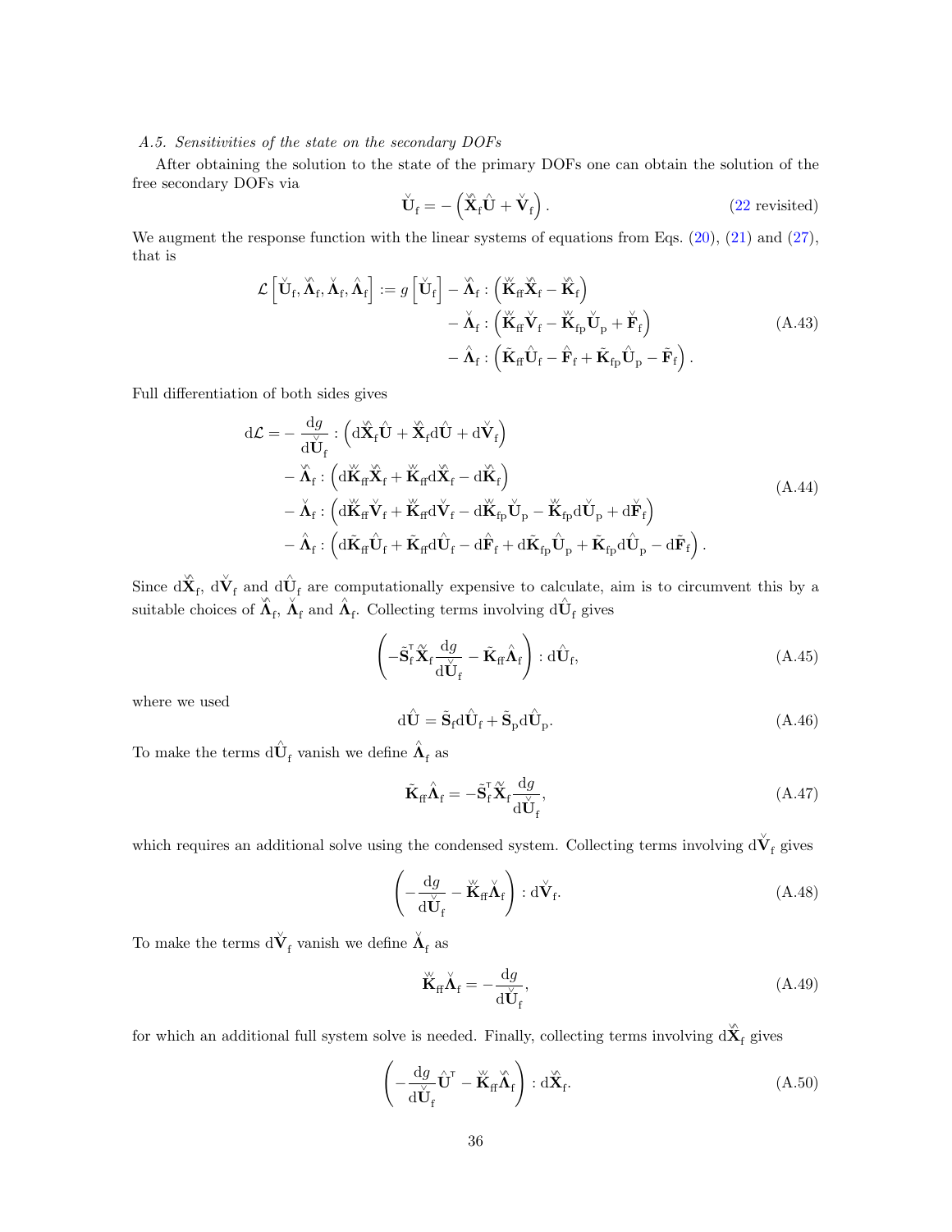*A.5. Sensitivities of the state on the secondary DOFs*

After obtaining the solution to the state of the primary DOFs one can obtain the solution of the free secondary DOFs via

$$\check{\mathbf{U}}_\mathrm{f} = -\left(\check{\hat{\mathbf{X}}}_\mathrm{f}\hat{\mathbf{U}} + \check{\mathbf{V}}_\mathrm{f}\right). \tag{22 revisited}$$

We augment the response function with the linear systems of equations from Eqs. (20), (21) and (27), that is

$$\begin{aligned}
\mathcal{L}\left[\check{\mathbf{U}}_\mathrm{f}, \check{\hat{\mathbf{\Lambda}}}_\mathrm{f}, \check{\mathbf{\Lambda}}_\mathrm{f}, \hat{\mathbf{\Lambda}}_\mathrm{f}\right] := g\left[\check{\mathbf{U}}_\mathrm{f}\right] &- \check{\hat{\mathbf{\Lambda}}}_\mathrm{f} : \left(\check{\check{\mathbf{K}}}_\mathrm{ff}\check{\hat{\mathbf{X}}}_\mathrm{f} - \check{\hat{\mathbf{K}}}_\mathrm{f}\right) \\
&- \check{\mathbf{\Lambda}}_\mathrm{f} : \left(\check{\check{\mathbf{K}}}_\mathrm{ff}\check{\mathbf{V}}_\mathrm{f} - \check{\check{\mathbf{K}}}_\mathrm{fp}\check{\mathbf{U}}_\mathrm{p} + \check{\mathbf{F}}_\mathrm{f}\right) \\
&- \hat{\mathbf{\Lambda}}_\mathrm{f} : \left(\tilde{\mathbf{K}}_\mathrm{ff}\hat{\mathbf{U}}_\mathrm{f} - \hat{\mathbf{F}}_\mathrm{f} + \tilde{\mathbf{K}}_\mathrm{fp}\hat{\mathbf{U}}_\mathrm{p} - \tilde{\mathbf{F}}_\mathrm{f}\right).
\end{aligned} \tag{A.43}$$

Full differentiation of both sides gives

$$\begin{aligned}
\mathrm{d}\mathcal{L} = &- \frac{\mathrm{d}g}{\mathrm{d}\check{\mathbf{U}}_\mathrm{f}} : \left(\mathrm{d}\check{\hat{\mathbf{X}}}_\mathrm{f}\hat{\mathbf{U}} + \check{\hat{\mathbf{X}}}_\mathrm{f}\mathrm{d}\hat{\mathbf{U}} + \mathrm{d}\check{\mathbf{V}}_\mathrm{f}\right) \\
&- \check{\hat{\mathbf{\Lambda}}}_\mathrm{f} : \left(\mathrm{d}\check{\check{\mathbf{K}}}_\mathrm{ff}\check{\hat{\mathbf{X}}}_\mathrm{f} + \check{\check{\mathbf{K}}}_\mathrm{ff}\mathrm{d}\check{\hat{\mathbf{X}}}_\mathrm{f} - \mathrm{d}\check{\hat{\mathbf{K}}}_\mathrm{f}\right) \\
&- \check{\mathbf{\Lambda}}_\mathrm{f} : \left(\mathrm{d}\check{\check{\mathbf{K}}}_\mathrm{ff}\check{\mathbf{V}}_\mathrm{f} + \check{\check{\mathbf{K}}}_\mathrm{ff}\mathrm{d}\check{\mathbf{V}}_\mathrm{f} - \mathrm{d}\check{\check{\mathbf{K}}}_\mathrm{fp}\check{\mathbf{U}}_\mathrm{p} - \check{\check{\mathbf{K}}}_\mathrm{fp}\mathrm{d}\check{\mathbf{U}}_\mathrm{p} + \mathrm{d}\check{\mathbf{F}}_\mathrm{f}\right) \\
&- \hat{\mathbf{\Lambda}}_\mathrm{f} : \left(\mathrm{d}\tilde{\mathbf{K}}_\mathrm{ff}\hat{\mathbf{U}}_\mathrm{f} + \tilde{\mathbf{K}}_\mathrm{ff}\mathrm{d}\hat{\mathbf{U}}_\mathrm{f} - \mathrm{d}\hat{\mathbf{F}}_\mathrm{f} + \mathrm{d}\tilde{\mathbf{K}}_\mathrm{fp}\hat{\mathbf{U}}_\mathrm{p} + \tilde{\mathbf{K}}_\mathrm{fp}\mathrm{d}\hat{\mathbf{U}}_\mathrm{p} - \mathrm{d}\tilde{\mathbf{F}}_\mathrm{f}\right).
\end{aligned} \tag{A.44}$$

Since $\mathrm{d}\check{\hat{\mathbf{X}}}_\mathrm{f}$, $\mathrm{d}\check{\mathbf{V}}_\mathrm{f}$ and $\mathrm{d}\hat{\mathbf{U}}_\mathrm{f}$ are computationally expensive to calculate, aim is to circumvent this by a suitable choices of $\check{\hat{\mathbf{\Lambda}}}_\mathrm{f}$, $\check{\mathbf{\Lambda}}_\mathrm{f}$ and $\hat{\mathbf{\Lambda}}_\mathrm{f}$. Collecting terms involving $\mathrm{d}\hat{\mathbf{U}}_\mathrm{f}$ gives

$$\left(-\tilde{\mathbf{S}}_\mathrm{f}^\intercal\hat{\check{\mathbf{X}}}_\mathrm{f}\frac{\mathrm{d}g}{\mathrm{d}\check{\mathbf{U}}_\mathrm{f}} - \tilde{\mathbf{K}}_\mathrm{ff}\hat{\mathbf{\Lambda}}_\mathrm{f}\right) : \mathrm{d}\hat{\mathbf{U}}_\mathrm{f}, \tag{A.45}$$

where we used

$$\mathrm{d}\hat{\mathbf{U}} = \tilde{\mathbf{S}}_\mathrm{f}\mathrm{d}\hat{\mathbf{U}}_\mathrm{f} + \tilde{\mathbf{S}}_\mathrm{p}\mathrm{d}\hat{\mathbf{U}}_\mathrm{p}. \tag{A.46}$$

To make the terms $\mathrm{d}\hat{\mathbf{U}}_\mathrm{f}$ vanish we define $\hat{\mathbf{\Lambda}}_\mathrm{f}$ as

$$\tilde{\mathbf{K}}_\mathrm{ff}\hat{\mathbf{\Lambda}}_\mathrm{f} = -\tilde{\mathbf{S}}_\mathrm{f}^\intercal\hat{\check{\mathbf{X}}}_\mathrm{f}\frac{\mathrm{d}g}{\mathrm{d}\check{\mathbf{U}}_\mathrm{f}}, \tag{A.47}$$

which requires an additional solve using the condensed system. Collecting terms involving $\mathrm{d}\check{\mathbf{V}}_\mathrm{f}$ gives

$$\left(-\frac{\mathrm{d}g}{\mathrm{d}\check{\mathbf{U}}_\mathrm{f}} - \check{\check{\mathbf{K}}}_\mathrm{ff}\check{\mathbf{\Lambda}}_\mathrm{f}\right) : \mathrm{d}\check{\mathbf{V}}_\mathrm{f}. \tag{A.48}$$

To make the terms $\mathrm{d}\check{\mathbf{V}}_\mathrm{f}$ vanish we define $\check{\mathbf{\Lambda}}_\mathrm{f}$ as

$$\check{\check{\mathbf{K}}}_\mathrm{ff}\check{\mathbf{\Lambda}}_\mathrm{f} = -\frac{\mathrm{d}g}{\mathrm{d}\check{\mathbf{U}}_\mathrm{f}}, \tag{A.49}$$

for which an additional full system solve is needed. Finally, collecting terms involving $\mathrm{d}\check{\hat{\mathbf{X}}}_\mathrm{f}$ gives

$$\left(-\frac{\mathrm{d}g}{\mathrm{d}\check{\mathbf{U}}_\mathrm{f}}\hat{\mathbf{U}}^\intercal - \check{\check{\mathbf{K}}}_\mathrm{ff}\check{\hat{\mathbf{\Lambda}}}_\mathrm{f}\right) : \mathrm{d}\check{\hat{\mathbf{X}}}_\mathrm{f}. \tag{A.50}$$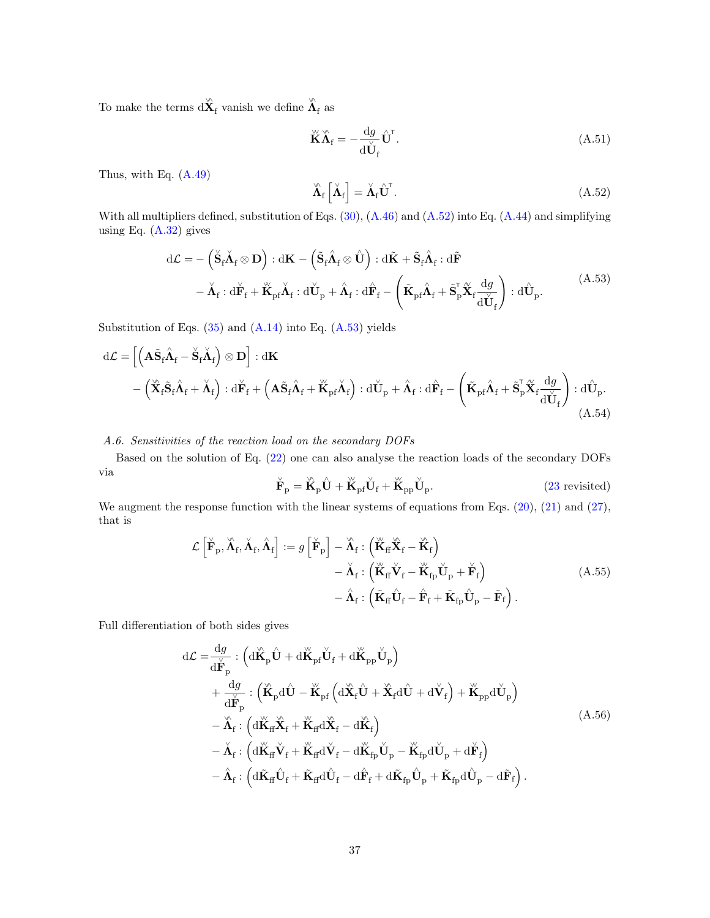To make the terms $\mathrm{d}\check{\hat{\mathbf{X}}}_\mathrm{f}$ vanish we define $\check{\hat{\boldsymbol{\Lambda}}}_\mathrm{f}$ as

$$\check{\check{\mathbf{K}}}\check{\hat{\boldsymbol{\Lambda}}}_\mathrm{f} = -\frac{\mathrm{d}g}{\mathrm{d}\check{\mathbf{U}}_\mathrm{f}}\hat{\mathbf{U}}^\intercal. \tag{A.51}$$

Thus, with Eq. (A.49)

$$\check{\hat{\boldsymbol{\Lambda}}}_\mathrm{f}\left[\check{\boldsymbol{\Lambda}}_\mathrm{f}\right] = \check{\boldsymbol{\Lambda}}_\mathrm{f}\hat{\mathbf{U}}^\intercal. \tag{A.52}$$

With all multipliers defined, substitution of Eqs. (30), (A.46) and (A.52) into Eq. (A.44) and simplifying using Eq. (A.32) gives

$$\begin{aligned}
\mathrm{d}\mathcal{L} = &-\left(\check{\mathbf{S}}_\mathrm{f}\check{\boldsymbol{\Lambda}}_\mathrm{f}\otimes\mathbf{D}\right):\mathrm{d}\mathbf{K} - \left(\tilde{\mathbf{S}}_\mathrm{f}\hat{\boldsymbol{\Lambda}}_\mathrm{f}\otimes\hat{\mathbf{U}}\right):\mathrm{d}\tilde{\mathbf{K}} + \tilde{\mathbf{S}}_\mathrm{f}\hat{\boldsymbol{\Lambda}}_\mathrm{f}:\mathrm{d}\tilde{\mathbf{F}} \\
&-\check{\boldsymbol{\Lambda}}_\mathrm{f}:\mathrm{d}\check{\mathbf{F}}_\mathrm{f} + \check{\check{\mathbf{K}}}_\mathrm{pf}\check{\boldsymbol{\Lambda}}_\mathrm{f}:\mathrm{d}\check{\mathbf{U}}_\mathrm{p} + \hat{\boldsymbol{\Lambda}}_\mathrm{f}:\mathrm{d}\hat{\mathbf{F}}_\mathrm{f} - \left(\tilde{\mathbf{K}}_\mathrm{pf}\hat{\boldsymbol{\Lambda}}_\mathrm{f} + \tilde{\mathbf{S}}_\mathrm{p}^\intercal\check{\hat{\mathbf{X}}}_\mathrm{f}\frac{\mathrm{d}g}{\mathrm{d}\check{\mathbf{U}}_\mathrm{f}}\right):\mathrm{d}\hat{\mathbf{U}}_\mathrm{p}.
\end{aligned} \tag{A.53}$$

Substitution of Eqs. (35) and (A.14) into Eq. (A.53) yields

$$\begin{aligned}
\mathrm{d}\mathcal{L} = &\left[\left(\mathbf{A}\tilde{\mathbf{S}}_\mathrm{f}\hat{\boldsymbol{\Lambda}}_\mathrm{f} - \check{\mathbf{S}}_\mathrm{f}\check{\boldsymbol{\Lambda}}_\mathrm{f}\right)\otimes\mathbf{D}\right]:\mathrm{d}\mathbf{K} \\
&-\left(\check{\hat{\mathbf{X}}}_\mathrm{f}\tilde{\mathbf{S}}_\mathrm{f}\hat{\boldsymbol{\Lambda}}_\mathrm{f} + \check{\boldsymbol{\Lambda}}_\mathrm{f}\right):\mathrm{d}\check{\mathbf{F}}_\mathrm{f} + \left(\mathbf{A}\tilde{\mathbf{S}}_\mathrm{f}\hat{\boldsymbol{\Lambda}}_\mathrm{f} + \check{\check{\mathbf{K}}}_\mathrm{pf}\check{\boldsymbol{\Lambda}}_\mathrm{f}\right):\mathrm{d}\check{\mathbf{U}}_\mathrm{p} + \hat{\boldsymbol{\Lambda}}_\mathrm{f}:\mathrm{d}\hat{\mathbf{F}}_\mathrm{f} - \left(\tilde{\mathbf{K}}_\mathrm{pf}\hat{\boldsymbol{\Lambda}}_\mathrm{f} + \tilde{\mathbf{S}}_\mathrm{p}^\intercal\check{\hat{\mathbf{X}}}_\mathrm{f}\frac{\mathrm{d}g}{\mathrm{d}\check{\mathbf{U}}_\mathrm{f}}\right):\mathrm{d}\hat{\mathbf{U}}_\mathrm{p}.
\end{aligned} \tag{A.54}$$

### *A.6. Sensitivities of the reaction load on the secondary DOFs*

Based on the solution of Eq. (22) one can also analyse the reaction loads of the secondary DOFs via

$$\check{\mathbf{F}}_\mathrm{p} = \check{\hat{\mathbf{K}}}_\mathrm{p}\hat{\mathbf{U}} + \check{\check{\mathbf{K}}}_\mathrm{pf}\check{\mathbf{U}}_\mathrm{f} + \check{\check{\mathbf{K}}}_\mathrm{pp}\check{\mathbf{U}}_\mathrm{p}. \tag{23 revisited}$$

We augment the response function with the linear systems of equations from Eqs. (20), (21) and (27), that is

$$\begin{aligned}
\mathcal{L}\left[\check{\mathbf{F}}_\mathrm{p},\check{\hat{\boldsymbol{\Lambda}}}_\mathrm{f},\check{\boldsymbol{\Lambda}}_\mathrm{f},\hat{\boldsymbol{\Lambda}}_\mathrm{f}\right] := g\left[\check{\mathbf{F}}_\mathrm{p}\right] &- \check{\hat{\boldsymbol{\Lambda}}}_\mathrm{f}:\left(\check{\check{\mathbf{K}}}_\mathrm{ff}\check{\hat{\mathbf{X}}}_\mathrm{f} - \check{\hat{\mathbf{K}}}_\mathrm{f}\right) \\
&- \check{\boldsymbol{\Lambda}}_\mathrm{f}:\left(\check{\check{\mathbf{K}}}_\mathrm{ff}\check{\mathbf{V}}_\mathrm{f} - \check{\check{\mathbf{K}}}_\mathrm{fp}\check{\mathbf{U}}_\mathrm{p} + \check{\mathbf{F}}_\mathrm{f}\right) \\
&- \hat{\boldsymbol{\Lambda}}_\mathrm{f}:\left(\tilde{\mathbf{K}}_\mathrm{ff}\hat{\mathbf{U}}_\mathrm{f} - \hat{\mathbf{F}}_\mathrm{f} + \tilde{\mathbf{K}}_\mathrm{fp}\hat{\mathbf{U}}_\mathrm{p} - \tilde{\mathbf{F}}_\mathrm{f}\right).
\end{aligned} \tag{A.55}$$

Full differentiation of both sides gives

$$\begin{aligned}
\mathrm{d}\mathcal{L} = &\frac{\mathrm{d}g}{\mathrm{d}\check{\mathbf{F}}_\mathrm{p}}:\left(\mathrm{d}\check{\hat{\mathbf{K}}}_\mathrm{p}\hat{\mathbf{U}} + \mathrm{d}\check{\check{\mathbf{K}}}_\mathrm{pf}\check{\mathbf{U}}_\mathrm{f} + \mathrm{d}\check{\check{\mathbf{K}}}_\mathrm{pp}\check{\mathbf{U}}_\mathrm{p}\right) \\
&+\frac{\mathrm{d}g}{\mathrm{d}\check{\mathbf{F}}_\mathrm{p}}:\left(\check{\hat{\mathbf{K}}}_\mathrm{p}\mathrm{d}\hat{\mathbf{U}} - \check{\check{\mathbf{K}}}_\mathrm{pf}\left(\mathrm{d}\check{\hat{\mathbf{X}}}_\mathrm{f}\hat{\mathbf{U}} + \check{\hat{\mathbf{X}}}_\mathrm{f}\mathrm{d}\hat{\mathbf{U}} + \mathrm{d}\check{\mathbf{V}}_\mathrm{f}\right) + \check{\check{\mathbf{K}}}_\mathrm{pp}\mathrm{d}\check{\mathbf{U}}_\mathrm{p}\right) \\
&-\check{\hat{\boldsymbol{\Lambda}}}_\mathrm{f}:\left(\mathrm{d}\check{\check{\mathbf{K}}}_\mathrm{ff}\check{\hat{\mathbf{X}}}_\mathrm{f} + \check{\check{\mathbf{K}}}_\mathrm{ff}\mathrm{d}\check{\hat{\mathbf{X}}}_\mathrm{f} - \mathrm{d}\check{\hat{\mathbf{K}}}_\mathrm{f}\right) \\
&-\check{\boldsymbol{\Lambda}}_\mathrm{f}:\left(\mathrm{d}\check{\check{\mathbf{K}}}_\mathrm{ff}\check{\mathbf{V}}_\mathrm{f} + \check{\check{\mathbf{K}}}_\mathrm{ff}\mathrm{d}\check{\mathbf{V}}_\mathrm{f} - \mathrm{d}\check{\check{\mathbf{K}}}_\mathrm{fp}\check{\mathbf{U}}_\mathrm{p} - \check{\check{\mathbf{K}}}_\mathrm{fp}\mathrm{d}\check{\mathbf{U}}_\mathrm{p} + \mathrm{d}\check{\mathbf{F}}_\mathrm{f}\right) \\
&-\hat{\boldsymbol{\Lambda}}_\mathrm{f}:\left(\mathrm{d}\tilde{\mathbf{K}}_\mathrm{ff}\hat{\mathbf{U}}_\mathrm{f} + \tilde{\mathbf{K}}_\mathrm{ff}\mathrm{d}\hat{\mathbf{U}}_\mathrm{f} - \mathrm{d}\hat{\mathbf{F}}_\mathrm{f} + \mathrm{d}\tilde{\mathbf{K}}_\mathrm{fp}\hat{\mathbf{U}}_\mathrm{p} + \tilde{\mathbf{K}}_\mathrm{fp}\mathrm{d}\hat{\mathbf{U}}_\mathrm{p} - \mathrm{d}\tilde{\mathbf{F}}_\mathrm{f}\right).
\end{aligned} \tag{A.56}$$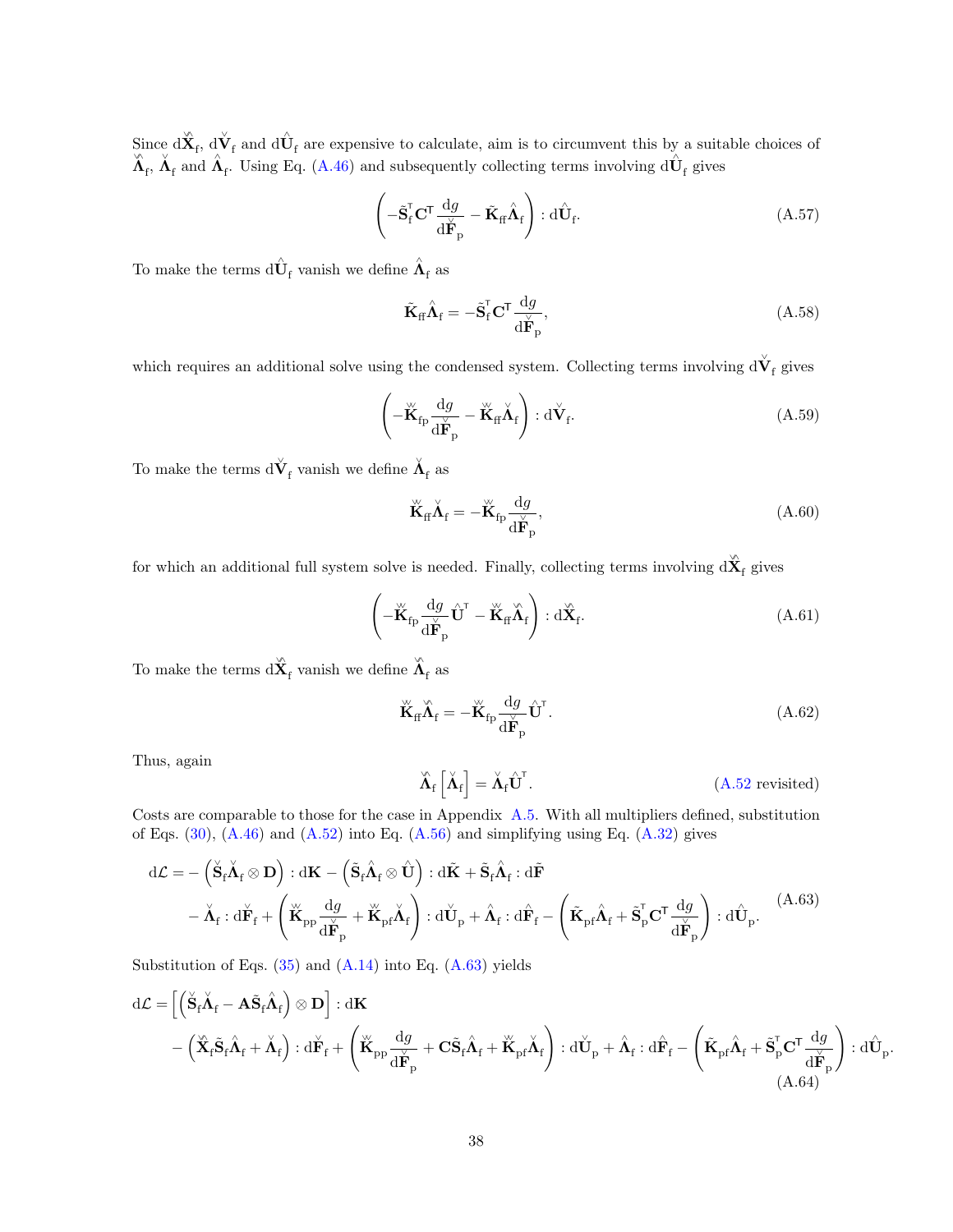Since $\mathrm{d}\hat{\check{\mathbf{X}}}_\mathrm{f}$, $\mathrm{d}\check{\mathbf{V}}_\mathrm{f}$ and $\mathrm{d}\hat{\mathbf{U}}_\mathrm{f}$ are expensive to calculate, aim is to circumvent this by a suitable choices of $\hat{\check{\mathbf{\Lambda}}}_\mathrm{f}$, $\check{\mathbf{\Lambda}}_\mathrm{f}$ and $\hat{\mathbf{\Lambda}}_\mathrm{f}$. Using Eq. (A.46) and subsequently collecting terms involving $\mathrm{d}\hat{\mathbf{U}}_\mathrm{f}$ gives

$$\left(-\tilde{\mathbf{S}}_\mathrm{f}^\intercal \mathbf{C}^\intercal \frac{\mathrm{d}g}{\mathrm{d}\check{\mathbf{F}}_\mathrm{p}} - \tilde{\mathbf{K}}_\mathrm{ff}\hat{\mathbf{\Lambda}}_\mathrm{f}\right) : \mathrm{d}\hat{\mathbf{U}}_\mathrm{f}. \tag{A.57}$$

To make the terms $\mathrm{d}\hat{\mathbf{U}}_\mathrm{f}$ vanish we define $\hat{\mathbf{\Lambda}}_\mathrm{f}$ as

$$\tilde{\mathbf{K}}_\mathrm{ff}\hat{\mathbf{\Lambda}}_\mathrm{f} = -\tilde{\mathbf{S}}_\mathrm{f}^\intercal \mathbf{C}^\intercal \frac{\mathrm{d}g}{\mathrm{d}\check{\mathbf{F}}_\mathrm{p}}, \tag{A.58}$$

which requires an additional solve using the condensed system. Collecting terms involving $\mathrm{d}\check{\mathbf{V}}_\mathrm{f}$ gives

$$\left(-\check{\check{\mathbf{K}}}_\mathrm{fp}\frac{\mathrm{d}g}{\mathrm{d}\check{\mathbf{F}}_\mathrm{p}} - \check{\check{\mathbf{K}}}_\mathrm{ff}\check{\mathbf{\Lambda}}_\mathrm{f}\right) : \mathrm{d}\check{\mathbf{V}}_\mathrm{f}. \tag{A.59}$$

To make the terms $\mathrm{d}\check{\mathbf{V}}_\mathrm{f}$ vanish we define $\check{\mathbf{\Lambda}}_\mathrm{f}$ as

$$\check{\check{\mathbf{K}}}_\mathrm{ff}\check{\mathbf{\Lambda}}_\mathrm{f} = -\check{\check{\mathbf{K}}}_\mathrm{fp}\frac{\mathrm{d}g}{\mathrm{d}\check{\mathbf{F}}_\mathrm{p}}, \tag{A.60}$$

for which an additional full system solve is needed. Finally, collecting terms involving $\mathrm{d}\hat{\check{\mathbf{X}}}_\mathrm{f}$ gives

$$\left(-\check{\check{\mathbf{K}}}_\mathrm{fp}\frac{\mathrm{d}g}{\mathrm{d}\check{\mathbf{F}}_\mathrm{p}}\hat{\mathbf{U}}^\intercal - \check{\check{\mathbf{K}}}_\mathrm{ff}\hat{\check{\mathbf{\Lambda}}}_\mathrm{f}\right) : \mathrm{d}\hat{\check{\mathbf{X}}}_\mathrm{f}. \tag{A.61}$$

To make the terms $\mathrm{d}\hat{\check{\mathbf{X}}}_\mathrm{f}$ vanish we define $\hat{\check{\mathbf{\Lambda}}}_\mathrm{f}$ as

$$\check{\check{\mathbf{K}}}_\mathrm{ff}\hat{\check{\mathbf{\Lambda}}}_\mathrm{f} = -\check{\check{\mathbf{K}}}_\mathrm{fp}\frac{\mathrm{d}g}{\mathrm{d}\check{\mathbf{F}}_\mathrm{p}}\hat{\mathbf{U}}^\intercal. \tag{A.62}$$

Thus, again

$$\hat{\check{\mathbf{\Lambda}}}_\mathrm{f}\left[\check{\mathbf{\Lambda}}_\mathrm{f}\right] = \check{\mathbf{\Lambda}}_\mathrm{f}\hat{\mathbf{U}}^\intercal. \tag{A.52 revisited}$$

Costs are comparable to those for the case in Appendix A.5. With all multipliers defined, substitution of Eqs. (30), (A.46) and (A.52) into Eq. (A.56) and simplifying using Eq. (A.32) gives

$$\begin{aligned}
\mathrm{d}\mathcal{L} = &-\left(\check{\mathbf{S}}_\mathrm{f}\check{\mathbf{\Lambda}}_\mathrm{f}\otimes\mathbf{D}\right) : \mathrm{d}\mathbf{K} - \left(\tilde{\mathbf{S}}_\mathrm{f}\hat{\mathbf{\Lambda}}_\mathrm{f}\otimes\hat{\mathbf{U}}\right) : \mathrm{d}\tilde{\mathbf{K}} + \tilde{\mathbf{S}}_\mathrm{f}\hat{\mathbf{\Lambda}}_\mathrm{f} : \mathrm{d}\tilde{\mathbf{F}} \\
&- \check{\mathbf{\Lambda}}_\mathrm{f} : \mathrm{d}\check{\mathbf{F}}_\mathrm{f} + \left(\check{\check{\mathbf{K}}}_\mathrm{pp}\frac{\mathrm{d}g}{\mathrm{d}\check{\mathbf{F}}_\mathrm{p}} + \check{\check{\mathbf{K}}}_\mathrm{pf}\check{\mathbf{\Lambda}}_\mathrm{f}\right) : \mathrm{d}\check{\mathbf{U}}_\mathrm{p} + \hat{\mathbf{\Lambda}}_\mathrm{f} : \mathrm{d}\hat{\mathbf{F}}_\mathrm{f} - \left(\tilde{\mathbf{K}}_\mathrm{pf}\hat{\mathbf{\Lambda}}_\mathrm{f} + \tilde{\mathbf{S}}_\mathrm{p}^\intercal\mathbf{C}^\intercal\frac{\mathrm{d}g}{\mathrm{d}\check{\mathbf{F}}_\mathrm{p}}\right) : \mathrm{d}\hat{\mathbf{U}}_\mathrm{p}.
\end{aligned} \tag{A.63}$$

Substitution of Eqs. (35) and (A.14) into Eq. (A.63) yields

$$\begin{aligned}
\mathrm{d}\mathcal{L} = &\left[\left(\check{\mathbf{S}}_\mathrm{f}\check{\mathbf{\Lambda}}_\mathrm{f} - \mathbf{A}\tilde{\mathbf{S}}_\mathrm{f}\hat{\mathbf{\Lambda}}_\mathrm{f}\right)\otimes\mathbf{D}\right] : \mathrm{d}\mathbf{K} \\
&- \left(\hat{\check{\mathbf{X}}}_\mathrm{f}\tilde{\mathbf{S}}_\mathrm{f}\hat{\mathbf{\Lambda}}_\mathrm{f} + \check{\mathbf{\Lambda}}_\mathrm{f}\right) : \mathrm{d}\check{\mathbf{F}}_\mathrm{f} + \left(\check{\check{\mathbf{K}}}_\mathrm{pp}\frac{\mathrm{d}g}{\mathrm{d}\check{\mathbf{F}}_\mathrm{p}} + \mathbf{C}\tilde{\mathbf{S}}_\mathrm{f}\hat{\mathbf{\Lambda}}_\mathrm{f} + \check{\check{\mathbf{K}}}_\mathrm{pf}\check{\mathbf{\Lambda}}_\mathrm{f}\right) : \mathrm{d}\check{\mathbf{U}}_\mathrm{p} + \hat{\mathbf{\Lambda}}_\mathrm{f} : \mathrm{d}\hat{\mathbf{F}}_\mathrm{f} - \left(\tilde{\mathbf{K}}_\mathrm{pf}\hat{\mathbf{\Lambda}}_\mathrm{f} + \tilde{\mathbf{S}}_\mathrm{p}^\intercal\mathbf{C}^\intercal\frac{\mathrm{d}g}{\mathrm{d}\check{\mathbf{F}}_\mathrm{p}}\right) : \mathrm{d}\hat{\mathbf{U}}_\mathrm{p}.
\end{aligned} \tag{A.64}$$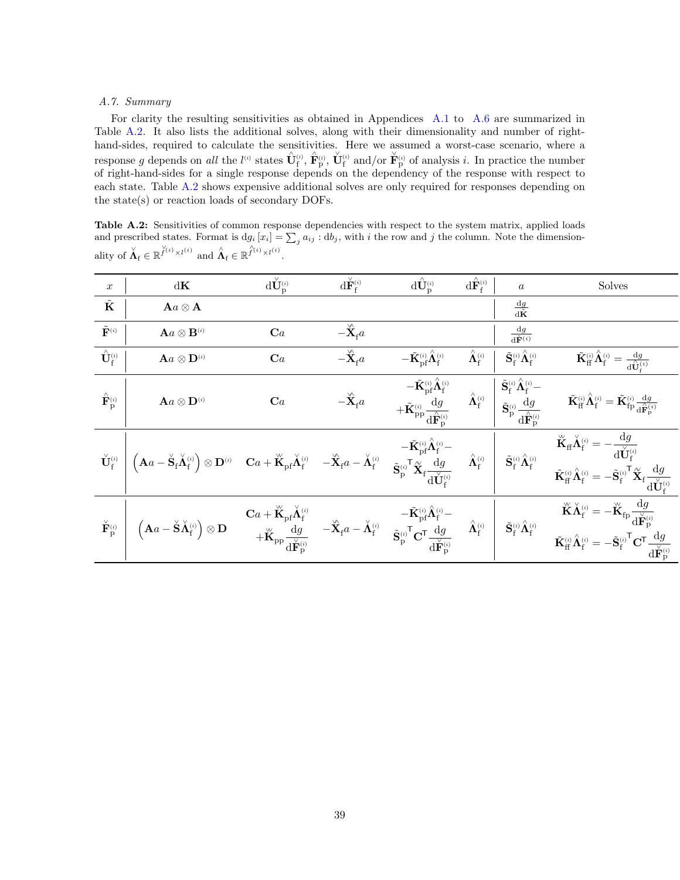### A.7. Summary

For clarity the resulting sensitivities as obtained in Appendices A.1 to A.6 are summarized in Table A.2. It also lists the additional solves, along with their dimensionality and number of right-hand-sides, required to calculate the sensitivities. Here we assumed a worst-case scenario, where a response $g$ depends on *all* the $l^{(i)}$ states $\hat{\mathbf{U}}_\mathrm{f}^{(i)}$, $\hat{\mathbf{F}}_\mathrm{p}^{(i)}$, $\check{\mathbf{U}}_\mathrm{f}^{(i)}$ and/or $\check{\mathbf{F}}_\mathrm{p}^{(i)}$ of analysis $i$. In practice the number of right-hand-sides for a single response depends on the dependency of the response with respect to each state. Table A.2 shows expensive additional solves are only required for responses depending on the state(s) or reaction loads of secondary DOFs.

**Table A.2:** Sensitivities of common response dependencies with respect to the system matrix, applied loads and prescribed states. Format is $\mathrm{d}g_i\left[x_i\right] = \sum_j a_{ij} : \mathrm{d}b_j$, with $i$ the row and $j$ the column. Note the dimensionality of $\check{\boldsymbol{\Lambda}}_\mathrm{f} \in \mathbb{R}^{\check{f}^{(i)} \times l^{(i)}}$ and $\hat{\boldsymbol{\Lambda}}_\mathrm{f} \in \mathbb{R}^{\hat{f}^{(i)} \times l^{(i)}}$.

| $x$ | $\mathrm{d}\mathbf{K}$ | $\mathrm{d}\check{\mathbf{U}}_\mathrm{p}^{(i)}$ | $\mathrm{d}\check{\mathbf{F}}_\mathrm{f}^{(i)}$ | $\mathrm{d}\hat{\mathbf{U}}_\mathrm{p}^{(i)}$ | $\mathrm{d}\hat{\mathbf{F}}_\mathrm{f}^{(i)}$ | $a$ | Solves |
|---|---|---|---|---|---|---|---|
| $\tilde{\mathbf{K}}$ | $\mathbf{A}a \otimes \mathbf{A}$ | | | | | $\frac{\mathrm{d}g}{\mathrm{d}\mathbf{K}}$ | |
| $\tilde{\mathbf{F}}^{(i)}$ | $\mathbf{A}a \otimes \mathbf{B}^{(i)}$ | $\mathbf{C}a$ | $-\check{\hat{\mathbf{X}}}_\mathrm{f}a$ | | | $\frac{\mathrm{d}g}{\mathrm{d}\tilde{\mathbf{F}}^{(i)}}$ | |
| $\hat{\mathbf{U}}_\mathrm{f}^{(i)}$ | $\mathbf{A}a \otimes \mathbf{D}^{(i)}$ | $\mathbf{C}a$ | $-\check{\hat{\mathbf{X}}}_\mathrm{f}a$ | $-\tilde{\mathbf{K}}_\mathrm{pf}^{(i)}\hat{\boldsymbol{\Lambda}}_\mathrm{f}^{(i)}$ | $\hat{\boldsymbol{\Lambda}}_\mathrm{f}^{(i)}$ | $\tilde{\mathbf{S}}_\mathrm{f}^{(i)}\hat{\boldsymbol{\Lambda}}_\mathrm{f}^{(i)}$ | $\tilde{\mathbf{K}}_\mathrm{ff}^{(i)}\hat{\boldsymbol{\Lambda}}_\mathrm{f}^{(i)} = \frac{\mathrm{d}g}{\mathrm{d}\hat{\mathbf{U}}_\mathrm{f}^{(i)}}$ |
| $\hat{\mathbf{F}}_\mathrm{p}^{(i)}$ | $\mathbf{A}a \otimes \mathbf{D}^{(i)}$ | $\mathbf{C}a$ | $-\check{\hat{\mathbf{X}}}_\mathrm{f}a$ | $-\tilde{\mathbf{K}}_\mathrm{pf}^{(i)}\hat{\boldsymbol{\Lambda}}_\mathrm{f}^{(i)} + \tilde{\mathbf{K}}_\mathrm{pp}^{(i)}\frac{\mathrm{d}g}{\mathrm{d}\hat{\mathbf{F}}_\mathrm{p}^{(i)}}$ | $\hat{\boldsymbol{\Lambda}}_\mathrm{f}^{(i)}$ | $\tilde{\mathbf{S}}_\mathrm{f}^{(i)}\hat{\boldsymbol{\Lambda}}_\mathrm{f}^{(i)} - \tilde{\mathbf{S}}_\mathrm{p}^{(i)}\frac{\mathrm{d}g}{\mathrm{d}\hat{\mathbf{F}}_\mathrm{p}^{(i)}}$ | $\tilde{\mathbf{K}}_\mathrm{ff}^{(i)}\hat{\boldsymbol{\Lambda}}_\mathrm{f}^{(i)} = \tilde{\mathbf{K}}_\mathrm{fp}^{(i)}\frac{\mathrm{d}g}{\mathrm{d}\hat{\mathbf{F}}_\mathrm{p}^{(i)}}$ |
| $\check{\mathbf{U}}_\mathrm{f}^{(i)}$ | $\left(\mathbf{A}a - \check{\mathbf{S}}_\mathrm{f}\check{\boldsymbol{\Lambda}}_\mathrm{f}^{(i)}\right) \otimes \mathbf{D}^{(i)}$ | $\mathbf{C}a + \check{\check{\mathbf{K}}}_\mathrm{pf}\check{\boldsymbol{\Lambda}}_\mathrm{f}^{(i)}$ | $-\check{\hat{\mathbf{X}}}_\mathrm{f}a - \check{\boldsymbol{\Lambda}}_\mathrm{f}^{(i)}$ | $-\tilde{\mathbf{K}}_\mathrm{pf}^{(i)}\hat{\boldsymbol{\Lambda}}_\mathrm{f}^{(i)} - \tilde{\mathbf{S}}_\mathrm{p}^{(i)\mathsf{T}}\hat{\check{\mathbf{X}}}_\mathrm{f}\frac{\mathrm{d}g}{\mathrm{d}\check{\mathbf{U}}_\mathrm{f}^{(i)}}$ | $\hat{\boldsymbol{\Lambda}}_\mathrm{f}^{(i)}$ | $\tilde{\mathbf{S}}_\mathrm{f}^{(i)}\hat{\boldsymbol{\Lambda}}_\mathrm{f}^{(i)}$ | $\check{\check{\mathbf{K}}}_\mathrm{ff}\check{\boldsymbol{\Lambda}}_\mathrm{f}^{(i)} = -\frac{\mathrm{d}g}{\mathrm{d}\check{\mathbf{U}}_\mathrm{f}^{(i)}}$ <br> $\tilde{\mathbf{K}}_\mathrm{ff}^{(i)}\hat{\boldsymbol{\Lambda}}_\mathrm{f}^{(i)} = -\tilde{\mathbf{S}}_\mathrm{f}^{(i)\mathsf{T}}\hat{\check{\mathbf{X}}}_\mathrm{f}\frac{\mathrm{d}g}{\mathrm{d}\check{\mathbf{U}}_\mathrm{f}^{(i)}}$ |
| $\check{\mathbf{F}}_\mathrm{p}^{(i)}$ | $\left(\mathbf{A}a - \check{\mathbf{S}}\check{\boldsymbol{\Lambda}}_\mathrm{f}^{(i)}\right) \otimes \mathbf{D}$ | $\mathbf{C}a + \check{\check{\mathbf{K}}}_\mathrm{pf}\check{\boldsymbol{\Lambda}}_\mathrm{f}^{(i)} + \check{\check{\mathbf{K}}}_\mathrm{pp}\frac{\mathrm{d}g}{\mathrm{d}\check{\mathbf{F}}_\mathrm{p}^{(i)}}$ | $-\check{\hat{\mathbf{X}}}_\mathrm{f}a - \check{\boldsymbol{\Lambda}}_\mathrm{f}^{(i)}$ | $-\tilde{\mathbf{K}}_\mathrm{pf}^{(i)}\hat{\boldsymbol{\Lambda}}_\mathrm{f}^{(i)} - \tilde{\mathbf{S}}_\mathrm{p}^{(i)\mathsf{T}}\mathbf{C}^\mathsf{T}\frac{\mathrm{d}g}{\mathrm{d}\check{\mathbf{F}}_\mathrm{p}^{(i)}}$ | $\hat{\boldsymbol{\Lambda}}_\mathrm{f}^{(i)}$ | $\tilde{\mathbf{S}}_\mathrm{f}^{(i)}\hat{\boldsymbol{\Lambda}}_\mathrm{f}^{(i)}$ | $\check{\check{\mathbf{K}}}\check{\boldsymbol{\Lambda}}_\mathrm{f}^{(i)} = -\check{\check{\mathbf{K}}}_\mathrm{fp}\frac{\mathrm{d}g}{\mathrm{d}\check{\mathbf{F}}_\mathrm{p}^{(i)}}$ <br> $\tilde{\mathbf{K}}_\mathrm{ff}^{(i)}\hat{\boldsymbol{\Lambda}}_\mathrm{f}^{(i)} = -\tilde{\mathbf{S}}_\mathrm{f}^{(i)\mathsf{T}}\mathbf{C}^\mathsf{T}\frac{\mathrm{d}g}{\mathrm{d}\check{\mathbf{F}}_\mathrm{p}^{(i)}}$ |